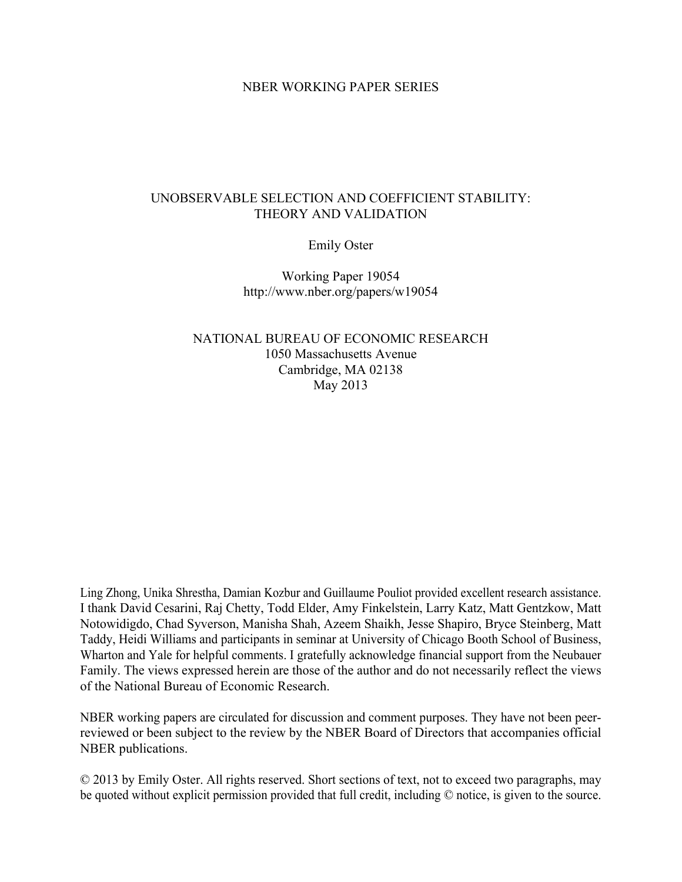NBER WORKING PAPER SERIES

# UNOBSERVABLE SELECTION AND COEFFICIENT STABILITY: THEORY AND VALIDATION

Emily Oster

Working Paper 19054
http://www.nber.org/papers/w19054

NATIONAL BUREAU OF ECONOMIC RESEARCH
1050 Massachusetts Avenue
Cambridge, MA 02138
May 2013

Ling Zhong, Unika Shrestha, Damian Kozbur and Guillaume Pouliot provided excellent research assistance. I thank David Cesarini, Raj Chetty, Todd Elder, Amy Finkelstein, Larry Katz, Matt Gentzkow, Matt Notowidigdo, Chad Syverson, Manisha Shah, Azeem Shaikh, Jesse Shapiro, Bryce Steinberg, Matt Taddy, Heidi Williams and participants in seminar at University of Chicago Booth School of Business, Wharton and Yale for helpful comments. I gratefully acknowledge financial support from the Neubauer Family. The views expressed herein are those of the author and do not necessarily reflect the views of the National Bureau of Economic Research.

NBER working papers are circulated for discussion and comment purposes. They have not been peer-reviewed or been subject to the review by the NBER Board of Directors that accompanies official NBER publications.

© 2013 by Emily Oster. All rights reserved. Short sections of text, not to exceed two paragraphs, may be quoted without explicit permission provided that full credit, including © notice, is given to the source.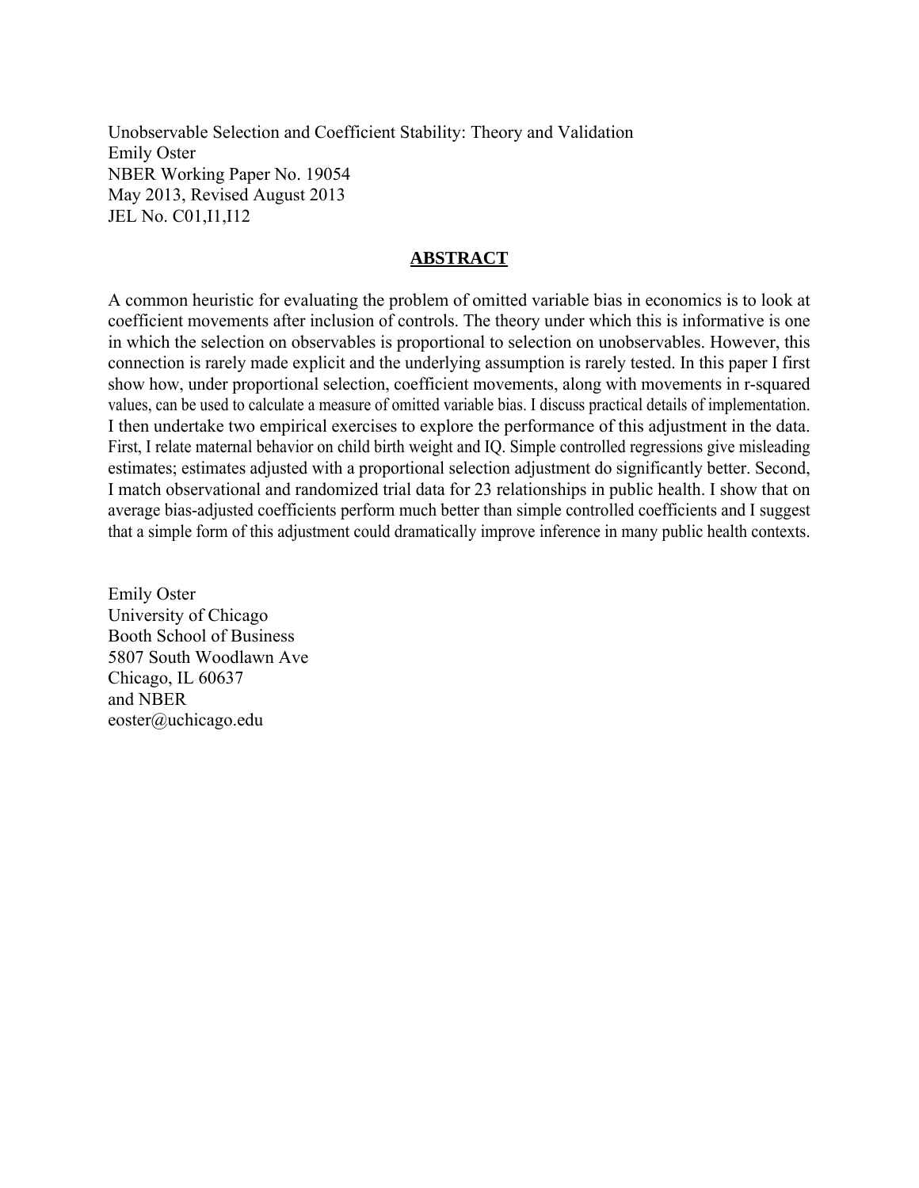Unobservable Selection and Coefficient Stability: Theory and Validation
Emily Oster
NBER Working Paper No. 19054
May 2013, Revised August 2013
JEL No. C01,I1,I12

## ABSTRACT

A common heuristic for evaluating the problem of omitted variable bias in economics is to look at coefficient movements after inclusion of controls. The theory under which this is informative is one in which the selection on observables is proportional to selection on unobservables. However, this connection is rarely made explicit and the underlying assumption is rarely tested. In this paper I first show how, under proportional selection, coefficient movements, along with movements in r-squared values, can be used to calculate a measure of omitted variable bias. I discuss practical details of implementation. I then undertake two empirical exercises to explore the performance of this adjustment in the data. First, I relate maternal behavior on child birth weight and IQ. Simple controlled regressions give misleading estimates; estimates adjusted with a proportional selection adjustment do significantly better. Second, I match observational and randomized trial data for 23 relationships in public health. I show that on average bias-adjusted coefficients perform much better than simple controlled coefficients and I suggest that a simple form of this adjustment could dramatically improve inference in many public health contexts.

Emily Oster
University of Chicago
Booth School of Business
5807 South Woodlawn Ave
Chicago, IL 60637
and NBER
eoster@uchicago.edu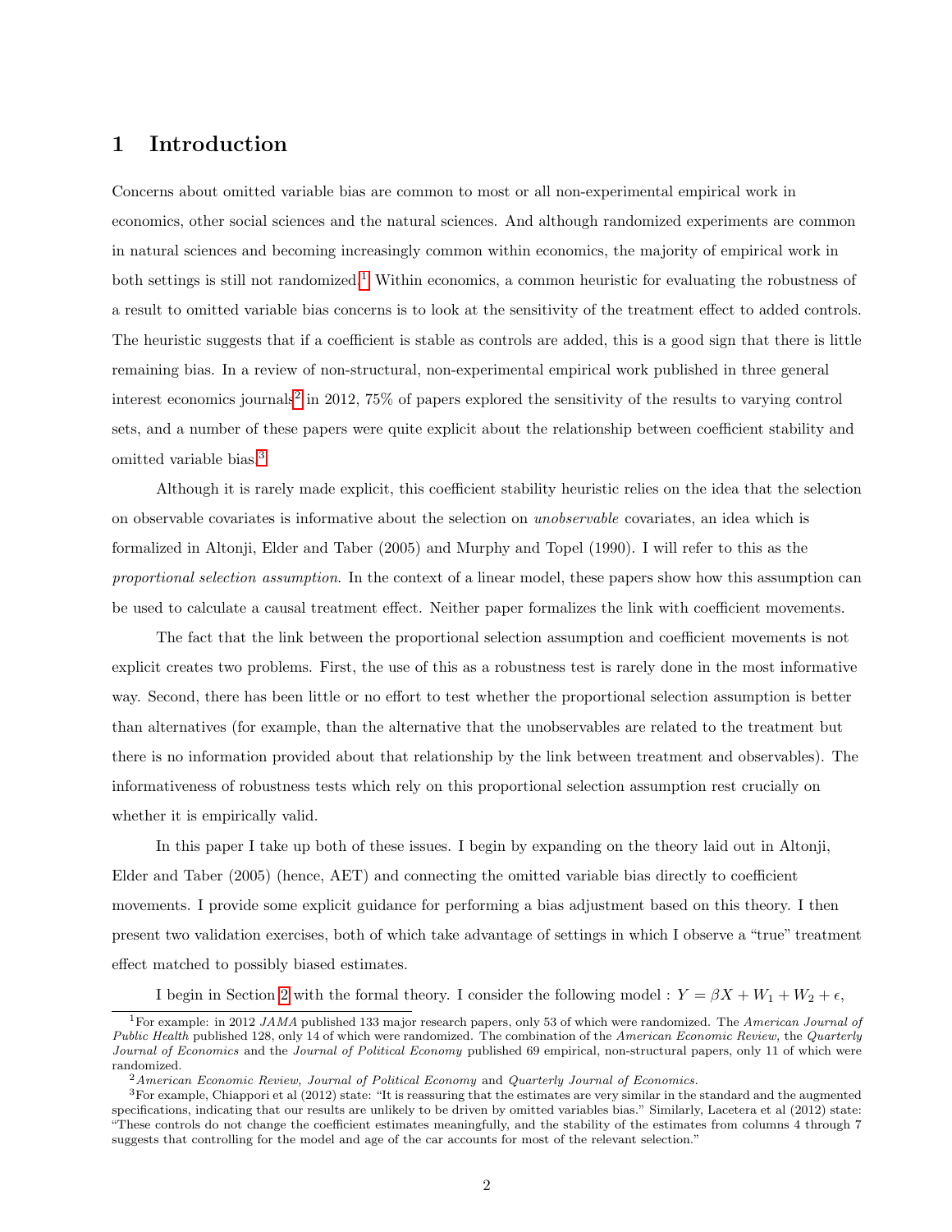# 1 Introduction

Concerns about omitted variable bias are common to most or all non-experimental empirical work in economics, other social sciences and the natural sciences. And although randomized experiments are common in natural sciences and becoming increasingly common within economics, the majority of empirical work in both settings is still not randomized.[1] Within economics, a common heuristic for evaluating the robustness of a result to omitted variable bias concerns is to look at the sensitivity of the treatment effect to added controls. The heuristic suggests that if a coefficient is stable as controls are added, this is a good sign that there is little remaining bias. In a review of non-structural, non-experimental empirical work published in three general interest economics journals[2] in 2012, 75% of papers explored the sensitivity of the results to varying control sets, and a number of these papers were quite explicit about the relationship between coefficient stability and omitted variable bias.[3]

Although it is rarely made explicit, this coefficient stability heuristic relies on the idea that the selection on observable covariates is informative about the selection on *unobservable* covariates, an idea which is formalized in Altonji, Elder and Taber (2005) and Murphy and Topel (1990). I will refer to this as the *proportional selection assumption*. In the context of a linear model, these papers show how this assumption can be used to calculate a causal treatment effect. Neither paper formalizes the link with coefficient movements.

The fact that the link between the proportional selection assumption and coefficient movements is not explicit creates two problems. First, the use of this as a robustness test is rarely done in the most informative way. Second, there has been little or no effort to test whether the proportional selection assumption is better than alternatives (for example, than the alternative that the unobservables are related to the treatment but there is no information provided about that relationship by the link between treatment and observables). The informativeness of robustness tests which rely on this proportional selection assumption rest crucially on whether it is empirically valid.

In this paper I take up both of these issues. I begin by expanding on the theory laid out in Altonji, Elder and Taber (2005) (hence, AET) and connecting the omitted variable bias directly to coefficient movements. I provide some explicit guidance for performing a bias adjustment based on this theory. I then present two validation exercises, both of which take advantage of settings in which I observe a "true" treatment effect matched to possibly biased estimates.

I begin in Section 2 with the formal theory. I consider the following model : $Y = \beta X + W_1 + W_2 + \epsilon$,

---

[1] For example: in 2012 *JAMA* published 133 major research papers, only 53 of which were randomized. The *American Journal of Public Health* published 128, only 14 of which were randomized. The combination of the *American Economic Review*, the *Quarterly Journal of Economics* and the *Journal of Political Economy* published 69 empirical, non-structural papers, only 11 of which were randomized.

[2] *American Economic Review, Journal of Political Economy* and *Quarterly Journal of Economics*.

[3] For example, Chiappori et al (2012) state: "It is reassuring that the estimates are very similar in the standard and the augmented specifications, indicating that our results are unlikely to be driven by omitted variables bias." Similarly, Lacetera et al (2012) state: "These controls do not change the coefficient estimates meaningfully, and the stability of the estimates from columns 4 through 7 suggests that controlling for the model and age of the car accounts for most of the relevant selection."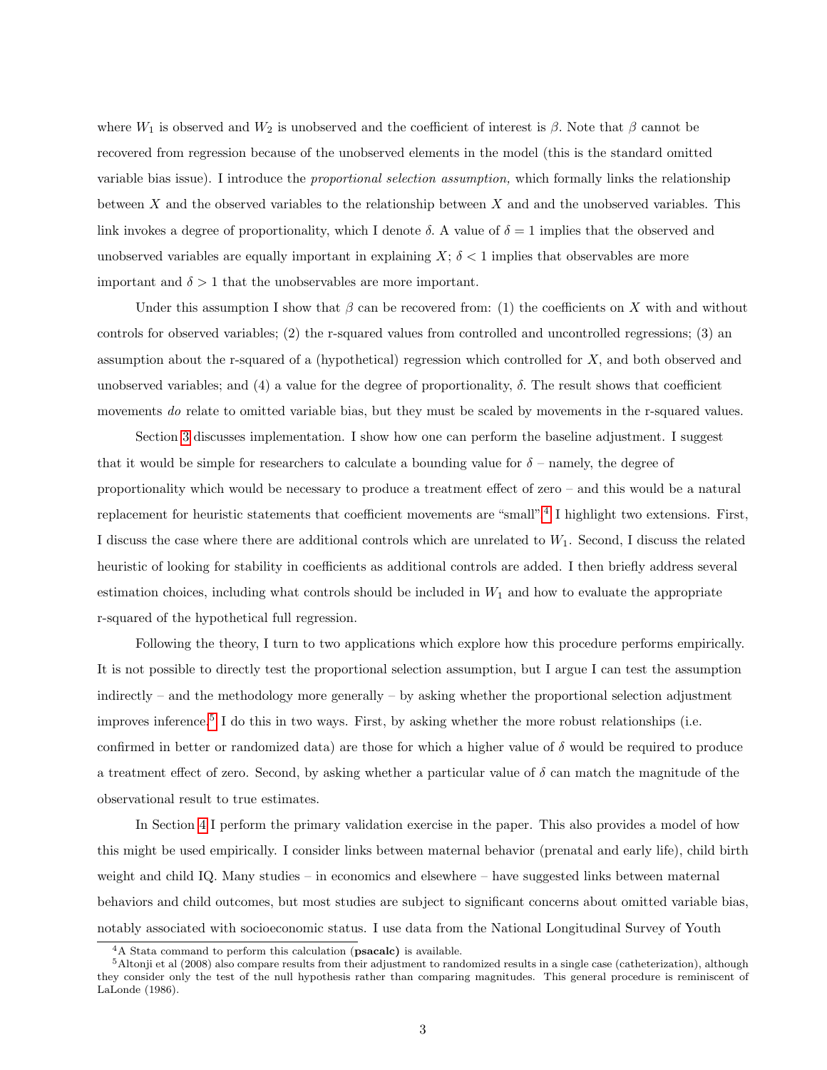where $W_1$ is observed and $W_2$ is unobserved and the coefficient of interest is $\beta$. Note that $\beta$ cannot be recovered from regression because of the unobserved elements in the model (this is the standard omitted variable bias issue). I introduce the *proportional selection assumption,* which formally links the relationship between $X$ and the observed variables to the relationship between $X$ and and the unobserved variables. This link invokes a degree of proportionality, which I denote $\delta$. A value of $\delta = 1$ implies that the observed and unobserved variables are equally important in explaining $X$; $\delta < 1$ implies that observables are more important and $\delta > 1$ that the unobservables are more important.

Under this assumption I show that $\beta$ can be recovered from: (1) the coefficients on $X$ with and without controls for observed variables; (2) the r-squared values from controlled and uncontrolled regressions; (3) an assumption about the r-squared of a (hypothetical) regression which controlled for $X$, and both observed and unobserved variables; and (4) a value for the degree of proportionality, $\delta$. The result shows that coefficient movements *do* relate to omitted variable bias, but they must be scaled by movements in the r-squared values.

Section 3 discusses implementation. I show how one can perform the baseline adjustment. I suggest that it would be simple for researchers to calculate a bounding value for $\delta$ – namely, the degree of proportionality which would be necessary to produce a treatment effect of zero – and this would be a natural replacement for heuristic statements that coefficient movements are "small".[4] I highlight two extensions. First, I discuss the case where there are additional controls which are unrelated to $W_1$. Second, I discuss the related heuristic of looking for stability in coefficients as additional controls are added. I then briefly address several estimation choices, including what controls should be included in $W_1$ and how to evaluate the appropriate r-squared of the hypothetical full regression.

Following the theory, I turn to two applications which explore how this procedure performs empirically. It is not possible to directly test the proportional selection assumption, but I argue I can test the assumption indirectly – and the methodology more generally – by asking whether the proportional selection adjustment improves inference.[5] I do this in two ways. First, by asking whether the more robust relationships (i.e. confirmed in better or randomized data) are those for which a higher value of $\delta$ would be required to produce a treatment effect of zero. Second, by asking whether a particular value of $\delta$ can match the magnitude of the observational result to true estimates.

In Section 4 I perform the primary validation exercise in the paper. This also provides a model of how this might be used empirically. I consider links between maternal behavior (prenatal and early life), child birth weight and child IQ. Many studies – in economics and elsewhere – have suggested links between maternal behaviors and child outcomes, but most studies are subject to significant concerns about omitted variable bias, notably associated with socioeconomic status. I use data from the National Longitudinal Survey of Youth

---

[4] A Stata command to perform this calculation (**psacalc**) is available.

[5] Altonji et al (2008) also compare results from their adjustment to randomized results in a single case (catheterization), although they consider only the test of the null hypothesis rather than comparing magnitudes. This general procedure is reminiscent of LaLonde (1986).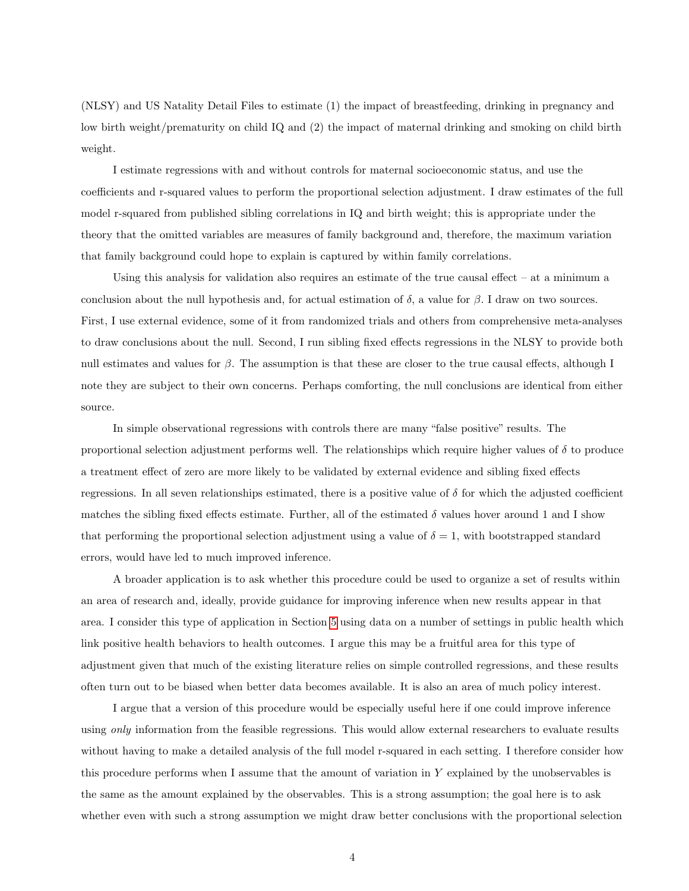(NLSY) and US Natality Detail Files to estimate (1) the impact of breastfeeding, drinking in pregnancy and low birth weight/prematurity on child IQ and (2) the impact of maternal drinking and smoking on child birth weight.

I estimate regressions with and without controls for maternal socioeconomic status, and use the coefficients and r-squared values to perform the proportional selection adjustment. I draw estimates of the full model r-squared from published sibling correlations in IQ and birth weight; this is appropriate under the theory that the omitted variables are measures of family background and, therefore, the maximum variation that family background could hope to explain is captured by within family correlations.

Using this analysis for validation also requires an estimate of the true causal effect – at a minimum a conclusion about the null hypothesis and, for actual estimation of $\delta$, a value for $\beta$. I draw on two sources. First, I use external evidence, some of it from randomized trials and others from comprehensive meta-analyses to draw conclusions about the null. Second, I run sibling fixed effects regressions in the NLSY to provide both null estimates and values for $\beta$. The assumption is that these are closer to the true causal effects, although I note they are subject to their own concerns. Perhaps comforting, the null conclusions are identical from either source.

In simple observational regressions with controls there are many "false positive" results. The proportional selection adjustment performs well. The relationships which require higher values of $\delta$ to produce a treatment effect of zero are more likely to be validated by external evidence and sibling fixed effects regressions. In all seven relationships estimated, there is a positive value of $\delta$ for which the adjusted coefficient matches the sibling fixed effects estimate. Further, all of the estimated $\delta$ values hover around 1 and I show that performing the proportional selection adjustment using a value of $\delta = 1$, with bootstrapped standard errors, would have led to much improved inference.

A broader application is to ask whether this procedure could be used to organize a set of results within an area of research and, ideally, provide guidance for improving inference when new results appear in that area. I consider this type of application in Section 5 using data on a number of settings in public health which link positive health behaviors to health outcomes. I argue this may be a fruitful area for this type of adjustment given that much of the existing literature relies on simple controlled regressions, and these results often turn out to be biased when better data becomes available. It is also an area of much policy interest.

I argue that a version of this procedure would be especially useful here if one could improve inference using *only* information from the feasible regressions. This would allow external researchers to evaluate results without having to make a detailed analysis of the full model r-squared in each setting. I therefore consider how this procedure performs when I assume that the amount of variation in $Y$ explained by the unobservables is the same as the amount explained by the observables. This is a strong assumption; the goal here is to ask whether even with such a strong assumption we might draw better conclusions with the proportional selection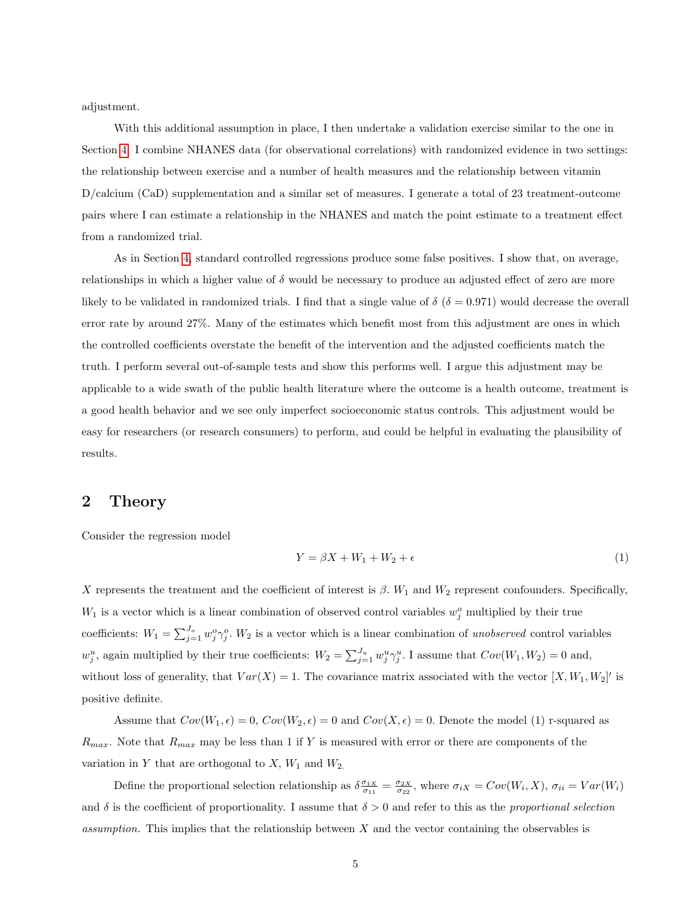adjustment.

With this additional assumption in place, I then undertake a validation exercise similar to the one in Section 4. I combine NHANES data (for observational correlations) with randomized evidence in two settings: the relationship between exercise and a number of health measures and the relationship between vitamin D/calcium (CaD) supplementation and a similar set of measures. I generate a total of 23 treatment-outcome pairs where I can estimate a relationship in the NHANES and match the point estimate to a treatment effect from a randomized trial.

As in Section 4, standard controlled regressions produce some false positives. I show that, on average, relationships in which a higher value of $\delta$ would be necessary to produce an adjusted effect of zero are more likely to be validated in randomized trials. I find that a single value of $\delta$ ($\delta = 0.971$) would decrease the overall error rate by around 27%. Many of the estimates which benefit most from this adjustment are ones in which the controlled coefficients overstate the benefit of the intervention and the adjusted coefficients match the truth. I perform several out-of-sample tests and show this performs well. I argue this adjustment may be applicable to a wide swath of the public health literature where the outcome is a health outcome, treatment is a good health behavior and we see only imperfect socioeconomic status controls. This adjustment would be easy for researchers (or research consumers) to perform, and could be helpful in evaluating the plausibility of results.

## 2 Theory

Consider the regression model

$$Y = \beta X + W_1 + W_2 + \epsilon \tag{1}$$

$X$ represents the treatment and the coefficient of interest is $\beta$. $W_1$ and $W_2$ represent confounders. Specifically, $W_1$ is a vector which is a linear combination of observed control variables $w_j^o$ multiplied by their true coefficients: $W_1 = \sum_{j=1}^{J_o} w_j^o \gamma_j^o$. $W_2$ is a vector which is a linear combination of *unobserved* control variables $w_j^u$, again multiplied by their true coefficients: $W_2 = \sum_{j=1}^{J_u} w_j^u \gamma_j^u$. I assume that $Cov(W_1, W_2) = 0$ and, without loss of generality, that $Var(X) = 1$. The covariance matrix associated with the vector $[X, W_1, W_2]'$ is positive definite.

Assume that $Cov(W_1, \epsilon) = 0$, $Cov(W_2, \epsilon) = 0$ and $Cov(X, \epsilon) = 0$. Denote the model (1) r-squared as $R_{max}$. Note that $R_{max}$ may be less than 1 if $Y$ is measured with error or there are components of the variation in $Y$ that are orthogonal to $X$, $W_1$ and $W_2$.

Define the proportional selection relationship as $\delta \frac{\sigma_{1X}}{\sigma_{11}} = \frac{\sigma_{2X}}{\sigma_{22}}$, where $\sigma_{iX} = Cov(W_i, X)$, $\sigma_{ii} = Var(W_i)$ and $\delta$ is the coefficient of proportionality. I assume that $\delta > 0$ and refer to this as the *proportional selection assumption.* This implies that the relationship between $X$ and the vector containing the observables is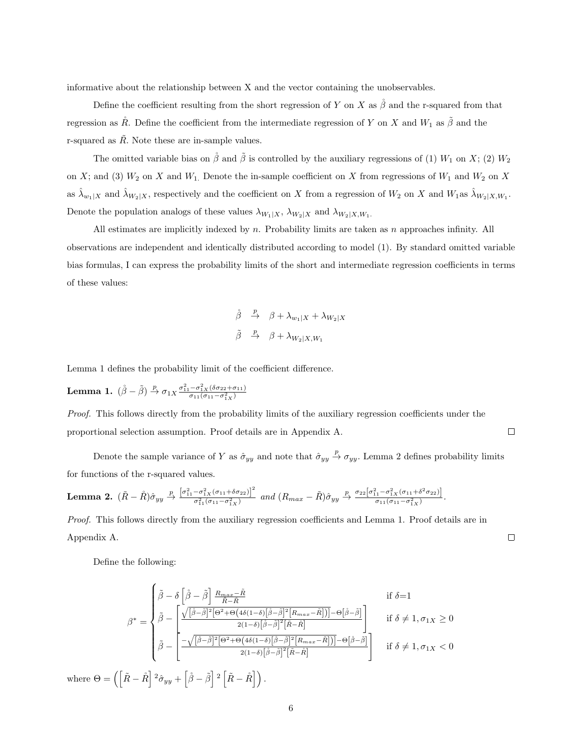informative about the relationship between X and the vector containing the unobservables.

Define the coefficient resulting from the short regression of $Y$ on $X$ as $\mathring{\beta}$ and the r-squared from that regression as $\mathring{R}$. Define the coefficient from the intermediate regression of $Y$ on $X$ and $W_1$ as $\tilde{\beta}$ and the r-squared as $\tilde{R}$. Note these are in-sample values.

The omitted variable bias on $\mathring{\beta}$ and $\tilde{\beta}$ is controlled by the auxiliary regressions of (1) $W_1$ on $X$; (2) $W_2$ on $X$; and (3) $W_2$ on $X$ and $W_1$. Denote the in-sample coefficient on $X$ from regressions of $W_1$ and $W_2$ on $X$ as $\hat{\lambda}_{w_1|X}$ and $\hat{\lambda}_{W_2|X}$, respectively and the coefficient on $X$ from a regression of $W_2$ on $X$ and $W_1$as $\hat{\lambda}_{W_2|X,W_1}$. Denote the population analogs of these values $\lambda_{W_1|X}$, $\lambda_{W_2|X}$ and $\lambda_{W_2|X,W_1}$.

All estimates are implicitly indexed by $n$. Probability limits are taken as $n$ approaches infinity. All observations are independent and identically distributed according to model (1). By standard omitted variable bias formulas, I can express the probability limits of the short and intermediate regression coefficients in terms of these values:

$$\mathring{\beta} \xrightarrow{p} \beta + \lambda_{w_1|X} + \lambda_{W_2|X}$$

$$\tilde{\beta} \xrightarrow{p} \beta + \lambda_{W_2|X,W_1}$$

Lemma 1 defines the probability limit of the coefficient difference.

**Lemma 1.** $(\mathring{\beta} - \tilde{\beta}) \xrightarrow{p} \sigma_{1X} \frac{\sigma_{11}^2 - \sigma_{1X}^2(\delta\sigma_{22} + \sigma_{11})}{\sigma_{11}(\sigma_{11} - \sigma_{1X}^2)}$

*Proof.* This follows directly from the probability limits of the auxiliary regression coefficients under the proportional selection assumption. Proof details are in Appendix A. □

Denote the sample variance of $Y$ as $\hat{\sigma}_{yy}$ and note that $\hat{\sigma}_{yy} \xrightarrow{p} \sigma_{yy}$. Lemma 2 defines probability limits for functions of the r-squared values.

**Lemma 2.** $(\tilde{R} - \mathring{R})\hat{\sigma}_{yy} \xrightarrow{p} \frac{\left[\sigma_{11}^2 - \sigma_{1X}^2(\sigma_{11} + \delta\sigma_{22})\right]^2}{\sigma_{11}^2(\sigma_{11} - \sigma_{1X}^2)}$ *and* $(R_{max} - \tilde{R})\hat{\sigma}_{yy} \xrightarrow{p} \frac{\sigma_{22}\left[\sigma_{11}^2 - \sigma_{1X}^2(\sigma_{11} + \delta^2\sigma_{22})\right]}{\sigma_{11}(\sigma_{11} - \sigma_{1X}^2)}$.

*Proof.* This follows directly from the auxiliary regression coefficients and Lemma 1. Proof details are in Appendix A. □

Define the following:

$$\beta^* = \begin{cases} \tilde{\beta} - \delta\left[\mathring{\beta} - \tilde{\beta}\right]\frac{R_{max} - \tilde{R}}{\tilde{R} - \mathring{R}} & \text{if } \delta{=}1 \\ \tilde{\beta} - \left[\frac{\sqrt{\left[\mathring{\beta} - \tilde{\beta}\right]^2\left[\Theta^2 + \Theta\left(4\delta(1-\delta)\left[\mathring{\beta} - \tilde{\beta}\right]^2\left[R_{max} - \tilde{R}\right]\right)\right]} - \Theta\left[\mathring{\beta} - \tilde{\beta}\right]}{2(1-\delta)\left[\mathring{\beta} - \tilde{\beta}\right]^2\left[\tilde{R} - \mathring{R}\right]}\right] & \text{if } \delta \neq 1, \sigma_{1X} \geq 0 \\ \tilde{\beta} - \left[\frac{-\sqrt{\left[\mathring{\beta} - \tilde{\beta}\right]^2\left[\Theta^2 + \Theta\left(4\delta(1-\delta)\left[\mathring{\beta} - \tilde{\beta}\right]^2\left[R_{max} - \tilde{R}\right]\right)\right]} - \Theta\left[\mathring{\beta} - \tilde{\beta}\right]}{2(1-\delta)\left[\mathring{\beta} - \tilde{\beta}\right]^2\left[\tilde{R} - \mathring{R}\right]}\right] & \text{if } \delta \neq 1, \sigma_{1X} < 0 \end{cases}$$

where $\Theta = \left(\left[\tilde{R} - \mathring{R}\right]^2\hat{\sigma}_{yy} + \left[\mathring{\beta} - \tilde{\beta}\right]^2\left[\tilde{R} - \mathring{R}\right]\right)$.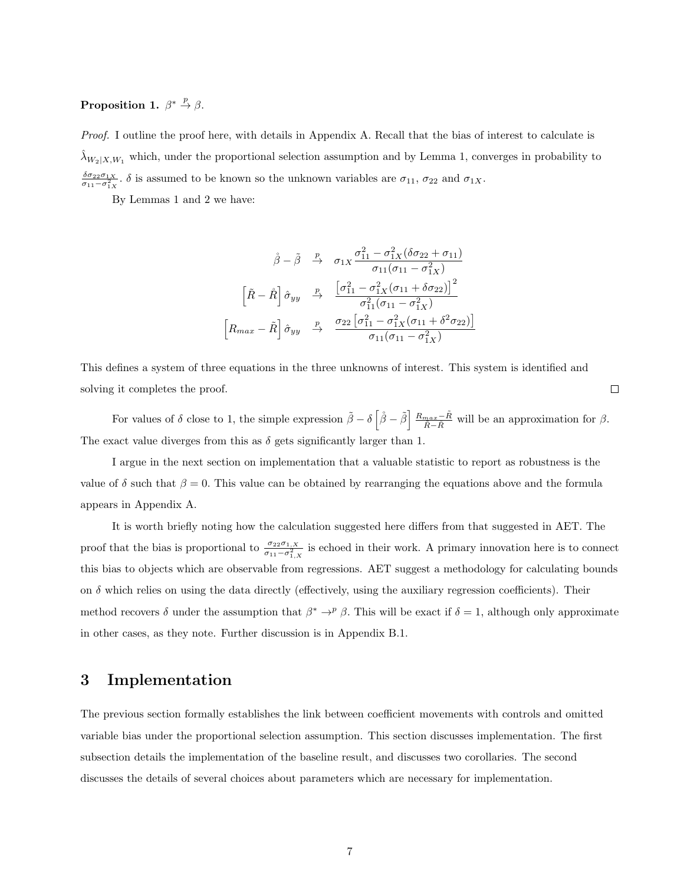**Proposition 1.** $\beta^* \xrightarrow{p} \beta$.

*Proof.* I outline the proof here, with details in Appendix A. Recall that the bias of interest to calculate is $\hat{\lambda}_{W_2|X,W_1}$ which, under the proportional selection assumption and by Lemma 1, converges in probability to $\frac{\delta \sigma_{22} \sigma_{1X}}{\sigma_{11} - \sigma_{1X}^2}$. $\delta$ is assumed to be known so the unknown variables are $\sigma_{11}$, $\sigma_{22}$ and $\sigma_{1X}$.

By Lemmas 1 and 2 we have:

$$
\begin{aligned}
\mathring{\beta} - \tilde{\beta} &\xrightarrow{p} \sigma_{1X} \frac{\sigma_{11}^2 - \sigma_{1X}^2(\delta \sigma_{22} + \sigma_{11})}{\sigma_{11}(\sigma_{11} - \sigma_{1X}^2)} \\
\left[\tilde{R} - \mathring{R}\right] \hat{\sigma}_{yy} &\xrightarrow{p} \frac{\left[\sigma_{11}^2 - \sigma_{1X}^2(\sigma_{11} + \delta \sigma_{22})\right]^2}{\sigma_{11}^2(\sigma_{11} - \sigma_{1X}^2)} \\
\left[R_{max} - \tilde{R}\right] \hat{\sigma}_{yy} &\xrightarrow{p} \frac{\sigma_{22}\left[\sigma_{11}^2 - \sigma_{1X}^2(\sigma_{11} + \delta^2 \sigma_{22})\right]}{\sigma_{11}(\sigma_{11} - \sigma_{1X}^2)}
\end{aligned}
$$

This defines a system of three equations in the three unknowns of interest. This system is identified and solving it completes the proof. □

For values of $\delta$ close to 1, the simple expression $\tilde{\beta} - \delta \left[\mathring{\beta} - \tilde{\beta}\right] \frac{R_{max} - \tilde{R}}{\tilde{R} - \mathring{R}}$ will be an approximation for $\beta$. The exact value diverges from this as $\delta$ gets significantly larger than 1.

I argue in the next section on implementation that a valuable statistic to report as robustness is the value of $\delta$ such that $\beta = 0$. This value can be obtained by rearranging the equations above and the formula appears in Appendix A.

It is worth briefly noting how the calculation suggested here differs from that suggested in AET. The proof that the bias is proportional to $\frac{\sigma_{22}\sigma_{1,X}}{\sigma_{11} - \sigma_{1,X}^2}$ is echoed in their work. A primary innovation here is to connect this bias to objects which are observable from regressions. AET suggest a methodology for calculating bounds on $\delta$ which relies on using the data directly (effectively, using the auxiliary regression coefficients). Their method recovers $\delta$ under the assumption that $\beta^* \rightarrow^p \beta$. This will be exact if $\delta = 1$, although only approximate in other cases, as they note. Further discussion is in Appendix B.1.

# 3 Implementation

The previous section formally establishes the link between coefficient movements with controls and omitted variable bias under the proportional selection assumption. This section discusses implementation. The first subsection details the implementation of the baseline result, and discusses two corollaries. The second discusses the details of several choices about parameters which are necessary for implementation.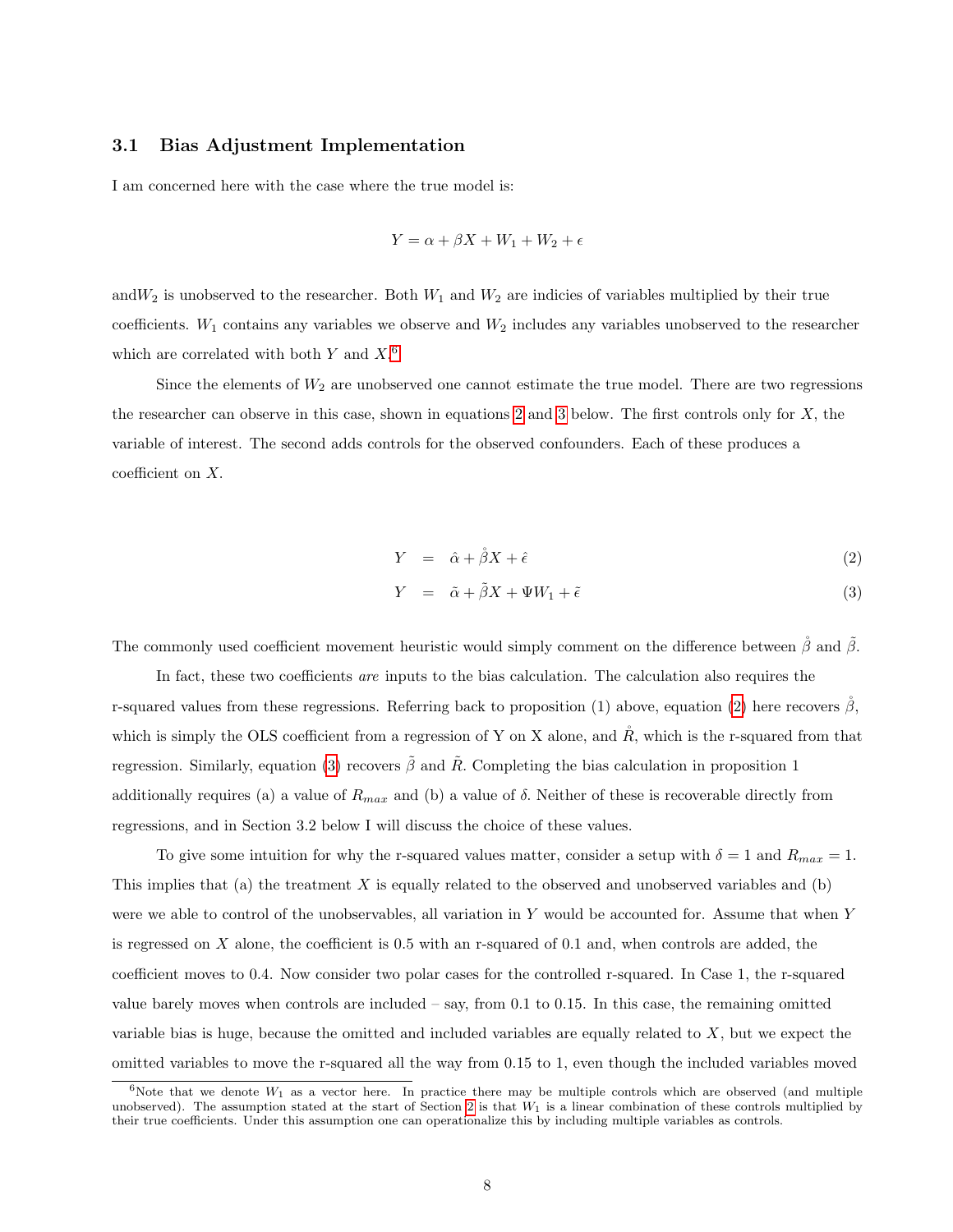### 3.1 Bias Adjustment Implementation

I am concerned here with the case where the true model is:

$$Y = \alpha + \beta X + W_1 + W_2 + \epsilon$$

and$W_2$ is unobserved to the researcher. Both $W_1$ and $W_2$ are indicies of variables multiplied by their true coefficients. $W_1$ contains any variables we observe and $W_2$ includes any variables unobserved to the researcher which are correlated with both $Y$ and $X$.[6]

Since the elements of $W_2$ are unobserved one cannot estimate the true model. There are two regressions the researcher can observe in this case, shown in equations 2 and 3 below. The first controls only for $X$, the variable of interest. The second adds controls for the observed confounders. Each of these produces a coefficient on $X$.

$$Y = \hat{\alpha} + \mathring{\beta} X + \hat{\epsilon} \tag{2}$$

$$Y = \tilde{\alpha} + \tilde{\beta} X + \Psi W_1 + \tilde{\epsilon} \tag{3}$$

The commonly used coefficient movement heuristic would simply comment on the difference between $\mathring{\beta}$ and $\tilde{\beta}$.

In fact, these two coefficients *are* inputs to the bias calculation. The calculation also requires the r-squared values from these regressions. Referring back to proposition (1) above, equation (2) here recovers $\mathring{\beta}$, which is simply the OLS coefficient from a regression of Y on X alone, and $\mathring{R}$, which is the r-squared from that regression. Similarly, equation (3) recovers $\tilde{\beta}$ and $\tilde{R}$. Completing the bias calculation in proposition 1 additionally requires (a) a value of $R_{max}$ and (b) a value of $\delta$. Neither of these is recoverable directly from regressions, and in Section 3.2 below I will discuss the choice of these values.

To give some intuition for why the r-squared values matter, consider a setup with $\delta = 1$ and $R_{max} = 1$. This implies that (a) the treatment $X$ is equally related to the observed and unobserved variables and (b) were we able to control of the unobservables, all variation in $Y$ would be accounted for. Assume that when $Y$ is regressed on $X$ alone, the coefficient is 0.5 with an r-squared of 0.1 and, when controls are added, the coefficient moves to 0.4. Now consider two polar cases for the controlled r-squared. In Case 1, the r-squared value barely moves when controls are included – say, from 0.1 to 0.15. In this case, the remaining omitted variable bias is huge, because the omitted and included variables are equally related to $X$, but we expect the omitted variables to move the r-squared all the way from 0.15 to 1, even though the included variables moved

[6] Note that we denote $W_1$ as a vector here. In practice there may be multiple controls which are observed (and multiple unobserved). The assumption stated at the start of Section 2 is that $W_1$ is a linear combination of these controls multiplied by their true coefficients. Under this assumption one can operationalize this by including multiple variables as controls.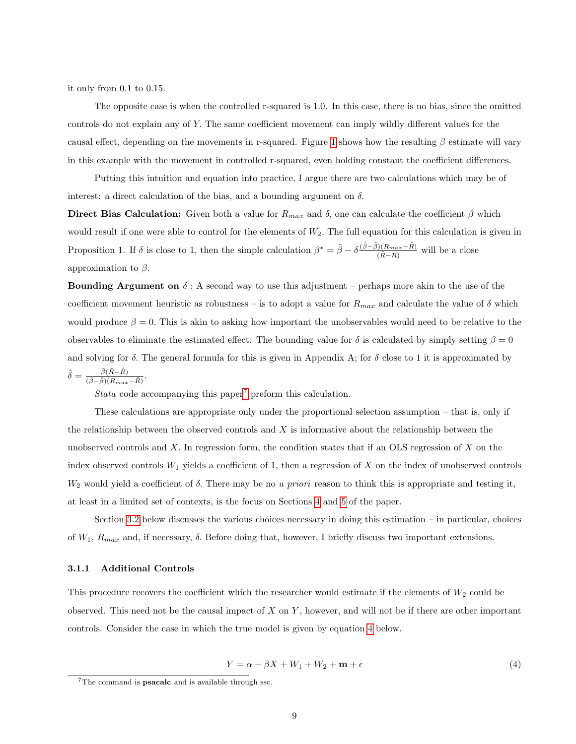it only from 0.1 to 0.15.

The opposite case is when the controlled r-squared is 1.0. In this case, there is no bias, since the omitted controls do not explain any of $Y$. The same coefficient movement can imply wildly different values for the causal effect, depending on the movements in r-squared. Figure 1 shows how the resulting $\beta$ estimate will vary in this example with the movement in controlled r-squared, even holding constant the coefficient differences.

Putting this intuition and equation into practice, I argue there are two calculations which may be of interest: a direct calculation of the bias, and a bounding argument on $\delta$.

**Direct Bias Calculation:** Given both a value for $R_{max}$ and $\delta$, one can calculate the coefficient $\beta$ which would result if one were able to control for the elements of $W_2$. The full equation for this calculation is given in Proposition 1. If $\delta$ is close to 1, then the simple calculation $\beta^* = \tilde{\beta} - \delta \frac{(\mathring{\beta} - \tilde{\beta})(R_{max} - \tilde{R})}{(\tilde{R} - \mathring{R})}$ will be a close approximation to $\beta$.

**Bounding Argument on $\delta$ :** A second way to use this adjustment – perhaps more akin to the use of the coefficient movement heuristic as robustness – is to adopt a value for $R_{max}$ and calculate the value of $\delta$ which would produce $\beta = 0$. This is akin to asking how important the unobservables would need to be relative to the observables to eliminate the estimated effect. The bounding value for $\delta$ is calculated by simply setting $\beta = 0$ and solving for $\delta$. The general formula for this is given in Appendix A; for $\delta$ close to 1 it is approximated by $\hat{\delta} = \frac{\tilde{\beta}(\tilde{R} - \mathring{R})}{(\mathring{\beta} - \tilde{\beta})(R_{max} - \tilde{R})}$.

*Stata* code accompanying this paper[7] preform this calculation.

These calculations are appropriate only under the proportional selection assumption – that is, only if the relationship between the observed controls and $X$ is informative about the relationship between the unobserved controls and $X$. In regression form, the condition states that if an OLS regression of $X$ on the index observed controls $W_1$ yields a coefficient of 1, then a regression of $X$ on the index of unobserved controls $W_2$ would yield a coefficient of $\delta$. There may be no *a priori* reason to think this is appropriate and testing it, at least in a limited set of contexts, is the focus on Sections 4 and 5 of the paper.

Section 3.2 below discusses the various choices necessary in doing this estimation – in particular, choices of $W_1$, $R_{max}$ and, if necessary, $\delta$. Before doing that, however, I briefly discuss two important extensions.

### 3.1.1 Additional Controls

This procedure recovers the coefficient which the researcher would estimate if the elements of $W_2$ could be observed. This need not be the causal impact of $X$ on $Y$, however, and will not be if there are other important controls. Consider the case in which the true model is given by equation 4 below.

$$Y = \alpha + \beta X + W_1 + W_2 + \mathbf{m} + \epsilon \tag{4}$$

[7] The command is **psacalc** and is available through ssc.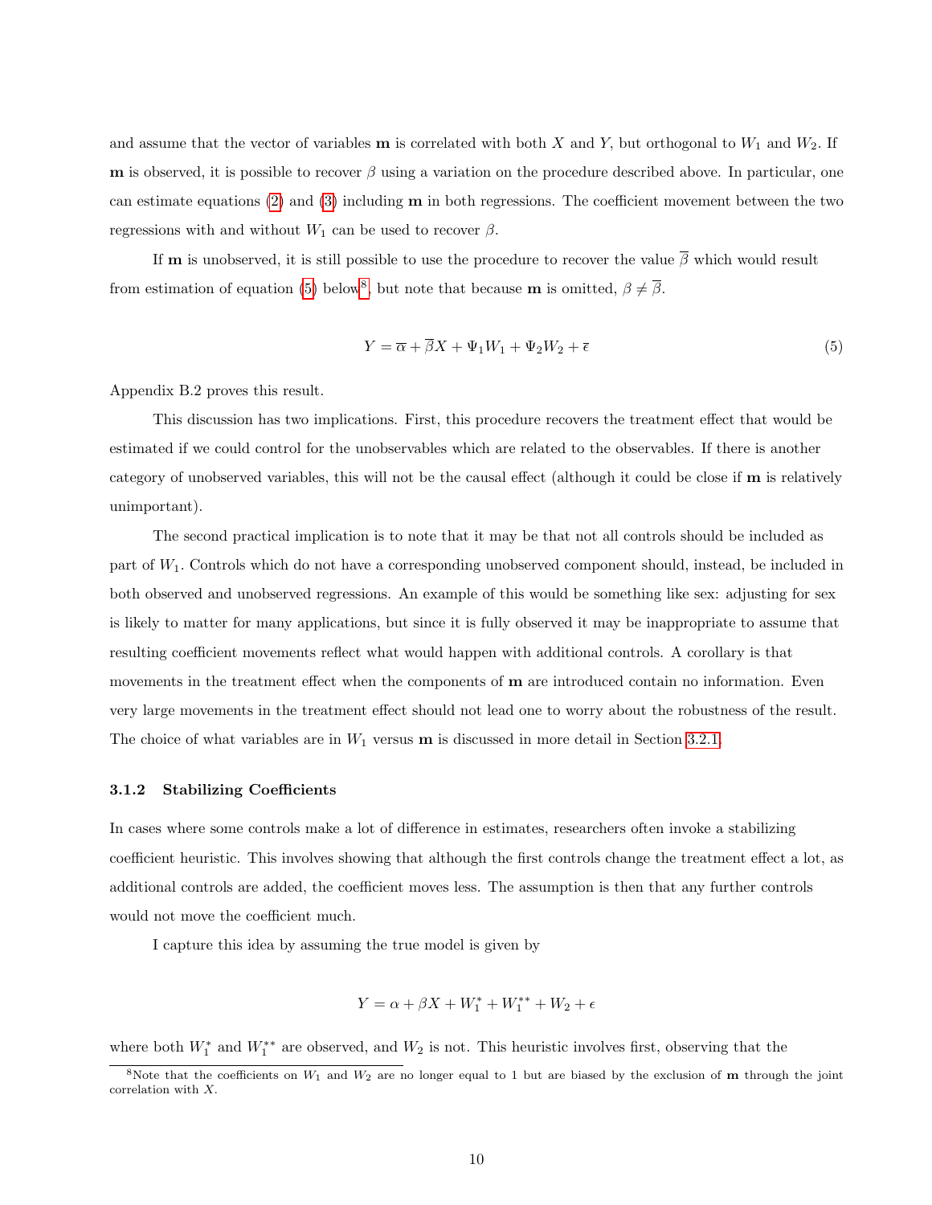and assume that the vector of variables $\mathbf{m}$ is correlated with both $X$ and $Y$, but orthogonal to $W_1$ and $W_2$. If $\mathbf{m}$ is observed, it is possible to recover $\beta$ using a variation on the procedure described above. In particular, one can estimate equations (2) and (3) including $\mathbf{m}$ in both regressions. The coefficient movement between the two regressions with and without $W_1$ can be used to recover $\beta$.

If $\mathbf{m}$ is unobserved, it is still possible to use the procedure to recover the value $\overline{\beta}$ which would result from estimation of equation (5) below[8], but note that because $\mathbf{m}$ is omitted, $\beta \neq \overline{\beta}$.

$$Y = \overline{\alpha} + \overline{\beta} X + \Psi_1 W_1 + \Psi_2 W_2 + \overline{\epsilon} \tag{5}$$

Appendix B.2 proves this result.

This discussion has two implications. First, this procedure recovers the treatment effect that would be estimated if we could control for the unobservables which are related to the observables. If there is another category of unobserved variables, this will not be the causal effect (although it could be close if $\mathbf{m}$ is relatively unimportant).

The second practical implication is to note that it may be that not all controls should be included as part of $W_1$. Controls which do not have a corresponding unobserved component should, instead, be included in both observed and unobserved regressions. An example of this would be something like sex: adjusting for sex is likely to matter for many applications, but since it is fully observed it may be inappropriate to assume that resulting coefficient movements reflect what would happen with additional controls. A corollary is that movements in the treatment effect when the components of $\mathbf{m}$ are introduced contain no information. Even very large movements in the treatment effect should not lead one to worry about the robustness of the result. The choice of what variables are in $W_1$ versus $\mathbf{m}$ is discussed in more detail in Section 3.2.1.

### 3.1.2 Stabilizing Coefficients

In cases where some controls make a lot of difference in estimates, researchers often invoke a stabilizing coefficient heuristic. This involves showing that although the first controls change the treatment effect a lot, as additional controls are added, the coefficient moves less. The assumption is then that any further controls would not move the coefficient much.

I capture this idea by assuming the true model is given by

$$Y = \alpha + \beta X + W_1^{*} + W_1^{**} + W_2 + \epsilon$$

where both $W_1^{*}$ and $W_1^{**}$ are observed, and $W_2$ is not. This heuristic involves first, observing that the

[8] Note that the coefficients on $W_1$ and $W_2$ are no longer equal to 1 but are biased by the exclusion of $\mathbf{m}$ through the joint correlation with $X$.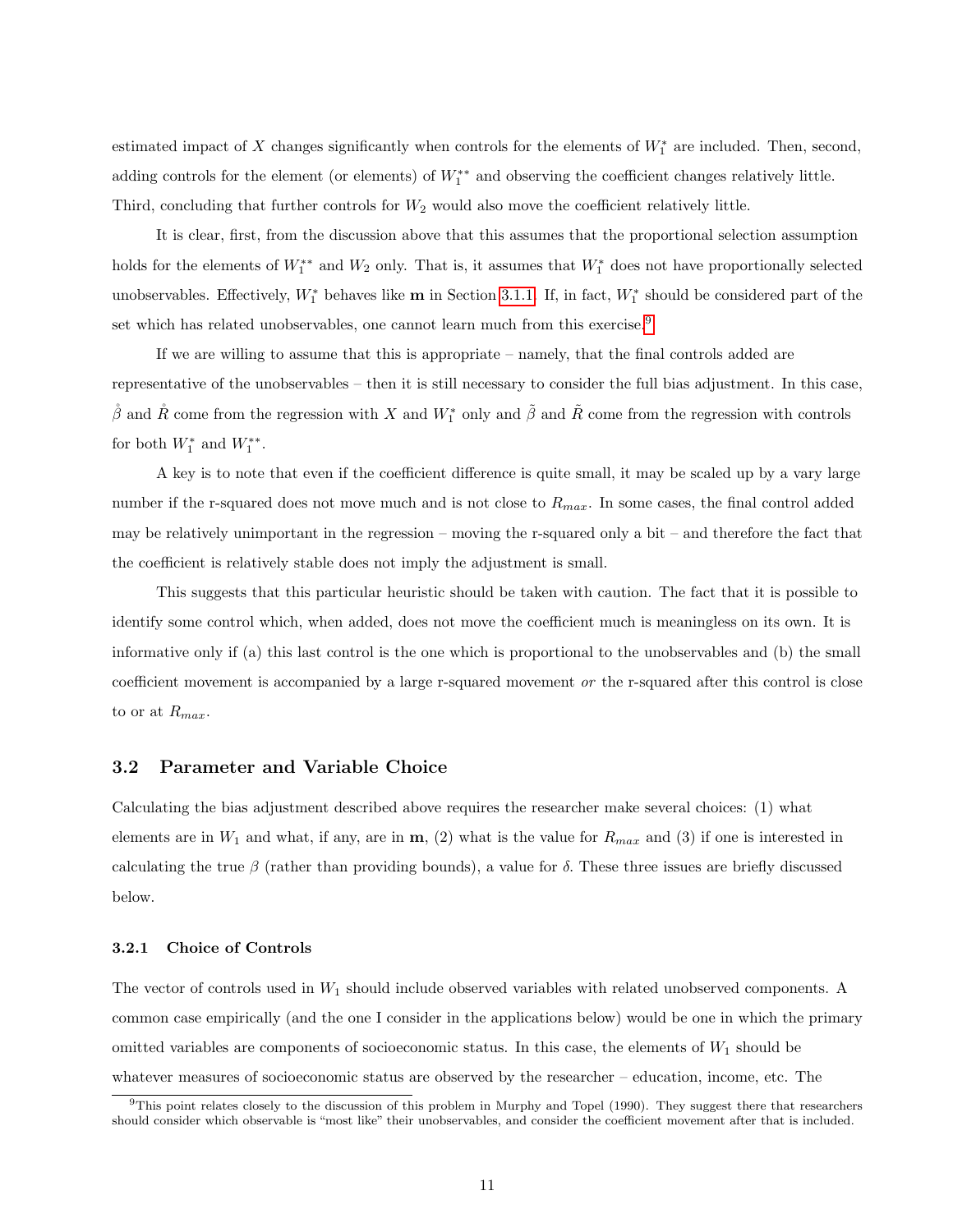estimated impact of $X$ changes significantly when controls for the elements of $W_1^*$ are included. Then, second, adding controls for the element (or elements) of $W_1^{**}$ and observing the coefficient changes relatively little. Third, concluding that further controls for $W_2$ would also move the coefficient relatively little.

It is clear, first, from the discussion above that this assumes that the proportional selection assumption holds for the elements of $W_1^{**}$ and $W_2$ only. That is, it assumes that $W_1^*$ does not have proportionally selected unobservables. Effectively, $W_1^*$ behaves like $\mathbf{m}$ in Section 3.1.1. If, in fact, $W_1^*$ should be considered part of the set which has related unobservables, one cannot learn much from this exercise.[9]

If we are willing to assume that this is appropriate – namely, that the final controls added are representative of the unobservables – then it is still necessary to consider the full bias adjustment. In this case, $\mathring{\beta}$ and $\mathring{R}$ come from the regression with $X$ and $W_1^*$ only and $\tilde{\beta}$ and $\tilde{R}$ come from the regression with controls for both $W_1^*$ and $W_1^{**}$.

A key is to note that even if the coefficient difference is quite small, it may be scaled up by a vary large number if the r-squared does not move much and is not close to $R_{max}$. In some cases, the final control added may be relatively unimportant in the regression – moving the r-squared only a bit – and therefore the fact that the coefficient is relatively stable does not imply the adjustment is small.

This suggests that this particular heuristic should be taken with caution. The fact that it is possible to identify some control which, when added, does not move the coefficient much is meaningless on its own. It is informative only if (a) this last control is the one which is proportional to the unobservables and (b) the small coefficient movement is accompanied by a large r-squared movement *or* the r-squared after this control is close to or at $R_{max}$.

## 3.2 Parameter and Variable Choice

Calculating the bias adjustment described above requires the researcher make several choices: (1) what elements are in $W_1$ and what, if any, are in $\mathbf{m}$, (2) what is the value for $R_{max}$ and (3) if one is interested in calculating the true $\beta$ (rather than providing bounds), a value for $\delta$. These three issues are briefly discussed below.

### 3.2.1 Choice of Controls

The vector of controls used in $W_1$ should include observed variables with related unobserved components. A common case empirically (and the one I consider in the applications below) would be one in which the primary omitted variables are components of socioeconomic status. In this case, the elements of $W_1$ should be whatever measures of socioeconomic status are observed by the researcher – education, income, etc. The

[9] This point relates closely to the discussion of this problem in Murphy and Topel (1990). They suggest there that researchers should consider which observable is "most like" their unobservables, and consider the coefficient movement after that is included.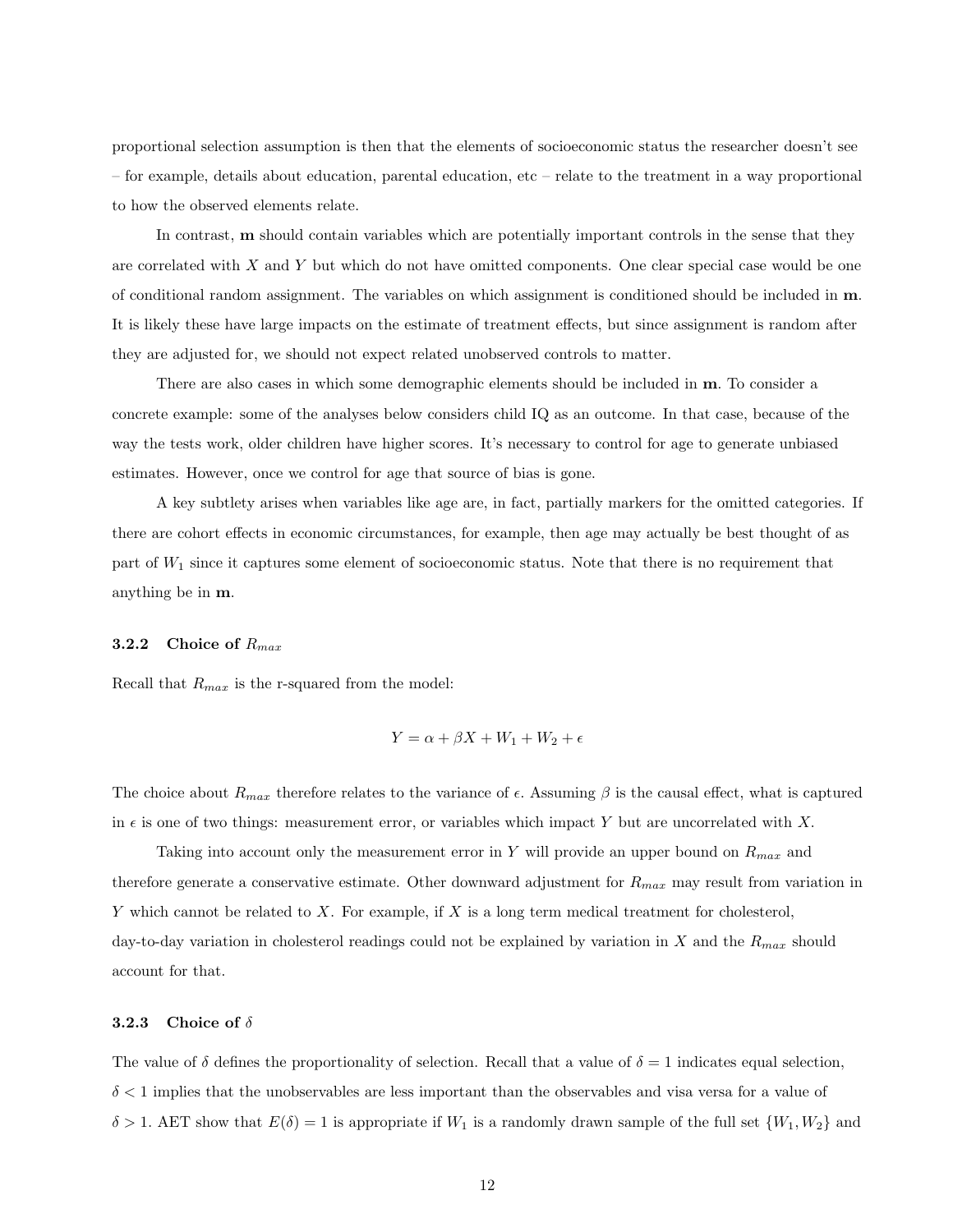proportional selection assumption is then that the elements of socioeconomic status the researcher doesn't see – for example, details about education, parental education, etc – relate to the treatment in a way proportional to how the observed elements relate.

In contrast, **m** should contain variables which are potentially important controls in the sense that they are correlated with $X$ and $Y$ but which do not have omitted components. One clear special case would be one of conditional random assignment. The variables on which assignment is conditioned should be included in **m**. It is likely these have large impacts on the estimate of treatment effects, but since assignment is random after they are adjusted for, we should not expect related unobserved controls to matter.

There are also cases in which some demographic elements should be included in **m**. To consider a concrete example: some of the analyses below considers child IQ as an outcome. In that case, because of the way the tests work, older children have higher scores. It's necessary to control for age to generate unbiased estimates. However, once we control for age that source of bias is gone.

A key subtlety arises when variables like age are, in fact, partially markers for the omitted categories. If there are cohort effects in economic circumstances, for example, then age may actually be best thought of as part of $W_1$ since it captures some element of socioeconomic status. Note that there is no requirement that anything be in **m**.

#### 3.2.2 Choice of $R_{max}$

Recall that $R_{max}$ is the r-squared from the model:

$$Y = \alpha + \beta X + W_1 + W_2 + \epsilon$$

The choice about $R_{max}$ therefore relates to the variance of $\epsilon$. Assuming $\beta$ is the causal effect, what is captured in $\epsilon$ is one of two things: measurement error, or variables which impact $Y$ but are uncorrelated with $X$.

Taking into account only the measurement error in $Y$ will provide an upper bound on $R_{max}$ and therefore generate a conservative estimate. Other downward adjustment for $R_{max}$ may result from variation in $Y$ which cannot be related to $X$. For example, if $X$ is a long term medical treatment for cholesterol, day-to-day variation in cholesterol readings could not be explained by variation in $X$ and the $R_{max}$ should account for that.

#### 3.2.3 Choice of $\delta$

The value of $\delta$ defines the proportionality of selection. Recall that a value of $\delta = 1$ indicates equal selection, $\delta < 1$ implies that the unobservables are less important than the observables and visa versa for a value of $\delta > 1$. AET show that $E(\delta) = 1$ is appropriate if $W_1$ is a randomly drawn sample of the full set $\{W_1, W_2\}$ and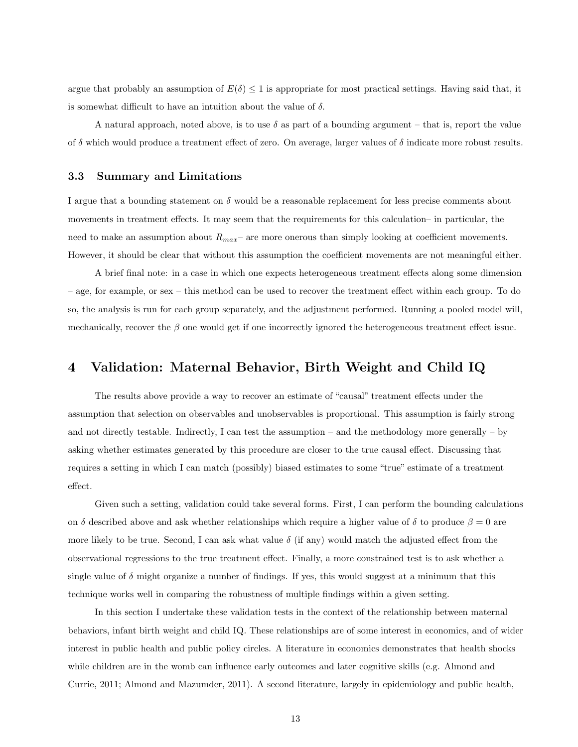argue that probably an assumption of $E(\delta) \leq 1$ is appropriate for most practical settings. Having said that, it is somewhat difficult to have an intuition about the value of $\delta$.

A natural approach, noted above, is to use $\delta$ as part of a bounding argument – that is, report the value of $\delta$ which would produce a treatment effect of zero. On average, larger values of $\delta$ indicate more robust results.

### 3.3 Summary and Limitations

I argue that a bounding statement on $\delta$ would be a reasonable replacement for less precise comments about movements in treatment effects. It may seem that the requirements for this calculation– in particular, the need to make an assumption about $R_{max}$– are more onerous than simply looking at coefficient movements. However, it should be clear that without this assumption the coefficient movements are not meaningful either.

A brief final note: in a case in which one expects heterogeneous treatment effects along some dimension – age, for example, or sex – this method can be used to recover the treatment effect within each group. To do so, the analysis is run for each group separately, and the adjustment performed. Running a pooled model will, mechanically, recover the $\beta$ one would get if one incorrectly ignored the heterogeneous treatment effect issue.

## 4 Validation: Maternal Behavior, Birth Weight and Child IQ

The results above provide a way to recover an estimate of "causal" treatment effects under the assumption that selection on observables and unobservables is proportional. This assumption is fairly strong and not directly testable. Indirectly, I can test the assumption – and the methodology more generally – by asking whether estimates generated by this procedure are closer to the true causal effect. Discussing that requires a setting in which I can match (possibly) biased estimates to some "true" estimate of a treatment effect.

Given such a setting, validation could take several forms. First, I can perform the bounding calculations on $\delta$ described above and ask whether relationships which require a higher value of $\delta$ to produce $\beta = 0$ are more likely to be true. Second, I can ask what value $\delta$ (if any) would match the adjusted effect from the observational regressions to the true treatment effect. Finally, a more constrained test is to ask whether a single value of $\delta$ might organize a number of findings. If yes, this would suggest at a minimum that this technique works well in comparing the robustness of multiple findings within a given setting.

In this section I undertake these validation tests in the context of the relationship between maternal behaviors, infant birth weight and child IQ. These relationships are of some interest in economics, and of wider interest in public health and public policy circles. A literature in economics demonstrates that health shocks while children are in the womb can influence early outcomes and later cognitive skills (e.g. Almond and Currie, 2011; Almond and Mazumder, 2011). A second literature, largely in epidemiology and public health,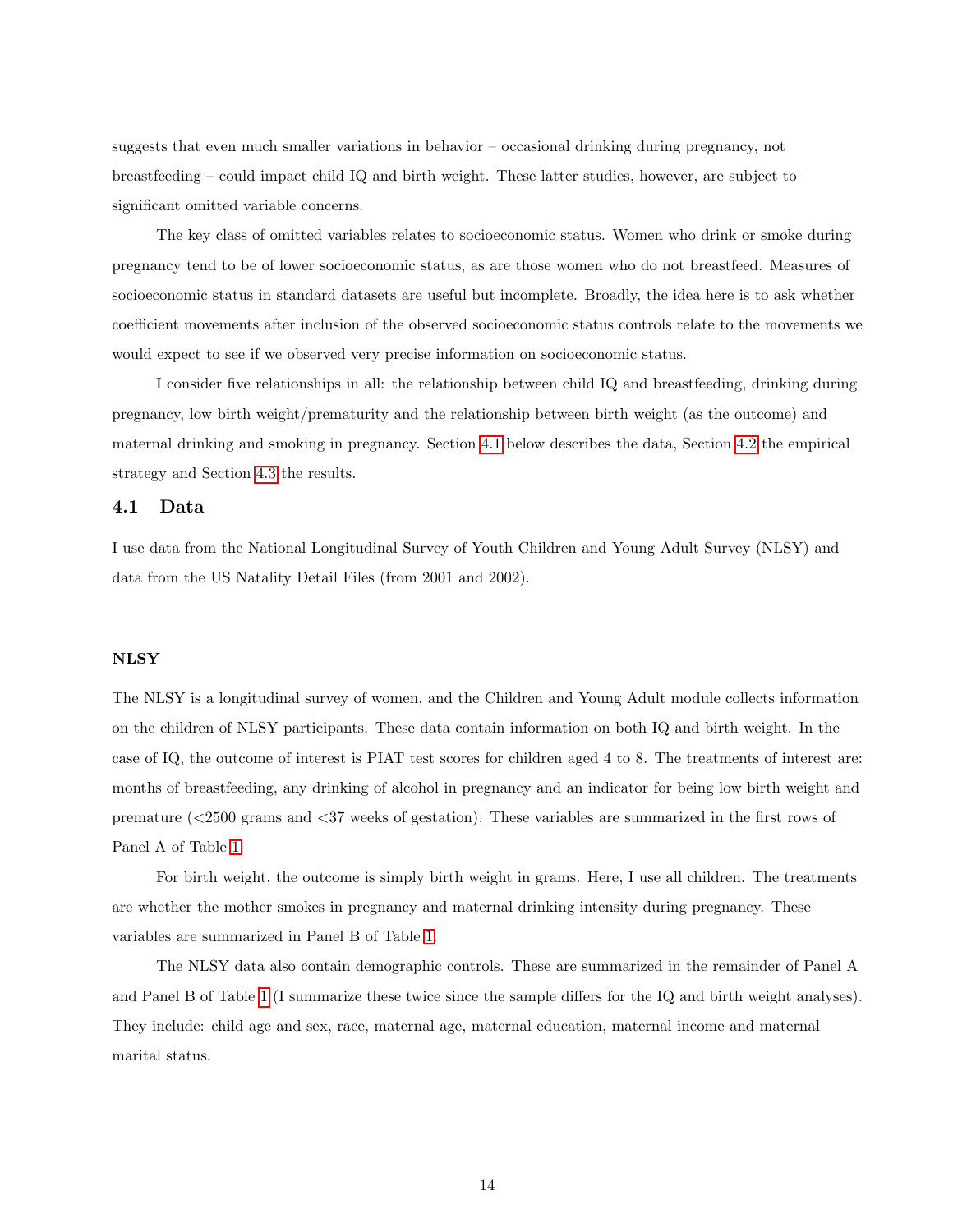suggests that even much smaller variations in behavior – occasional drinking during pregnancy, not breastfeeding – could impact child IQ and birth weight. These latter studies, however, are subject to significant omitted variable concerns.

The key class of omitted variables relates to socioeconomic status. Women who drink or smoke during pregnancy tend to be of lower socioeconomic status, as are those women who do not breastfeed. Measures of socioeconomic status in standard datasets are useful but incomplete. Broadly, the idea here is to ask whether coefficient movements after inclusion of the observed socioeconomic status controls relate to the movements we would expect to see if we observed very precise information on socioeconomic status.

I consider five relationships in all: the relationship between child IQ and breastfeeding, drinking during pregnancy, low birth weight/prematurity and the relationship between birth weight (as the outcome) and maternal drinking and smoking in pregnancy. Section 4.1 below describes the data, Section 4.2 the empirical strategy and Section 4.3 the results.

### 4.1 Data

I use data from the National Longitudinal Survey of Youth Children and Young Adult Survey (NLSY) and data from the US Natality Detail Files (from 2001 and 2002).

#### NLSY

The NLSY is a longitudinal survey of women, and the Children and Young Adult module collects information on the children of NLSY participants. These data contain information on both IQ and birth weight. In the case of IQ, the outcome of interest is PIAT test scores for children aged 4 to 8. The treatments of interest are: months of breastfeeding, any drinking of alcohol in pregnancy and an indicator for being low birth weight and premature (<2500 grams and <37 weeks of gestation). These variables are summarized in the first rows of Panel A of Table 1.

For birth weight, the outcome is simply birth weight in grams. Here, I use all children. The treatments are whether the mother smokes in pregnancy and maternal drinking intensity during pregnancy. These variables are summarized in Panel B of Table 1.

The NLSY data also contain demographic controls. These are summarized in the remainder of Panel A and Panel B of Table 1 (I summarize these twice since the sample differs for the IQ and birth weight analyses). They include: child age and sex, race, maternal age, maternal education, maternal income and maternal marital status.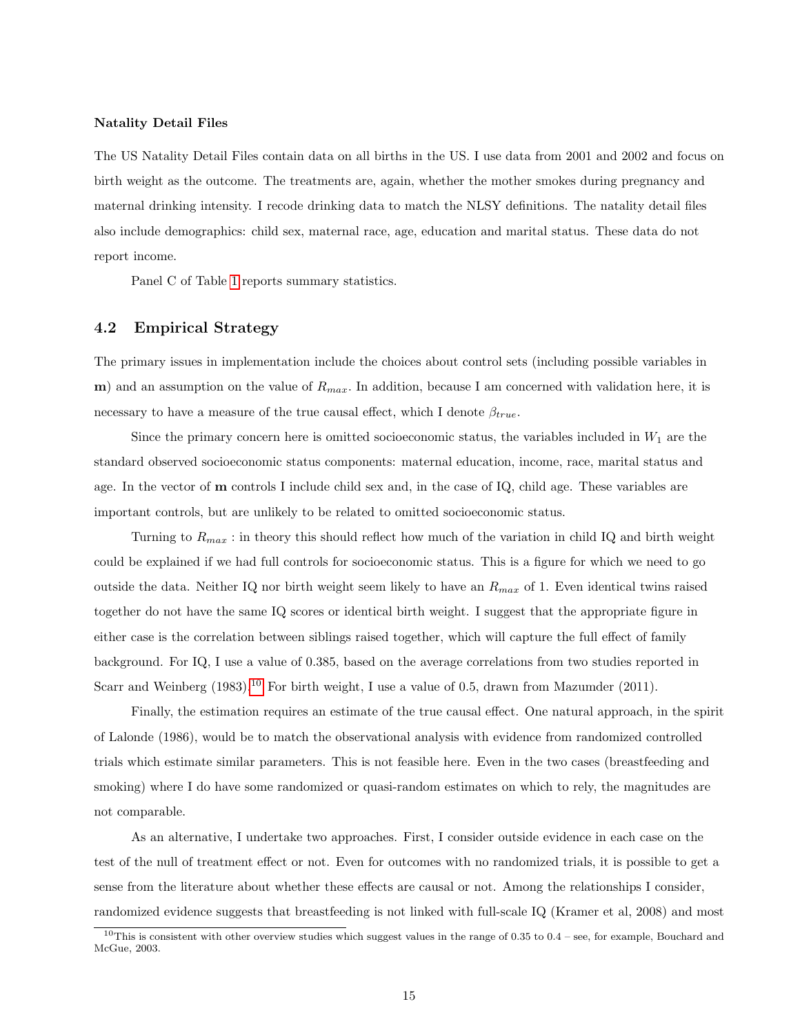**Natality Detail Files**

The US Natality Detail Files contain data on all births in the US. I use data from 2001 and 2002 and focus on birth weight as the outcome. The treatments are, again, whether the mother smokes during pregnancy and maternal drinking intensity. I recode drinking data to match the NLSY definitions. The natality detail files also include demographics: child sex, maternal race, age, education and marital status. These data do not report income.

Panel C of Table 1 reports summary statistics.

## 4.2 Empirical Strategy

The primary issues in implementation include the choices about control sets (including possible variables in $\mathbf{m}$) and an assumption on the value of $R_{max}$. In addition, because I am concerned with validation here, it is necessary to have a measure of the true causal effect, which I denote $\beta_{true}$.

Since the primary concern here is omitted socioeconomic status, the variables included in $W_1$ are the standard observed socioeconomic status components: maternal education, income, race, marital status and age. In the vector of $\mathbf{m}$ controls I include child sex and, in the case of IQ, child age. These variables are important controls, but are unlikely to be related to omitted socioeconomic status.

Turning to $R_{max}$ : in theory this should reflect how much of the variation in child IQ and birth weight could be explained if we had full controls for socioeconomic status. This is a figure for which we need to go outside the data. Neither IQ nor birth weight seem likely to have an $R_{max}$ of 1. Even identical twins raised together do not have the same IQ scores or identical birth weight. I suggest that the appropriate figure in either case is the correlation between siblings raised together, which will capture the full effect of family background. For IQ, I use a value of 0.385, based on the average correlations from two studies reported in Scarr and Weinberg (1983).[10] For birth weight, I use a value of 0.5, drawn from Mazumder (2011).

Finally, the estimation requires an estimate of the true causal effect. One natural approach, in the spirit of Lalonde (1986), would be to match the observational analysis with evidence from randomized controlled trials which estimate similar parameters. This is not feasible here. Even in the two cases (breastfeeding and smoking) where I do have some randomized or quasi-random estimates on which to rely, the magnitudes are not comparable.

As an alternative, I undertake two approaches. First, I consider outside evidence in each case on the test of the null of treatment effect or not. Even for outcomes with no randomized trials, it is possible to get a sense from the literature about whether these effects are causal or not. Among the relationships I consider, randomized evidence suggests that breastfeeding is not linked with full-scale IQ (Kramer et al, 2008) and most

[10] This is consistent with other overview studies which suggest values in the range of 0.35 to 0.4 – see, for example, Bouchard and McGue, 2003.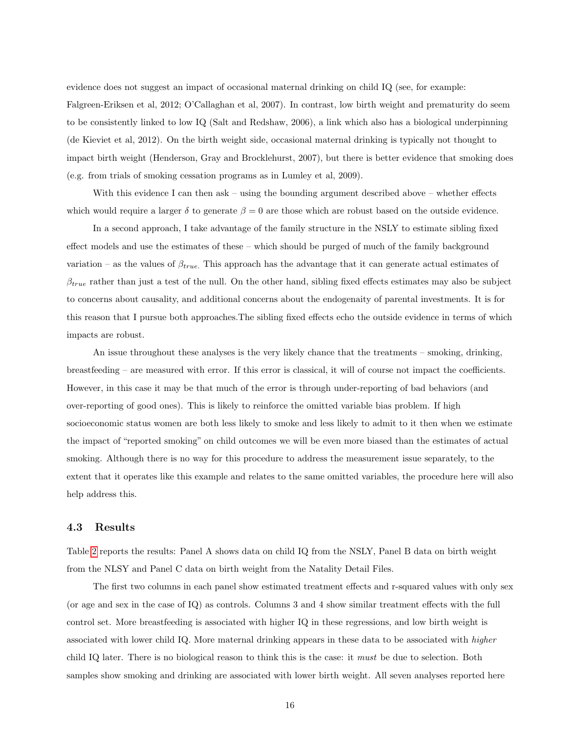evidence does not suggest an impact of occasional maternal drinking on child IQ (see, for example: Falgreen-Eriksen et al, 2012; O'Callaghan et al, 2007). In contrast, low birth weight and prematurity do seem to be consistently linked to low IQ (Salt and Redshaw, 2006), a link which also has a biological underpinning (de Kieviet et al, 2012). On the birth weight side, occasional maternal drinking is typically not thought to impact birth weight (Henderson, Gray and Brocklehurst, 2007), but there is better evidence that smoking does (e.g. from trials of smoking cessation programs as in Lumley et al, 2009).

With this evidence I can then ask – using the bounding argument described above – whether effects which would require a larger $\delta$ to generate $\beta = 0$ are those which are robust based on the outside evidence.

In a second approach, I take advantage of the family structure in the NSLY to estimate sibling fixed effect models and use the estimates of these – which should be purged of much of the family background variation – as the values of $\beta_{true.}$ This approach has the advantage that it can generate actual estimates of $\beta_{true}$ rather than just a test of the null. On the other hand, sibling fixed effects estimates may also be subject to concerns about causality, and additional concerns about the endogenaity of parental investments. It is for this reason that I pursue both approaches.The sibling fixed effects echo the outside evidence in terms of which impacts are robust.

An issue throughout these analyses is the very likely chance that the treatments – smoking, drinking, breastfeeding – are measured with error. If this error is classical, it will of course not impact the coefficients. However, in this case it may be that much of the error is through under-reporting of bad behaviors (and over-reporting of good ones). This is likely to reinforce the omitted variable bias problem. If high socioeconomic status women are both less likely to smoke and less likely to admit to it then when we estimate the impact of "reported smoking" on child outcomes we will be even more biased than the estimates of actual smoking. Although there is no way for this procedure to address the measurement issue separately, to the extent that it operates like this example and relates to the same omitted variables, the procedure here will also help address this.

### 4.3 Results

Table 2 reports the results: Panel A shows data on child IQ from the NSLY, Panel B data on birth weight from the NLSY and Panel C data on birth weight from the Natality Detail Files.

The first two columns in each panel show estimated treatment effects and r-squared values with only sex (or age and sex in the case of IQ) as controls. Columns 3 and 4 show similar treatment effects with the full control set. More breastfeeding is associated with higher IQ in these regressions, and low birth weight is associated with lower child IQ. More maternal drinking appears in these data to be associated with *higher* child IQ later. There is no biological reason to think this is the case: it *must* be due to selection. Both samples show smoking and drinking are associated with lower birth weight. All seven analyses reported here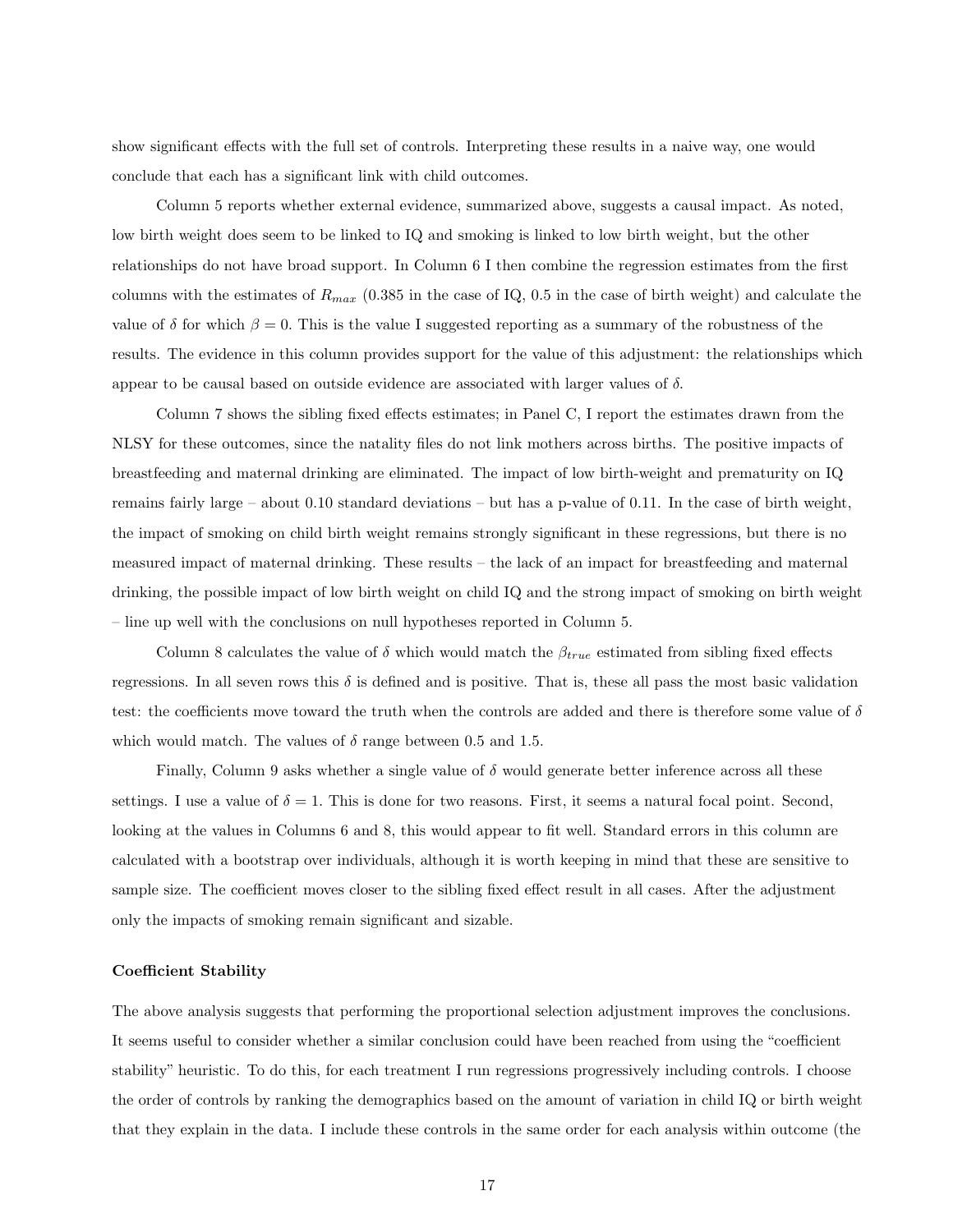show significant effects with the full set of controls. Interpreting these results in a naive way, one would conclude that each has a significant link with child outcomes.

Column 5 reports whether external evidence, summarized above, suggests a causal impact. As noted, low birth weight does seem to be linked to IQ and smoking is linked to low birth weight, but the other relationships do not have broad support. In Column 6 I then combine the regression estimates from the first columns with the estimates of $R_{max}$ (0.385 in the case of IQ, 0.5 in the case of birth weight) and calculate the value of $\delta$ for which $\beta = 0$. This is the value I suggested reporting as a summary of the robustness of the results. The evidence in this column provides support for the value of this adjustment: the relationships which appear to be causal based on outside evidence are associated with larger values of $\delta$.

Column 7 shows the sibling fixed effects estimates; in Panel C, I report the estimates drawn from the NLSY for these outcomes, since the natality files do not link mothers across births. The positive impacts of breastfeeding and maternal drinking are eliminated. The impact of low birth-weight and prematurity on IQ remains fairly large – about 0.10 standard deviations – but has a p-value of 0.11. In the case of birth weight, the impact of smoking on child birth weight remains strongly significant in these regressions, but there is no measured impact of maternal drinking. These results – the lack of an impact for breastfeeding and maternal drinking, the possible impact of low birth weight on child IQ and the strong impact of smoking on birth weight – line up well with the conclusions on null hypotheses reported in Column 5.

Column 8 calculates the value of $\delta$ which would match the $\beta_{true}$ estimated from sibling fixed effects regressions. In all seven rows this $\delta$ is defined and is positive. That is, these all pass the most basic validation test: the coefficients move toward the truth when the controls are added and there is therefore some value of $\delta$ which would match. The values of $\delta$ range between 0.5 and 1.5.

Finally, Column 9 asks whether a single value of $\delta$ would generate better inference across all these settings. I use a value of $\delta = 1$. This is done for two reasons. First, it seems a natural focal point. Second, looking at the values in Columns 6 and 8, this would appear to fit well. Standard errors in this column are calculated with a bootstrap over individuals, although it is worth keeping in mind that these are sensitive to sample size. The coefficient moves closer to the sibling fixed effect result in all cases. After the adjustment only the impacts of smoking remain significant and sizable.

**Coefficient Stability**

The above analysis suggests that performing the proportional selection adjustment improves the conclusions. It seems useful to consider whether a similar conclusion could have been reached from using the "coefficient stability" heuristic. To do this, for each treatment I run regressions progressively including controls. I choose the order of controls by ranking the demographics based on the amount of variation in child IQ or birth weight that they explain in the data. I include these controls in the same order for each analysis within outcome (the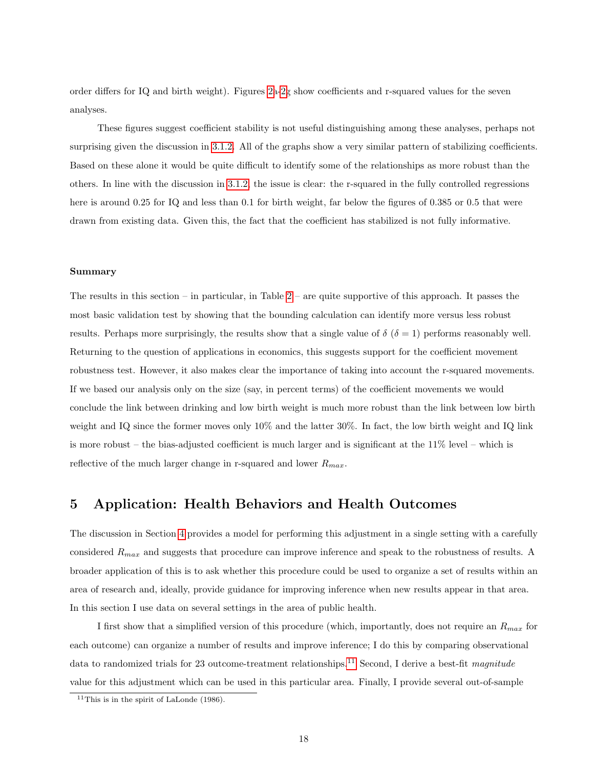order differs for IQ and birth weight). Figures 2a-2g show coefficients and r-squared values for the seven analyses.

These figures suggest coefficient stability is not useful distinguishing among these analyses, perhaps not surprising given the discussion in 3.1.2. All of the graphs show a very similar pattern of stabilizing coefficients. Based on these alone it would be quite difficult to identify some of the relationships as more robust than the others. In line with the discussion in 3.1.2, the issue is clear: the r-squared in the fully controlled regressions here is around 0.25 for IQ and less than 0.1 for birth weight, far below the figures of 0.385 or 0.5 that were drawn from existing data. Given this, the fact that the coefficient has stabilized is not fully informative.

#### Summary

The results in this section – in particular, in Table 2 – are quite supportive of this approach. It passes the most basic validation test by showing that the bounding calculation can identify more versus less robust results. Perhaps more surprisingly, the results show that a single value of $\delta$ ($\delta = 1$) performs reasonably well. Returning to the question of applications in economics, this suggests support for the coefficient movement robustness test. However, it also makes clear the importance of taking into account the r-squared movements. If we based our analysis only on the size (say, in percent terms) of the coefficient movements we would conclude the link between drinking and low birth weight is much more robust than the link between low birth weight and IQ since the former moves only 10% and the latter 30%. In fact, the low birth weight and IQ link is more robust – the bias-adjusted coefficient is much larger and is significant at the 11% level – which is reflective of the much larger change in r-squared and lower $R_{max}$.

## 5 Application: Health Behaviors and Health Outcomes

The discussion in Section 4 provides a model for performing this adjustment in a single setting with a carefully considered $R_{max}$ and suggests that procedure can improve inference and speak to the robustness of results. A broader application of this is to ask whether this procedure could be used to organize a set of results within an area of research and, ideally, provide guidance for improving inference when new results appear in that area. In this section I use data on several settings in the area of public health.

I first show that a simplified version of this procedure (which, importantly, does not require an $R_{max}$ for each outcome) can organize a number of results and improve inference; I do this by comparing observational data to randomized trials for 23 outcome-treatment relationships.[11] Second, I derive a best-fit *magnitude* value for this adjustment which can be used in this particular area. Finally, I provide several out-of-sample

[11] This is in the spirit of LaLonde (1986).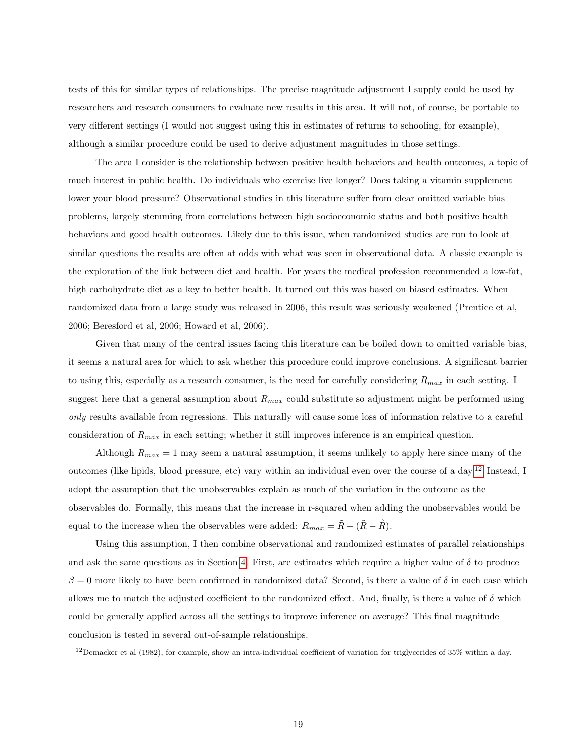tests of this for similar types of relationships. The precise magnitude adjustment I supply could be used by researchers and research consumers to evaluate new results in this area. It will not, of course, be portable to very different settings (I would not suggest using this in estimates of returns to schooling, for example), although a similar procedure could be used to derive adjustment magnitudes in those settings.

The area I consider is the relationship between positive health behaviors and health outcomes, a topic of much interest in public health. Do individuals who exercise live longer? Does taking a vitamin supplement lower your blood pressure? Observational studies in this literature suffer from clear omitted variable bias problems, largely stemming from correlations between high socioeconomic status and both positive health behaviors and good health outcomes. Likely due to this issue, when randomized studies are run to look at similar questions the results are often at odds with what was seen in observational data. A classic example is the exploration of the link between diet and health. For years the medical profession recommended a low-fat, high carbohydrate diet as a key to better health. It turned out this was based on biased estimates. When randomized data from a large study was released in 2006, this result was seriously weakened (Prentice et al, 2006; Beresford et al, 2006; Howard et al, 2006).

Given that many of the central issues facing this literature can be boiled down to omitted variable bias, it seems a natural area for which to ask whether this procedure could improve conclusions. A significant barrier to using this, especially as a research consumer, is the need for carefully considering $R_{max}$ in each setting. I suggest here that a general assumption about $R_{max}$ could substitute so adjustment might be performed using *only* results available from regressions. This naturally will cause some loss of information relative to a careful consideration of $R_{max}$ in each setting; whether it still improves inference is an empirical question.

Although $R_{max} = 1$ may seem a natural assumption, it seems unlikely to apply here since many of the outcomes (like lipids, blood pressure, etc) vary within an individual even over the course of a day.[12] Instead, I adopt the assumption that the unobservables explain as much of the variation in the outcome as the observables do. Formally, this means that the increase in r-squared when adding the unobservables would be equal to the increase when the observables were added: $R_{max} = \tilde{R} + (\tilde{R} - \mathring{R})$.

Using this assumption, I then combine observational and randomized estimates of parallel relationships and ask the same questions as in Section 4. First, are estimates which require a higher value of $\delta$ to produce $\beta = 0$ more likely to have been confirmed in randomized data? Second, is there a value of $\delta$ in each case which allows me to match the adjusted coefficient to the randomized effect. And, finally, is there a value of $\delta$ which could be generally applied across all the settings to improve inference on average? This final magnitude conclusion is tested in several out-of-sample relationships.

[12] Demacker et al (1982), for example, show an intra-individual coefficient of variation for triglycerides of 35% within a day.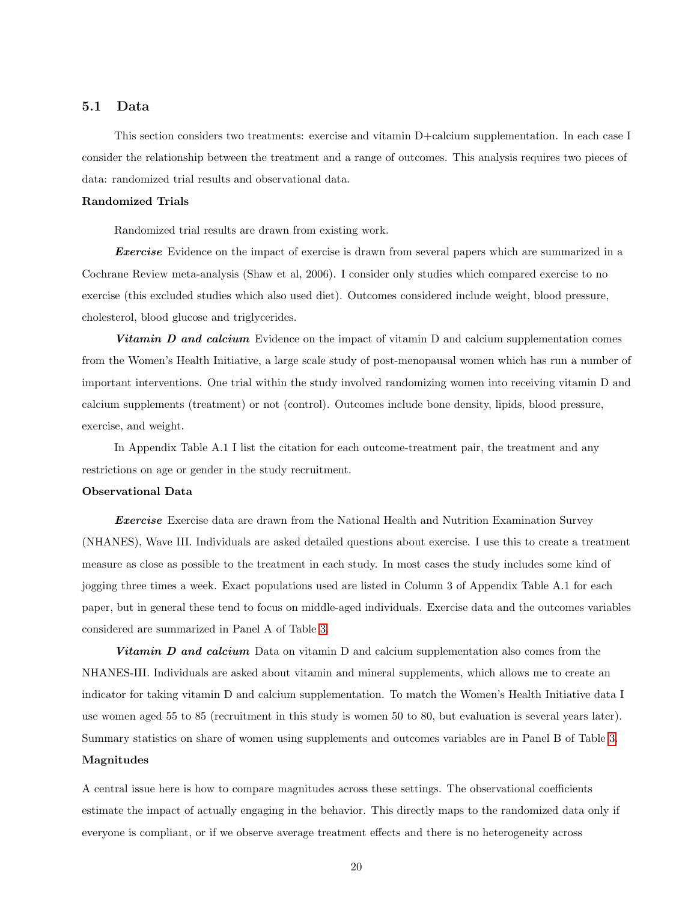### 5.1 Data

This section considers two treatments: exercise and vitamin D+calcium supplementation. In each case I consider the relationship between the treatment and a range of outcomes. This analysis requires two pieces of data: randomized trial results and observational data.

**Randomized Trials**

Randomized trial results are drawn from existing work.

***Exercise*** Evidence on the impact of exercise is drawn from several papers which are summarized in a Cochrane Review meta-analysis (Shaw et al, 2006). I consider only studies which compared exercise to no exercise (this excluded studies which also used diet). Outcomes considered include weight, blood pressure, cholesterol, blood glucose and triglycerides.

***Vitamin D and calcium*** Evidence on the impact of vitamin D and calcium supplementation comes from the Women's Health Initiative, a large scale study of post-menopausal women which has run a number of important interventions. One trial within the study involved randomizing women into receiving vitamin D and calcium supplements (treatment) or not (control). Outcomes include bone density, lipids, blood pressure, exercise, and weight.

In Appendix Table A.1 I list the citation for each outcome-treatment pair, the treatment and any restrictions on age or gender in the study recruitment.

**Observational Data**

***Exercise*** Exercise data are drawn from the National Health and Nutrition Examination Survey (NHANES), Wave III. Individuals are asked detailed questions about exercise. I use this to create a treatment measure as close as possible to the treatment in each study. In most cases the study includes some kind of jogging three times a week. Exact populations used are listed in Column 3 of Appendix Table A.1 for each paper, but in general these tend to focus on middle-aged individuals. Exercise data and the outcomes variables considered are summarized in Panel A of Table 3.

***Vitamin D and calcium*** Data on vitamin D and calcium supplementation also comes from the NHANES-III. Individuals are asked about vitamin and mineral supplements, which allows me to create an indicator for taking vitamin D and calcium supplementation. To match the Women's Health Initiative data I use women aged 55 to 85 (recruitment in this study is women 50 to 80, but evaluation is several years later). Summary statistics on share of women using supplements and outcomes variables are in Panel B of Table 3.

**Magnitudes**

A central issue here is how to compare magnitudes across these settings. The observational coefficients estimate the impact of actually engaging in the behavior. This directly maps to the randomized data only if everyone is compliant, or if we observe average treatment effects and there is no heterogeneity across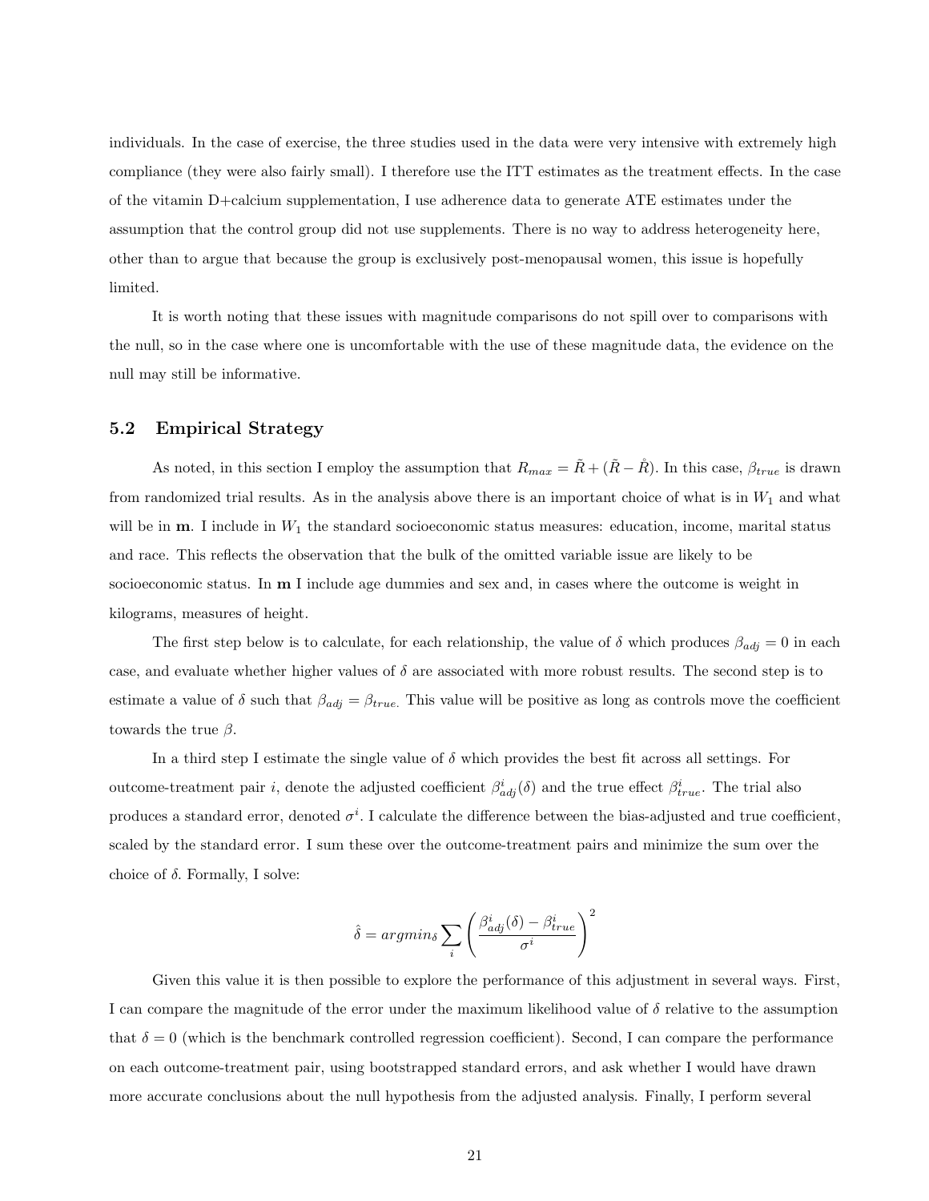individuals. In the case of exercise, the three studies used in the data were very intensive with extremely high compliance (they were also fairly small). I therefore use the ITT estimates as the treatment effects. In the case of the vitamin D+calcium supplementation, I use adherence data to generate ATE estimates under the assumption that the control group did not use supplements. There is no way to address heterogeneity here, other than to argue that because the group is exclusively post-menopausal women, this issue is hopefully limited.

It is worth noting that these issues with magnitude comparisons do not spill over to comparisons with the null, so in the case where one is uncomfortable with the use of these magnitude data, the evidence on the null may still be informative.

## 5.2 Empirical Strategy

As noted, in this section I employ the assumption that $R_{max} = \tilde{R} + (\tilde{R} - \mathring{R})$. In this case, $\beta_{true}$ is drawn from randomized trial results. As in the analysis above there is an important choice of what is in $W_1$ and what will be in $\mathbf{m}$. I include in $W_1$ the standard socioeconomic status measures: education, income, marital status and race. This reflects the observation that the bulk of the omitted variable issue are likely to be socioeconomic status. In $\mathbf{m}$ I include age dummies and sex and, in cases where the outcome is weight in kilograms, measures of height.

The first step below is to calculate, for each relationship, the value of $\delta$ which produces $\beta_{adj} = 0$ in each case, and evaluate whether higher values of $\delta$ are associated with more robust results. The second step is to estimate a value of $\delta$ such that $\beta_{adj} = \beta_{true}$. This value will be positive as long as controls move the coefficient towards the true $\beta$.

In a third step I estimate the single value of $\delta$ which provides the best fit across all settings. For outcome-treatment pair $i$, denote the adjusted coefficient $\beta^i_{adj}(\delta)$ and the true effect $\beta^i_{true}$. The trial also produces a standard error, denoted $\sigma^i$. I calculate the difference between the bias-adjusted and true coefficient, scaled by the standard error. I sum these over the outcome-treatment pairs and minimize the sum over the choice of $\delta$. Formally, I solve:

$$\hat{\delta} = argmin_{\delta} \sum_i \left( \frac{\beta^i_{adj}(\delta) - \beta^i_{true}}{\sigma^i} \right)^2$$

Given this value it is then possible to explore the performance of this adjustment in several ways. First, I can compare the magnitude of the error under the maximum likelihood value of $\delta$ relative to the assumption that $\delta = 0$ (which is the benchmark controlled regression coefficient). Second, I can compare the performance on each outcome-treatment pair, using bootstrapped standard errors, and ask whether I would have drawn more accurate conclusions about the null hypothesis from the adjusted analysis. Finally, I perform several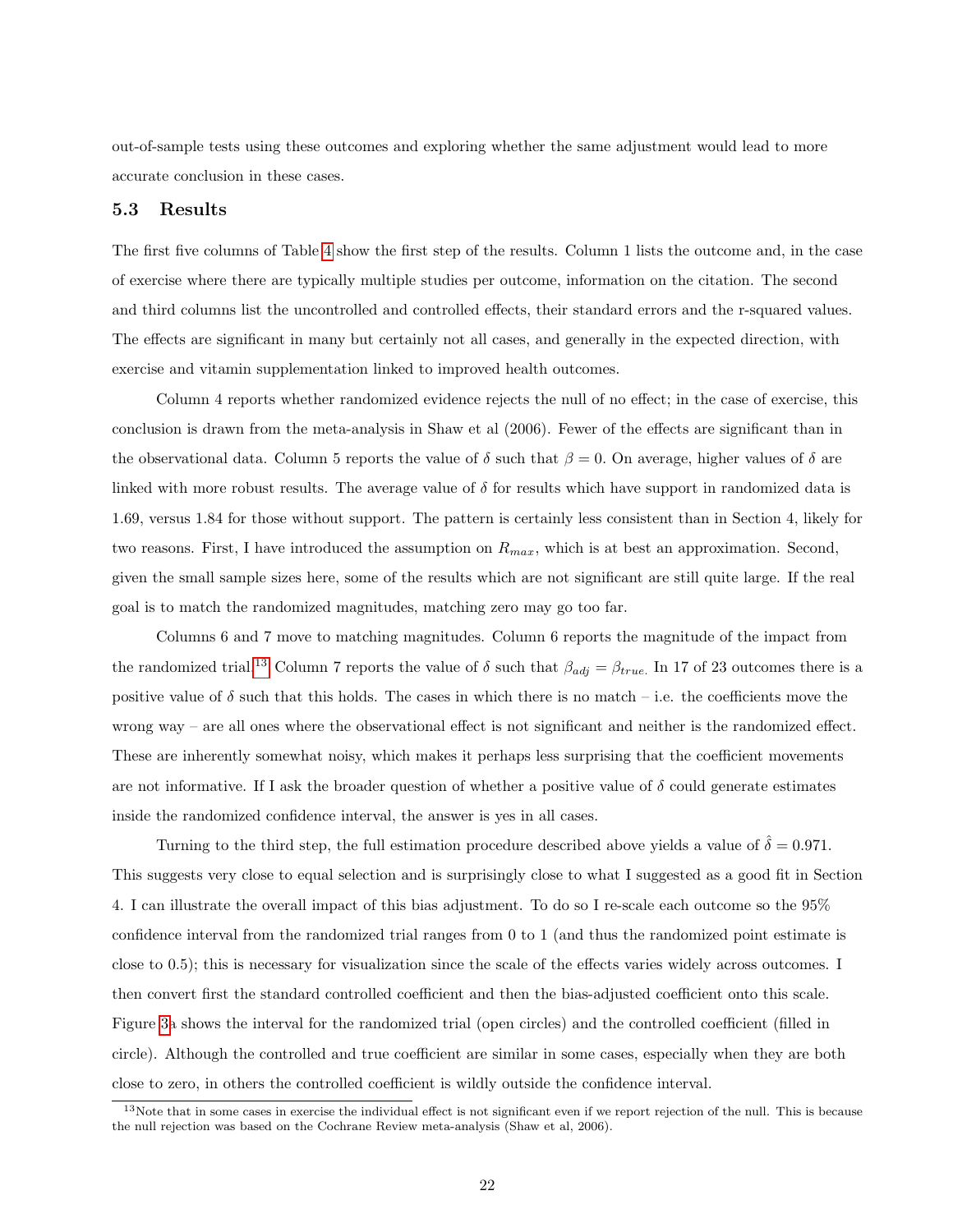out-of-sample tests using these outcomes and exploring whether the same adjustment would lead to more accurate conclusion in these cases.

### 5.3 Results

The first five columns of Table 4 show the first step of the results. Column 1 lists the outcome and, in the case of exercise where there are typically multiple studies per outcome, information on the citation. The second and third columns list the uncontrolled and controlled effects, their standard errors and the r-squared values. The effects are significant in many but certainly not all cases, and generally in the expected direction, with exercise and vitamin supplementation linked to improved health outcomes.

Column 4 reports whether randomized evidence rejects the null of no effect; in the case of exercise, this conclusion is drawn from the meta-analysis in Shaw et al (2006). Fewer of the effects are significant than in the observational data. Column 5 reports the value of $\delta$ such that $\beta = 0$. On average, higher values of $\delta$ are linked with more robust results. The average value of $\delta$ for results which have support in randomized data is 1.69, versus 1.84 for those without support. The pattern is certainly less consistent than in Section 4, likely for two reasons. First, I have introduced the assumption on $R_{max}$, which is at best an approximation. Second, given the small sample sizes here, some of the results which are not significant are still quite large. If the real goal is to match the randomized magnitudes, matching zero may go too far.

Columns 6 and 7 move to matching magnitudes. Column 6 reports the magnitude of the impact from the randomized trial.[13] Column 7 reports the value of $\delta$ such that $\beta_{adj} = \beta_{true.}$ In 17 of 23 outcomes there is a positive value of $\delta$ such that this holds. The cases in which there is no match – i.e. the coefficients move the wrong way – are all ones where the observational effect is not significant and neither is the randomized effect. These are inherently somewhat noisy, which makes it perhaps less surprising that the coefficient movements are not informative. If I ask the broader question of whether a positive value of $\delta$ could generate estimates inside the randomized confidence interval, the answer is yes in all cases.

Turning to the third step, the full estimation procedure described above yields a value of $\hat{\delta} = 0.971$. This suggests very close to equal selection and is surprisingly close to what I suggested as a good fit in Section 4. I can illustrate the overall impact of this bias adjustment. To do so I re-scale each outcome so the 95% confidence interval from the randomized trial ranges from 0 to 1 (and thus the randomized point estimate is close to 0.5); this is necessary for visualization since the scale of the effects varies widely across outcomes. I then convert first the standard controlled coefficient and then the bias-adjusted coefficient onto this scale. Figure 3a shows the interval for the randomized trial (open circles) and the controlled coefficient (filled in circle). Although the controlled and true coefficient are similar in some cases, especially when they are both close to zero, in others the controlled coefficient is wildly outside the confidence interval.

[13] Note that in some cases in exercise the individual effect is not significant even if we report rejection of the null. This is because the null rejection was based on the Cochrane Review meta-analysis (Shaw et al, 2006).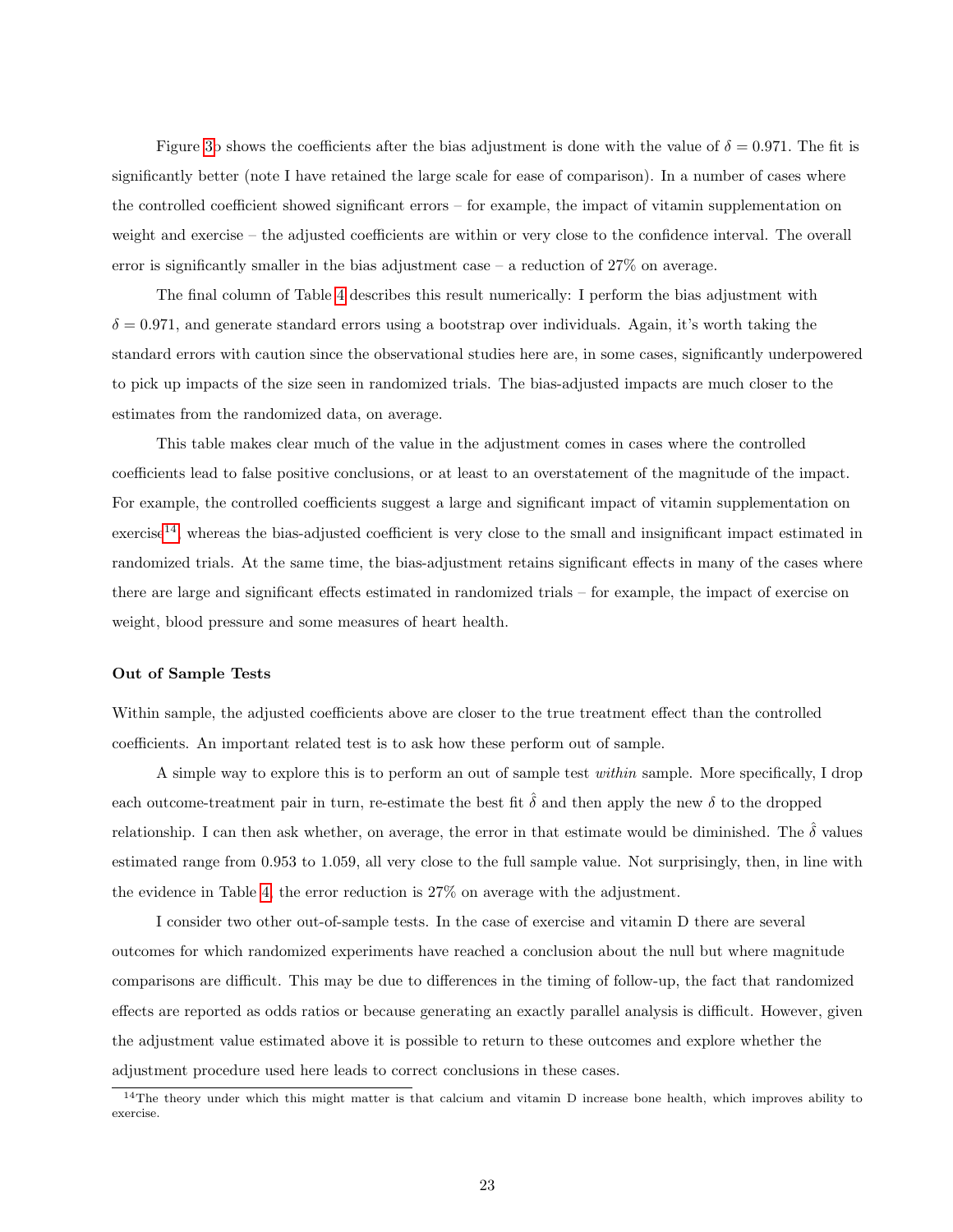Figure 3b shows the coefficients after the bias adjustment is done with the value of $\delta = 0.971$. The fit is significantly better (note I have retained the large scale for ease of comparison). In a number of cases where the controlled coefficient showed significant errors – for example, the impact of vitamin supplementation on weight and exercise – the adjusted coefficients are within or very close to the confidence interval. The overall error is significantly smaller in the bias adjustment case – a reduction of 27% on average.

The final column of Table 4 describes this result numerically: I perform the bias adjustment with $\delta = 0.971$, and generate standard errors using a bootstrap over individuals. Again, it's worth taking the standard errors with caution since the observational studies here are, in some cases, significantly underpowered to pick up impacts of the size seen in randomized trials. The bias-adjusted impacts are much closer to the estimates from the randomized data, on average.

This table makes clear much of the value in the adjustment comes in cases where the controlled coefficients lead to false positive conclusions, or at least to an overstatement of the magnitude of the impact. For example, the controlled coefficients suggest a large and significant impact of vitamin supplementation on exercise[14], whereas the bias-adjusted coefficient is very close to the small and insignificant impact estimated in randomized trials. At the same time, the bias-adjustment retains significant effects in many of the cases where there are large and significant effects estimated in randomized trials – for example, the impact of exercise on weight, blood pressure and some measures of heart health.

**Out of Sample Tests**

Within sample, the adjusted coefficients above are closer to the true treatment effect than the controlled coefficients. An important related test is to ask how these perform out of sample.

A simple way to explore this is to perform an out of sample test *within* sample. More specifically, I drop each outcome-treatment pair in turn, re-estimate the best fit $\hat{\delta}$ and then apply the new $\delta$ to the dropped relationship. I can then ask whether, on average, the error in that estimate would be diminished. The $\hat{\delta}$ values estimated range from 0.953 to 1.059, all very close to the full sample value. Not surprisingly, then, in line with the evidence in Table 4, the error reduction is 27% on average with the adjustment.

I consider two other out-of-sample tests. In the case of exercise and vitamin D there are several outcomes for which randomized experiments have reached a conclusion about the null but where magnitude comparisons are difficult. This may be due to differences in the timing of follow-up, the fact that randomized effects are reported as odds ratios or because generating an exactly parallel analysis is difficult. However, given the adjustment value estimated above it is possible to return to these outcomes and explore whether the adjustment procedure used here leads to correct conclusions in these cases.

[14] The theory under which this might matter is that calcium and vitamin D increase bone health, which improves ability to exercise.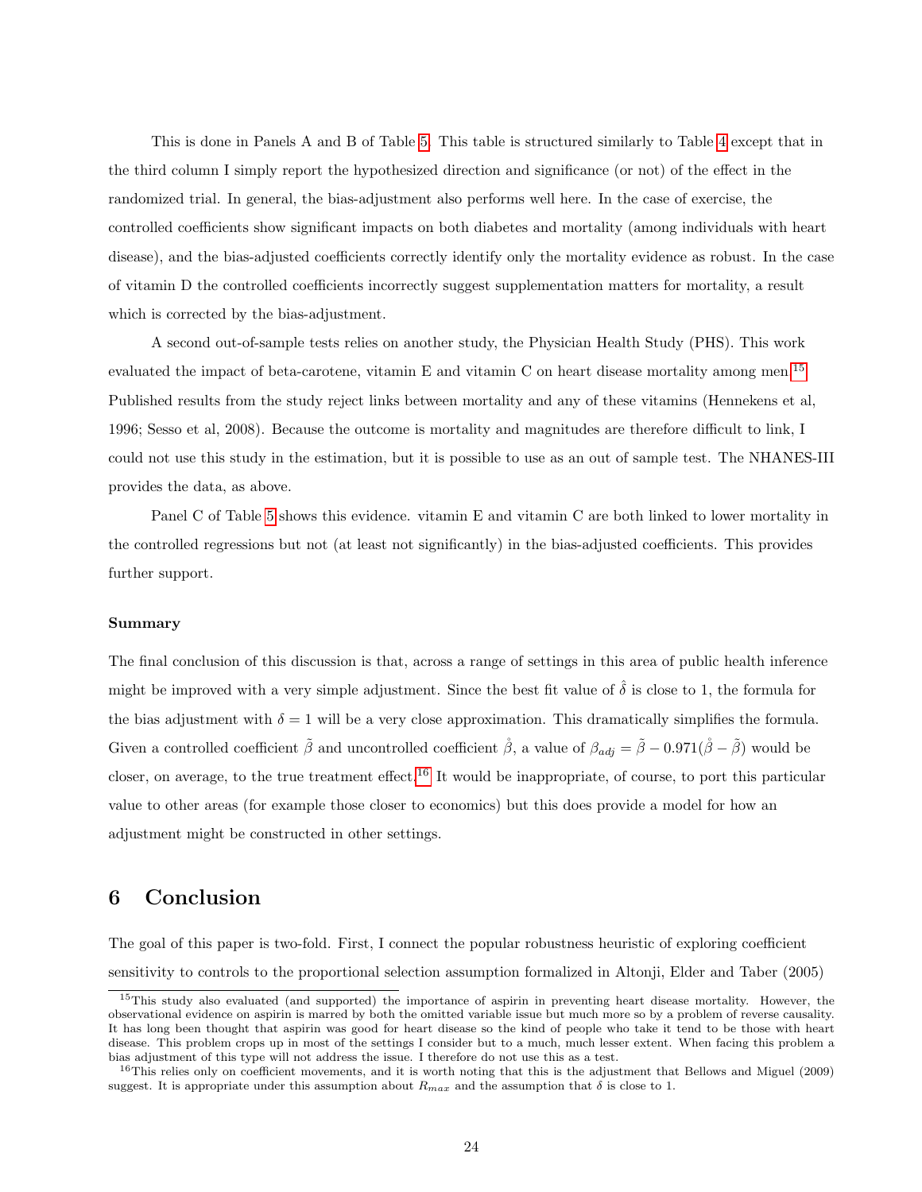This is done in Panels A and B of Table 5. This table is structured similarly to Table 4 except that in the third column I simply report the hypothesized direction and significance (or not) of the effect in the randomized trial. In general, the bias-adjustment also performs well here. In the case of exercise, the controlled coefficients show significant impacts on both diabetes and mortality (among individuals with heart disease), and the bias-adjusted coefficients correctly identify only the mortality evidence as robust. In the case of vitamin D the controlled coefficients incorrectly suggest supplementation matters for mortality, a result which is corrected by the bias-adjustment.

A second out-of-sample tests relies on another study, the Physician Health Study (PHS). This work evaluated the impact of beta-carotene, vitamin E and vitamin C on heart disease mortality among men.[15] Published results from the study reject links between mortality and any of these vitamins (Hennekens et al, 1996; Sesso et al, 2008). Because the outcome is mortality and magnitudes are therefore difficult to link, I could not use this study in the estimation, but it is possible to use as an out of sample test. The NHANES-III provides the data, as above.

Panel C of Table 5 shows this evidence. vitamin E and vitamin C are both linked to lower mortality in the controlled regressions but not (at least not significantly) in the bias-adjusted coefficients. This provides further support.

#### Summary

The final conclusion of this discussion is that, across a range of settings in this area of public health inference might be improved with a very simple adjustment. Since the best fit value of $\hat{\delta}$ is close to 1, the formula for the bias adjustment with $\delta = 1$ will be a very close approximation. This dramatically simplifies the formula. Given a controlled coefficient $\tilde{\beta}$ and uncontrolled coefficient $\mathring{\beta}$, a value of $\beta_{adj} = \tilde{\beta} - 0.971(\mathring{\beta} - \tilde{\beta})$ would be closer, on average, to the true treatment effect.[16] It would be inappropriate, of course, to port this particular value to other areas (for example those closer to economics) but this does provide a model for how an adjustment might be constructed in other settings.

## 6 Conclusion

The goal of this paper is two-fold. First, I connect the popular robustness heuristic of exploring coefficient sensitivity to controls to the proportional selection assumption formalized in Altonji, Elder and Taber (2005)

[15] This study also evaluated (and supported) the importance of aspirin in preventing heart disease mortality. However, the observational evidence on aspirin is marred by both the omitted variable issue but much more so by a problem of reverse causality. It has long been thought that aspirin was good for heart disease so the kind of people who take it tend to be those with heart disease. This problem crops up in most of the settings I consider but to a much, much lesser extent. When facing this problem a bias adjustment of this type will not address the issue. I therefore do not use this as a test.

[16] This relies only on coefficient movements, and it is worth noting that this is the adjustment that Bellows and Miguel (2009) suggest. It is appropriate under this assumption about $R_{max}$ and the assumption that $\delta$ is close to 1.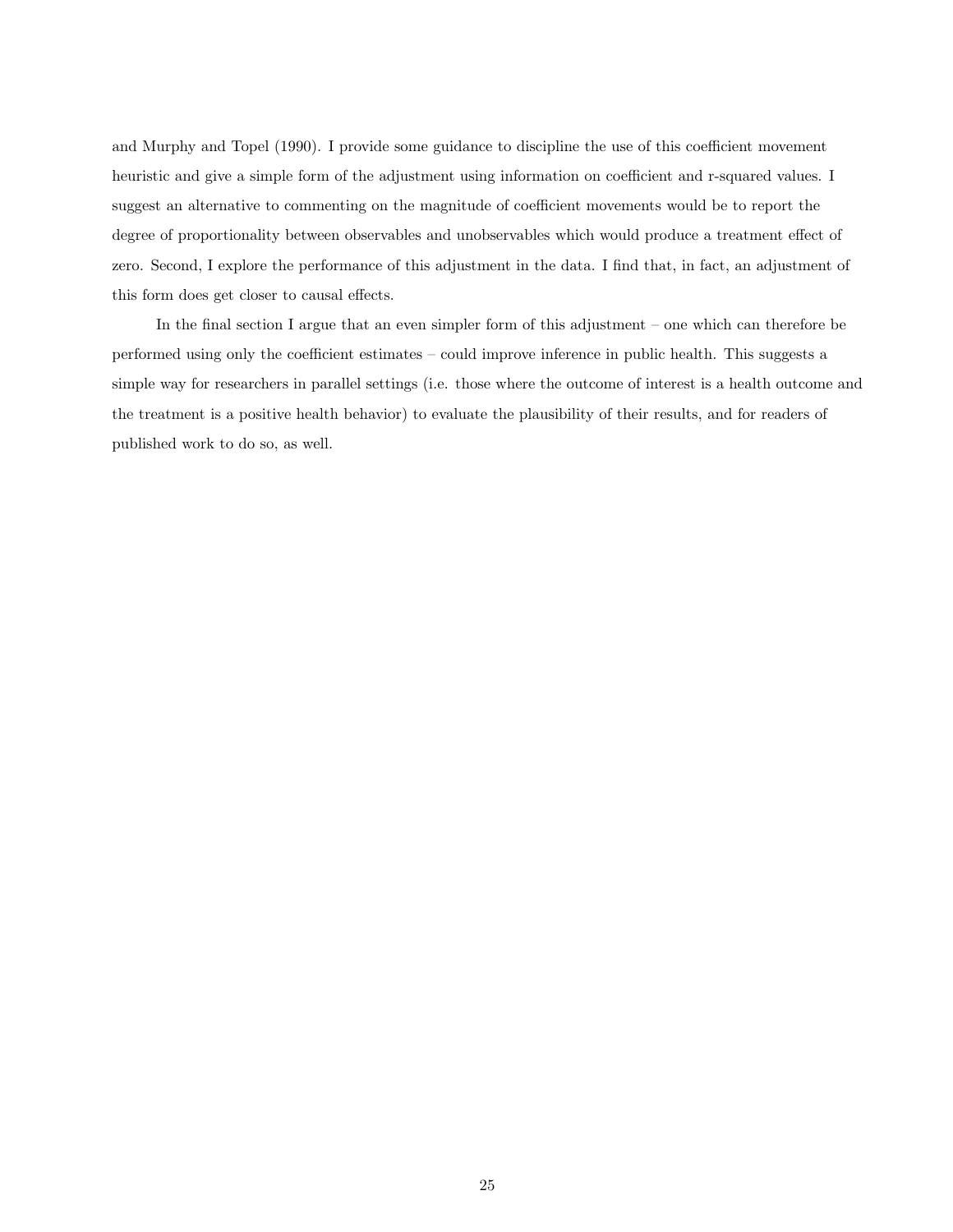and Murphy and Topel (1990). I provide some guidance to discipline the use of this coefficient movement heuristic and give a simple form of the adjustment using information on coefficient and r-squared values. I suggest an alternative to commenting on the magnitude of coefficient movements would be to report the degree of proportionality between observables and unobservables which would produce a treatment effect of zero. Second, I explore the performance of this adjustment in the data. I find that, in fact, an adjustment of this form does get closer to causal effects.

In the final section I argue that an even simpler form of this adjustment – one which can therefore be performed using only the coefficient estimates – could improve inference in public health. This suggests a simple way for researchers in parallel settings (i.e. those where the outcome of interest is a health outcome and the treatment is a positive health behavior) to evaluate the plausibility of their results, and for readers of published work to do so, as well.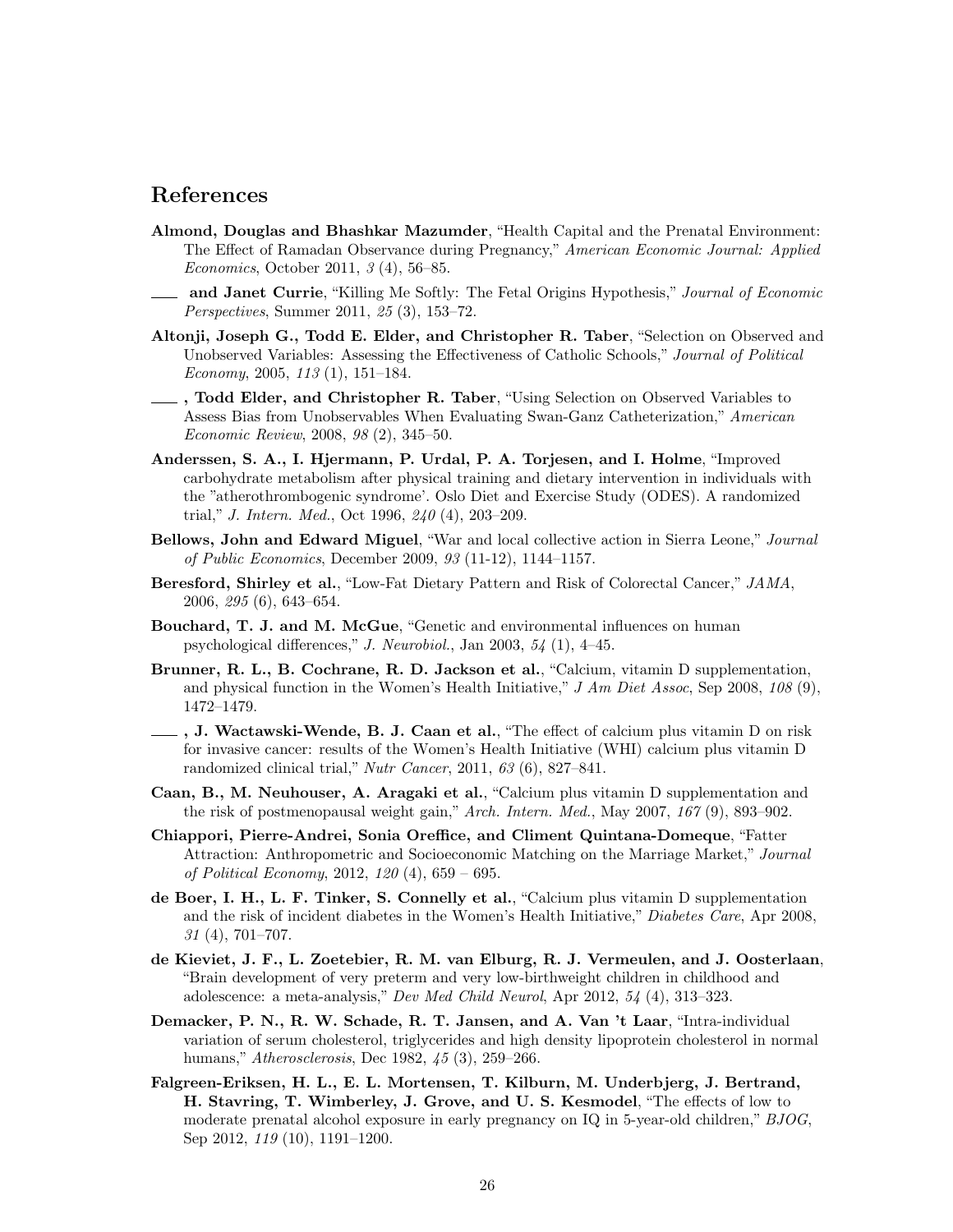## References

**Almond, Douglas and Bhashkar Mazumder**, "Health Capital and the Prenatal Environment: The Effect of Ramadan Observance during Pregnancy," *American Economic Journal: Applied Economics*, October 2011, *3* (4), 56–85.

**___ and Janet Currie**, "Killing Me Softly: The Fetal Origins Hypothesis," *Journal of Economic Perspectives*, Summer 2011, *25* (3), 153–72.

**Altonji, Joseph G., Todd E. Elder, and Christopher R. Taber**, "Selection on Observed and Unobserved Variables: Assessing the Effectiveness of Catholic Schools," *Journal of Political Economy*, 2005, *113* (1), 151–184.

**___, Todd Elder, and Christopher R. Taber**, "Using Selection on Observed Variables to Assess Bias from Unobservables When Evaluating Swan-Ganz Catheterization," *American Economic Review*, 2008, *98* (2), 345–50.

**Anderssen, S. A., I. Hjermann, P. Urdal, P. A. Torjesen, and I. Holme**, "Improved carbohydrate metabolism after physical training and dietary intervention in individuals with the "atherothrombogenic syndrome'. Oslo Diet and Exercise Study (ODES). A randomized trial," *J. Intern. Med.*, Oct 1996, *240* (4), 203–209.

**Bellows, John and Edward Miguel**, "War and local collective action in Sierra Leone," *Journal of Public Economics*, December 2009, *93* (11-12), 1144–1157.

**Beresford, Shirley et al.**, "Low-Fat Dietary Pattern and Risk of Colorectal Cancer," *JAMA*, 2006, *295* (6), 643–654.

**Bouchard, T. J. and M. McGue**, "Genetic and environmental influences on human psychological differences," *J. Neurobiol.*, Jan 2003, *54* (1), 4–45.

**Brunner, R. L., B. Cochrane, R. D. Jackson et al.**, "Calcium, vitamin D supplementation, and physical function in the Women's Health Initiative," *J Am Diet Assoc*, Sep 2008, *108* (9), 1472–1479.

**___, J. Wactawski-Wende, B. J. Caan et al.**, "The effect of calcium plus vitamin D on risk for invasive cancer: results of the Women's Health Initiative (WHI) calcium plus vitamin D randomized clinical trial," *Nutr Cancer*, 2011, *63* (6), 827–841.

**Caan, B., M. Neuhouser, A. Aragaki et al.**, "Calcium plus vitamin D supplementation and the risk of postmenopausal weight gain," *Arch. Intern. Med.*, May 2007, *167* (9), 893–902.

**Chiappori, Pierre-Andrei, Sonia Oreffice, and Climent Quintana-Domeque**, "Fatter Attraction: Anthropometric and Socioeconomic Matching on the Marriage Market," *Journal of Political Economy*, 2012, *120* (4), 659 – 695.

**de Boer, I. H., L. F. Tinker, S. Connelly et al.**, "Calcium plus vitamin D supplementation and the risk of incident diabetes in the Women's Health Initiative," *Diabetes Care*, Apr 2008, *31* (4), 701–707.

**de Kieviet, J. F., L. Zoetebier, R. M. van Elburg, R. J. Vermeulen, and J. Oosterlaan**, "Brain development of very preterm and very low-birthweight children in childhood and adolescence: a meta-analysis," *Dev Med Child Neurol*, Apr 2012, *54* (4), 313–323.

**Demacker, P. N., R. W. Schade, R. T. Jansen, and A. Van 't Laar**, "Intra-individual variation of serum cholesterol, triglycerides and high density lipoprotein cholesterol in normal humans," *Atherosclerosis*, Dec 1982, *45* (3), 259–266.

**Falgreen-Eriksen, H. L., E. L. Mortensen, T. Kilburn, M. Underbjerg, J. Bertrand, H. Stavring, T. Wimberley, J. Grove, and U. S. Kesmodel**, "The effects of low to moderate prenatal alcohol exposure in early pregnancy on IQ in 5-year-old children," *BJOG*, Sep 2012, *119* (10), 1191–1200.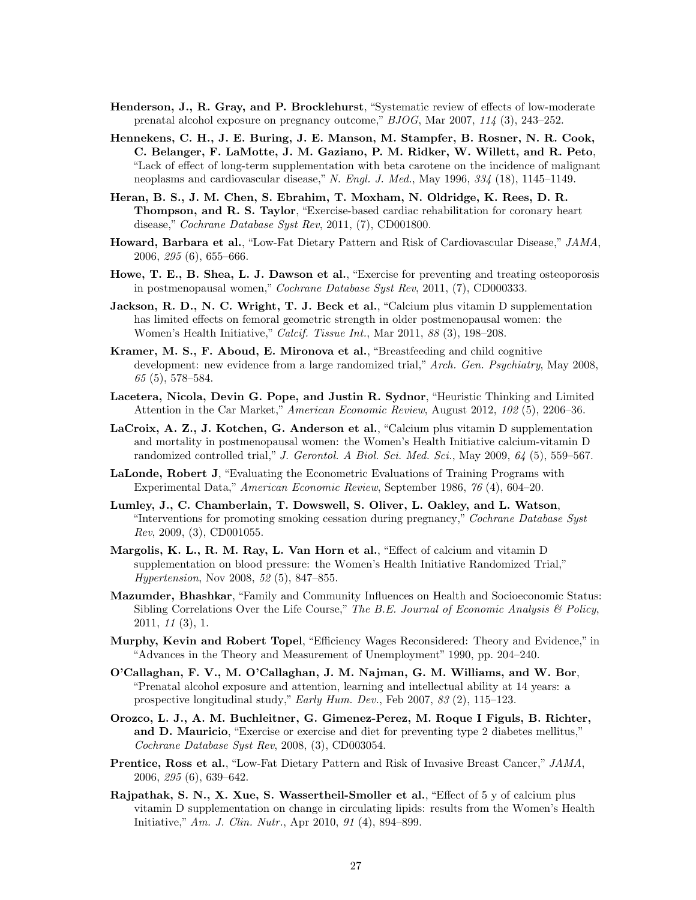**Henderson, J., R. Gray, and P. Brocklehurst**, "Systematic review of effects of low-moderate prenatal alcohol exposure on pregnancy outcome," *BJOG*, Mar 2007, *114* (3), 243–252.

**Hennekens, C. H., J. E. Buring, J. E. Manson, M. Stampfer, B. Rosner, N. R. Cook, C. Belanger, F. LaMotte, J. M. Gaziano, P. M. Ridker, W. Willett, and R. Peto**, "Lack of effect of long-term supplementation with beta carotene on the incidence of malignant neoplasms and cardiovascular disease," *N. Engl. J. Med.*, May 1996, *334* (18), 1145–1149.

**Heran, B. S., J. M. Chen, S. Ebrahim, T. Moxham, N. Oldridge, K. Rees, D. R. Thompson, and R. S. Taylor**, "Exercise-based cardiac rehabilitation for coronary heart disease," *Cochrane Database Syst Rev*, 2011, (7), CD001800.

**Howard, Barbara et al.**, "Low-Fat Dietary Pattern and Risk of Cardiovascular Disease," *JAMA*, 2006, *295* (6), 655–666.

**Howe, T. E., B. Shea, L. J. Dawson et al.**, "Exercise for preventing and treating osteoporosis in postmenopausal women," *Cochrane Database Syst Rev*, 2011, (7), CD000333.

**Jackson, R. D., N. C. Wright, T. J. Beck et al.**, "Calcium plus vitamin D supplementation has limited effects on femoral geometric strength in older postmenopausal women: the Women's Health Initiative," *Calcif. Tissue Int.*, Mar 2011, *88* (3), 198–208.

**Kramer, M. S., F. Aboud, E. Mironova et al.**, "Breastfeeding and child cognitive development: new evidence from a large randomized trial," *Arch. Gen. Psychiatry*, May 2008, *65* (5), 578–584.

**Lacetera, Nicola, Devin G. Pope, and Justin R. Sydnor**, "Heuristic Thinking and Limited Attention in the Car Market," *American Economic Review*, August 2012, *102* (5), 2206–36.

**LaCroix, A. Z., J. Kotchen, G. Anderson et al.**, "Calcium plus vitamin D supplementation and mortality in postmenopausal women: the Women's Health Initiative calcium-vitamin D randomized controlled trial," *J. Gerontol. A Biol. Sci. Med. Sci.*, May 2009, *64* (5), 559–567.

**LaLonde, Robert J**, "Evaluating the Econometric Evaluations of Training Programs with Experimental Data," *American Economic Review*, September 1986, *76* (4), 604–20.

**Lumley, J., C. Chamberlain, T. Dowswell, S. Oliver, L. Oakley, and L. Watson**, "Interventions for promoting smoking cessation during pregnancy," *Cochrane Database Syst Rev*, 2009, (3), CD001055.

**Margolis, K. L., R. M. Ray, L. Van Horn et al.**, "Effect of calcium and vitamin D supplementation on blood pressure: the Women's Health Initiative Randomized Trial," *Hypertension*, Nov 2008, *52* (5), 847–855.

**Mazumder, Bhashkar**, "Family and Community Influences on Health and Socioeconomic Status: Sibling Correlations Over the Life Course," *The B.E. Journal of Economic Analysis & Policy*, 2011, *11* (3), 1.

**Murphy, Kevin and Robert Topel**, "Efficiency Wages Reconsidered: Theory and Evidence," in "Advances in the Theory and Measurement of Unemployment" 1990, pp. 204–240.

**O'Callaghan, F. V., M. O'Callaghan, J. M. Najman, G. M. Williams, and W. Bor**, "Prenatal alcohol exposure and attention, learning and intellectual ability at 14 years: a prospective longitudinal study," *Early Hum. Dev.*, Feb 2007, *83* (2), 115–123.

**Orozco, L. J., A. M. Buchleitner, G. Gimenez-Perez, M. Roque I Figuls, B. Richter, and D. Mauricio**, "Exercise or exercise and diet for preventing type 2 diabetes mellitus," *Cochrane Database Syst Rev*, 2008, (3), CD003054.

**Prentice, Ross et al.**, "Low-Fat Dietary Pattern and Risk of Invasive Breast Cancer," *JAMA*, 2006, *295* (6), 639–642.

**Rajpathak, S. N., X. Xue, S. Wassertheil-Smoller et al.**, "Effect of 5 y of calcium plus vitamin D supplementation on change in circulating lipids: results from the Women's Health Initiative," *Am. J. Clin. Nutr.*, Apr 2010, *91* (4), 894–899.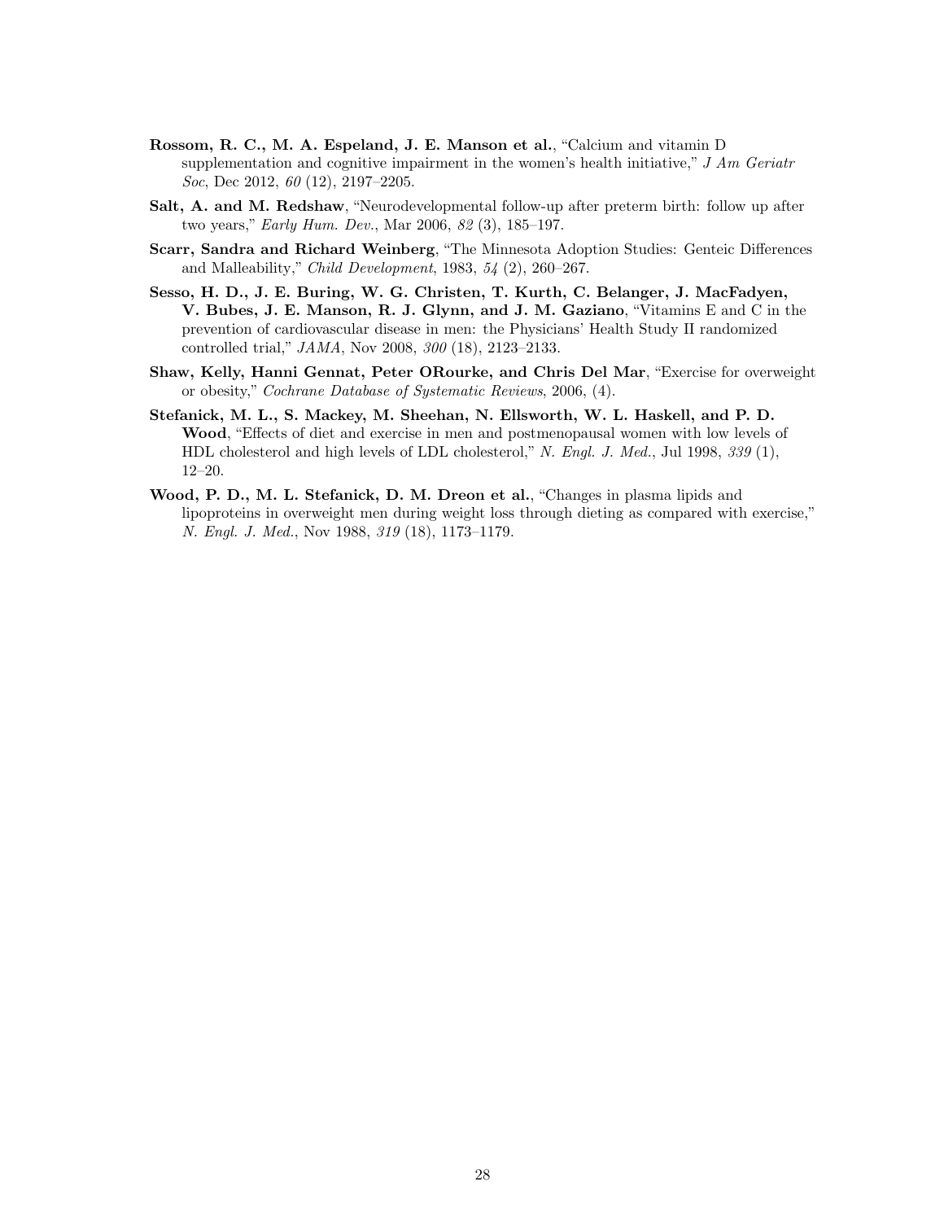**Rossom, R. C., M. A. Espeland, J. E. Manson et al.**, "Calcium and vitamin D supplementation and cognitive impairment in the women's health initiative," *J Am Geriatr Soc*, Dec 2012, *60* (12), 2197–2205.

**Salt, A. and M. Redshaw**, "Neurodevelopmental follow-up after preterm birth: follow up after two years," *Early Hum. Dev.*, Mar 2006, *82* (3), 185–197.

**Scarr, Sandra and Richard Weinberg**, "The Minnesota Adoption Studies: Genteic Differences and Malleability," *Child Development*, 1983, *54* (2), 260–267.

**Sesso, H. D., J. E. Buring, W. G. Christen, T. Kurth, C. Belanger, J. MacFadyen, V. Bubes, J. E. Manson, R. J. Glynn, and J. M. Gaziano**, "Vitamins E and C in the prevention of cardiovascular disease in men: the Physicians' Health Study II randomized controlled trial," *JAMA*, Nov 2008, *300* (18), 2123–2133.

**Shaw, Kelly, Hanni Gennat, Peter ORourke, and Chris Del Mar**, "Exercise for overweight or obesity," *Cochrane Database of Systematic Reviews*, 2006, (4).

**Stefanick, M. L., S. Mackey, M. Sheehan, N. Ellsworth, W. L. Haskell, and P. D. Wood**, "Effects of diet and exercise in men and postmenopausal women with low levels of HDL cholesterol and high levels of LDL cholesterol," *N. Engl. J. Med.*, Jul 1998, *339* (1), 12–20.

**Wood, P. D., M. L. Stefanick, D. M. Dreon et al.**, "Changes in plasma lipids and lipoproteins in overweight men during weight loss through dieting as compared with exercise," *N. Engl. J. Med.*, Nov 1988, *319* (18), 1173–1179.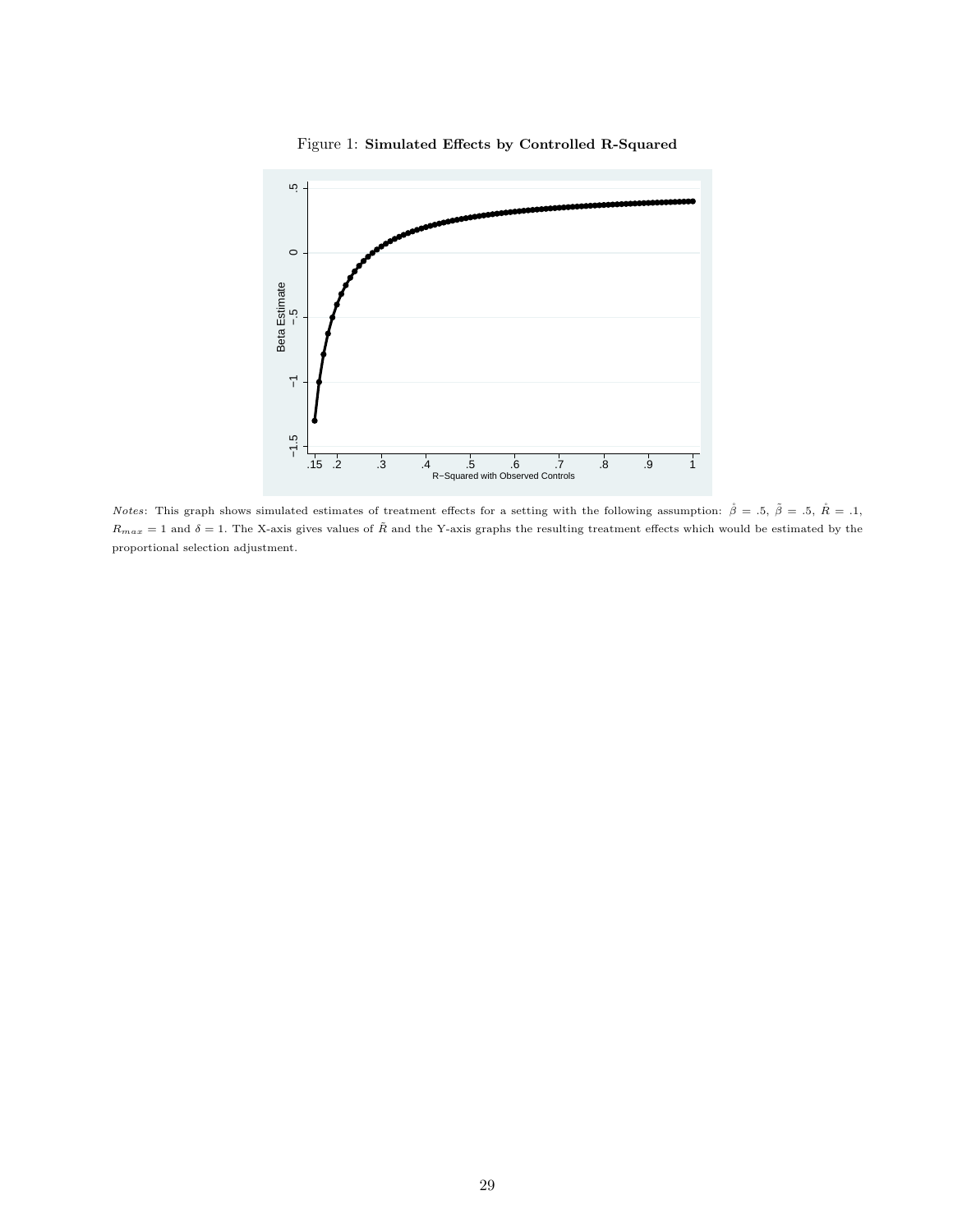Figure 1: **Simulated Effects by Controlled R-Squared**

*Notes*: This graph shows simulated estimates of treatment effects for a setting with the following assumption: $\mathring{\beta} = .5$, $\tilde{\beta} = .5$, $\mathring{R} = .1$, $R_{max} = 1$ and $\delta = 1$. The X-axis gives values of $\tilde{R}$ and the Y-axis graphs the resulting treatment effects which would be estimated by the proportional selection adjustment.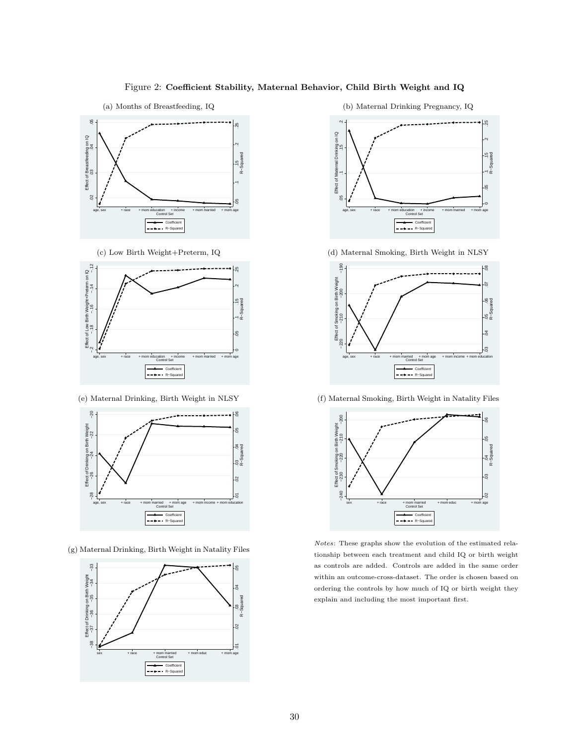Figure 2: **Coefficient Stability, Maternal Behavior, Child Birth Weight and IQ**

(a) Months of Breastfeeding, IQ

(b) Maternal Drinking Pregnancy, IQ

(c) Low Birth Weight+Preterm, IQ

(d) Maternal Smoking, Birth Weight in NLSY

(e) Maternal Drinking, Birth Weight in NLSY

(f) Maternal Smoking, Birth Weight in Natality Files

(g) Maternal Drinking, Birth Weight in Natality Files

*Notes*: These graphs show the evolution of the estimated relationship between each treatment and child IQ or birth weight as controls are added. Controls are added in the same order within an outcome-cross-dataset. The order is chosen based on ordering the controls by how much of IQ or birth weight they explain and including the most important first.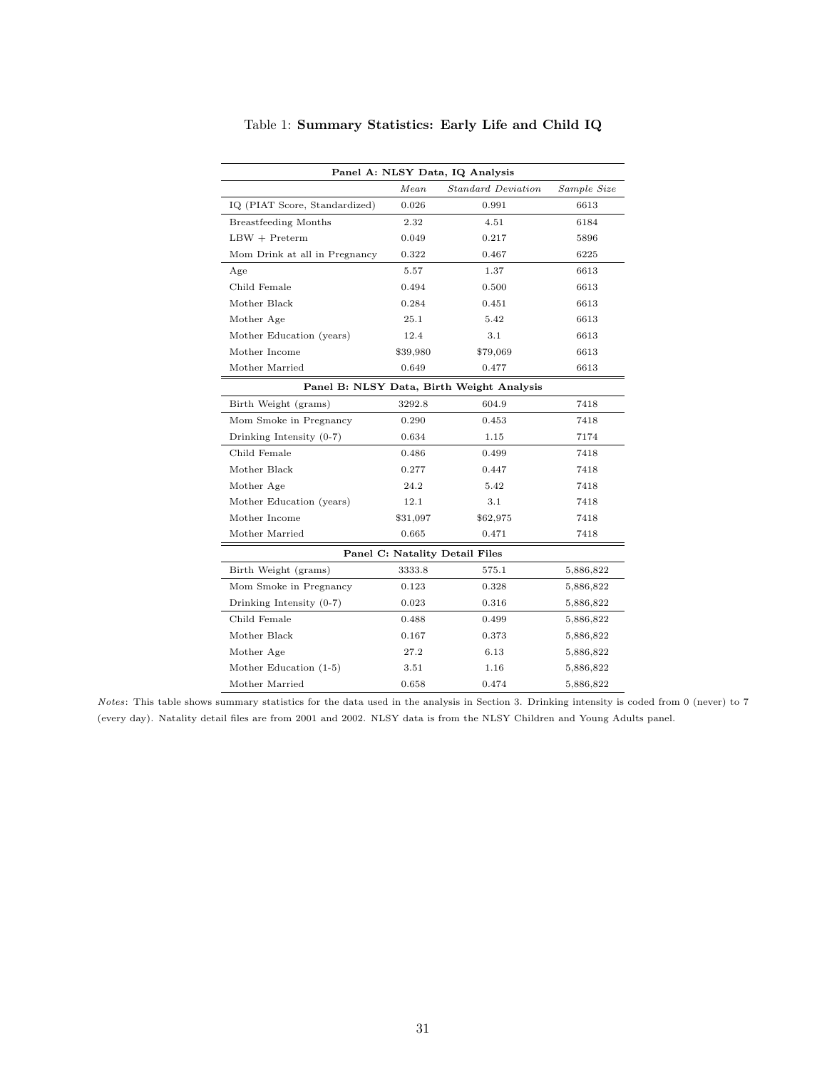Table 1: **Summary Statistics: Early Life and Child IQ**

| **Panel A: NLSY Data, IQ Analysis** | | | |
|---|---|---|---|
| | *Mean* | *Standard Deviation* | *Sample Size* |
| IQ (PIAT Score, Standardized) | 0.026 | 0.991 | 6613 |
| Breastfeeding Months | 2.32 | 4.51 | 6184 |
| LBW + Preterm | 0.049 | 0.217 | 5896 |
| Mom Drink at all in Pregnancy | 0.322 | 0.467 | 6225 |
| Age | 5.57 | 1.37 | 6613 |
| Child Female | 0.494 | 0.500 | 6613 |
| Mother Black | 0.284 | 0.451 | 6613 |
| Mother Age | 25.1 | 5.42 | 6613 |
| Mother Education (years) | 12.4 | 3.1 | 6613 |
| Mother Income | $39,980 | $79,069 | 6613 |
| Mother Married | 0.649 | 0.477 | 6613 |
| **Panel B: NLSY Data, Birth Weight Analysis** | | | |
| Birth Weight (grams) | 3292.8 | 604.9 | 7418 |
| Mom Smoke in Pregnancy | 0.290 | 0.453 | 7418 |
| Drinking Intensity (0-7) | 0.634 | 1.15 | 7174 |
| Child Female | 0.486 | 0.499 | 7418 |
| Mother Black | 0.277 | 0.447 | 7418 |
| Mother Age | 24.2 | 5.42 | 7418 |
| Mother Education (years) | 12.1 | 3.1 | 7418 |
| Mother Income | $31,097 | $62,975 | 7418 |
| Mother Married | 0.665 | 0.471 | 7418 |
| **Panel C: Natality Detail Files** | | | |
| Birth Weight (grams) | 3333.8 | 575.1 | 5,886,822 |
| Mom Smoke in Pregnancy | 0.123 | 0.328 | 5,886,822 |
| Drinking Intensity (0-7) | 0.023 | 0.316 | 5,886,822 |
| Child Female | 0.488 | 0.499 | 5,886,822 |
| Mother Black | 0.167 | 0.373 | 5,886,822 |
| Mother Age | 27.2 | 6.13 | 5,886,822 |
| Mother Education (1-5) | 3.51 | 1.16 | 5,886,822 |
| Mother Married | 0.658 | 0.474 | 5,886,822 |

*Notes*: This table shows summary statistics for the data used in the analysis in Section 3. Drinking intensity is coded from 0 (never) to 7 (every day). Natality detail files are from 2001 and 2002. NLSY data is from the NLSY Children and Young Adults panel.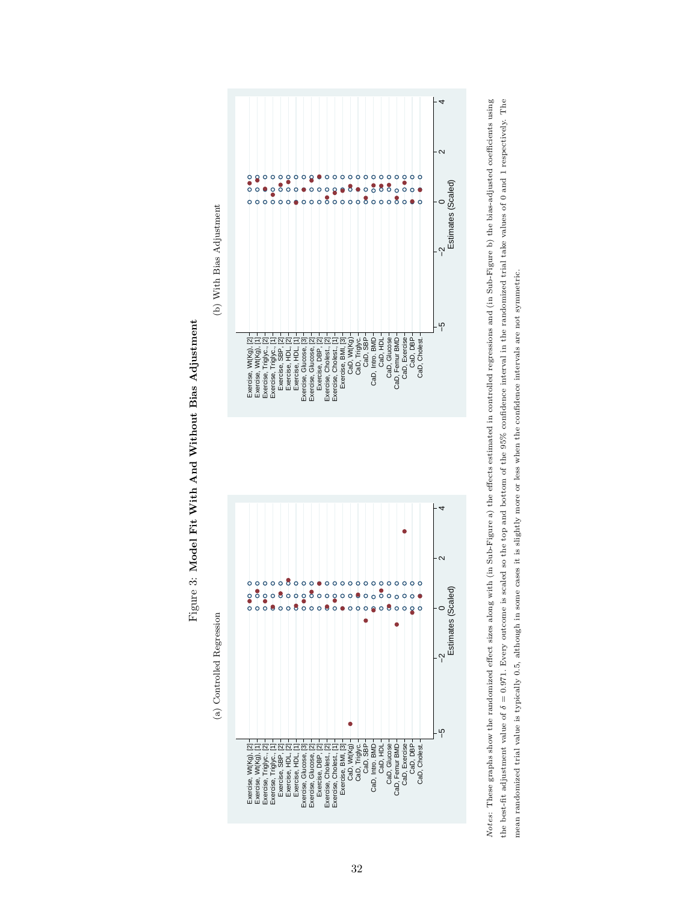Figure 3: **Model Fit With And Without Bias Adjustment**

(a) Controlled Regression

Exercise, Wt(Kg), [2]
Exercise, Wt(Kg), [1]
Exercise, Triglyc., [2]
Exercise, Triglyc., [1]
Exercise, SBP, [2]
Exercise, HDL, [2]
Exercise, HDL, [1]
Exercise, Glucose, [3]
Exercise, Glucose, [2]
Exercise, DBP, [2]
Exercise, Cholest., [2]
Exercise, Cholest., [1]
Exercise, BMI, [3]
CaD, Wt(Kg)
CaD, Triglyc.
CaD, SBP
CaD, Intro. BMD
CaD, HDL
CaD, Glucose
CaD, Femur BMD
CaD, Exercise
CaD, DBP
CaD, Cholest.

Estimates (Scaled)

(b) With Bias Adjustment

Exercise, Wt(Kg), [2]
Exercise, Wt(Kg), [1]
Exercise, Triglyc., [2]
Exercise, Triglyc., [1]
Exercise, SBP, [2]
Exercise, HDL, [2]
Exercise, HDL, [1]
Exercise, Glucose, [3]
Exercise, Glucose, [2]
Exercise, DBP, [2]
Exercise, Cholest., [2]
Exercise, Cholest., [1]
Exercise, BMI, [3]
CaD, Wt(Kg)
CaD, Triglyc.
CaD, SBP
CaD, Intro. BMD
CaD, HDL
CaD, Glucose
CaD, Femur BMD
CaD, Exercise
CaD, DBP
CaD, Cholest.

Estimates (Scaled)

*Notes*: These graphs show the randomized effect sizes along with (in Sub-Figure a) the effects estimated in controlled regressions and (in Sub-Figure b) the bias-adjusted coefficients using the best-fit adjustment value of $\delta = 0.971$. Every outcome is scaled so the top and bottom of the 95% confidence interval in the randomized trial take values of 0 and 1 respectively. The mean randomized trial value is typically 0.5, although in some cases it is slightly more or less when the confidence intervals are not symmetric.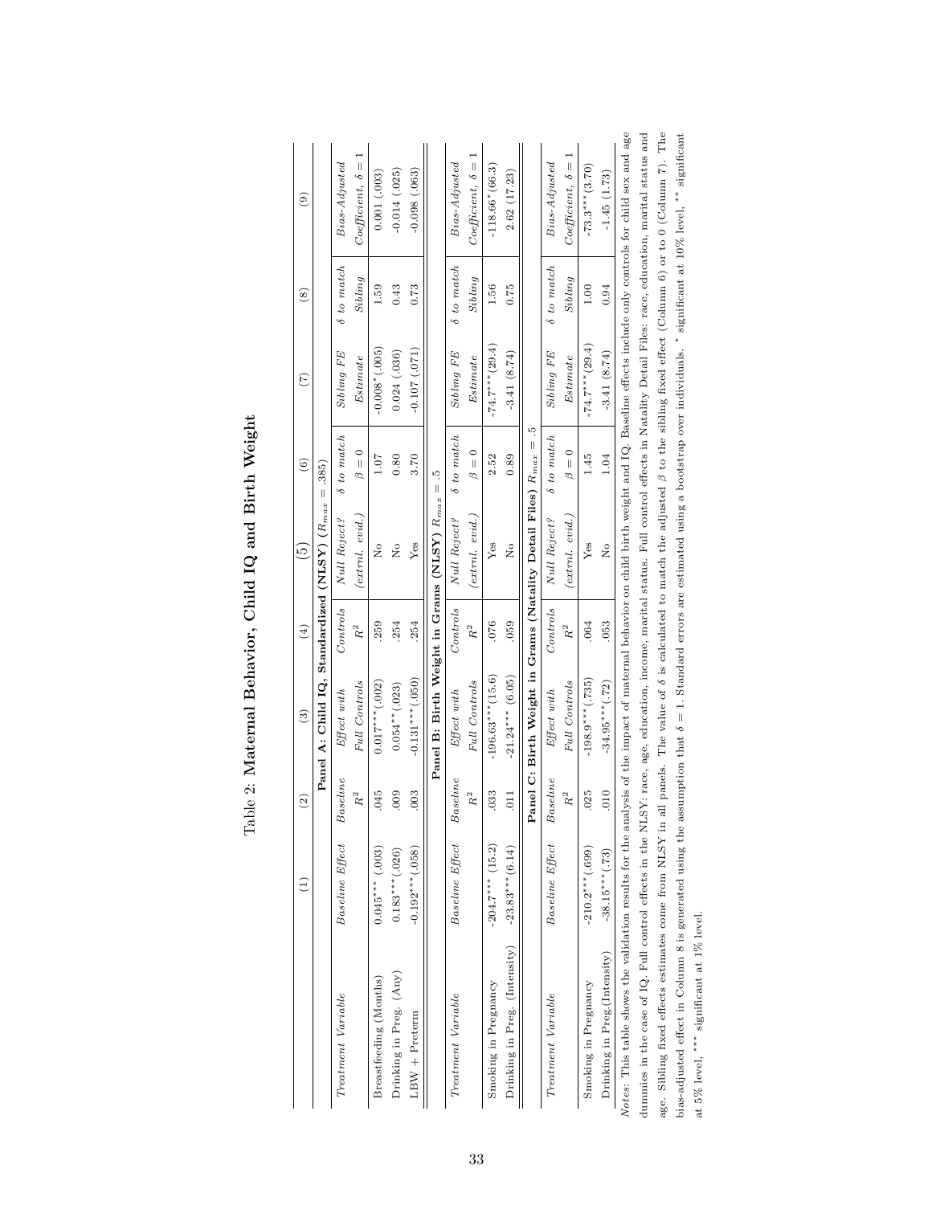Table 2: **Maternal Behavior, Child IQ and Birth Weight**

| | (1) | (2) | (3) | (4) | (5) | (6) | (7) | (8) | (9) |
|---|---|---|---|---|---|---|---|---|---|
| **Panel A: Child IQ, Standardized (NLSY) ($R_{max} = .385$)** | | | | | | | | | |
| *Treatment Variable* | *Baseline Effect* | *Baseline $R^2$* | *Effect with Full Controls* | *Controls $R^2$* | *Null Reject? (extrml. evid.)* | *$\delta$ to match $\beta = 0$* | *Sibling FE Estimate* | *$\delta$ to match Sibling* | *Bias-Adjusted Coefficient, $\delta = 1$* |
| Breastfeeding (Months) | 0.045*** (.003) | .045 | 0.017*** (.002) | .259 | No | 1.07 | -0.008* (.005) | 1.59 | 0.001 (.003) |
| Drinking in Preg. (Any) | 0.183*** (.026) | .009 | 0.054** (.023) | .254 | No | 0.80 | 0.024 (.036) | 0.43 | -0.014 (.025) |
| LBW + Preterm | -0.192*** (.058) | .003 | -0.131*** (.050) | .254 | Yes | 3.70 | -0.107 (.071) | 0.73 | -0.098 (.063) |
| **Panel B: Birth Weight in Grams (NLSY) $R_{max} = .5$** | | | | | | | | | |
| *Treatment Variable* | *Baseline Effect* | *Baseline $R^2$* | *Effect with Full Controls* | *Controls $R^2$* | *Null Reject? (extrml. evid.)* | *$\delta$ to match $\beta = 0$* | *Sibling FE Estimate* | *$\delta$ to match Sibling* | *Bias-Adjusted Coefficient, $\delta = 1$* |
| Smoking in Pregnancy | -204.7*** (15.2) | .033 | -196.63*** (15.6) | .076 | Yes | 2.52 | -74.7*** (29.4) | 1.56 | -118.66* (66.3) |
| Drinking in Preg. (Intensity) | -23.83*** (6.14) | .011 | -21.24*** (6.05) | .059 | No | 0.89 | -3.41 (8.74) | 0.75 | 2.62 (17.23) |
| **Panel C: Birth Weight in Grams (Natality Detail Files) $R_{max} = .5$** | | | | | | | | | |
| *Treatment Variable* | *Baseline Effect* | *Baseline $R^2$* | *Effect with Full Controls* | *Controls $R^2$* | *Null Reject? (extrml. evid.)* | *$\delta$ to match $\beta = 0$* | *Sibling FE Estimate* | *$\delta$ to match Sibling* | *Bias-Adjusted Coefficient, $\delta = 1$* |
| Smoking in Pregnancy | -210.2*** (.699) | .025 | -198.9*** (.735) | .064 | Yes | 1.45 | -74.7*** (29.4) | 1.00 | -73.3*** (3.70) |
| Drinking in Preg.(Intensity) | -38.15*** (.73) | .010 | -34.95*** (.72) | .053 | No | 1.04 | -3.41 (8.74) | 0.94 | -1.45 (1.73) |

*Notes*: This table shows the validation results for the analysis of the impact of maternal behavior on child birth weight and IQ. Baseline effects include only controls for child sex and age dummies in the case of IQ. Full control effects in the NLSY: race, age, education, income, marital status. Full control effects in Natality Detail Files: race, education, marital status and age. Sibling fixed effects estimates come from NLSY in all panels. The value of $\delta$ is calculated to match the adjusted $\beta$ to the sibling fixed effect (Column 6) or to 0 (Column 7). The bias-adjusted effect in Column 8 is generated using the assumption that $\delta = 1$. Standard errors are estimated using a bootstrap over individuals. * significant at 10% level, ** significant at 5% level, *** significant at 1% level.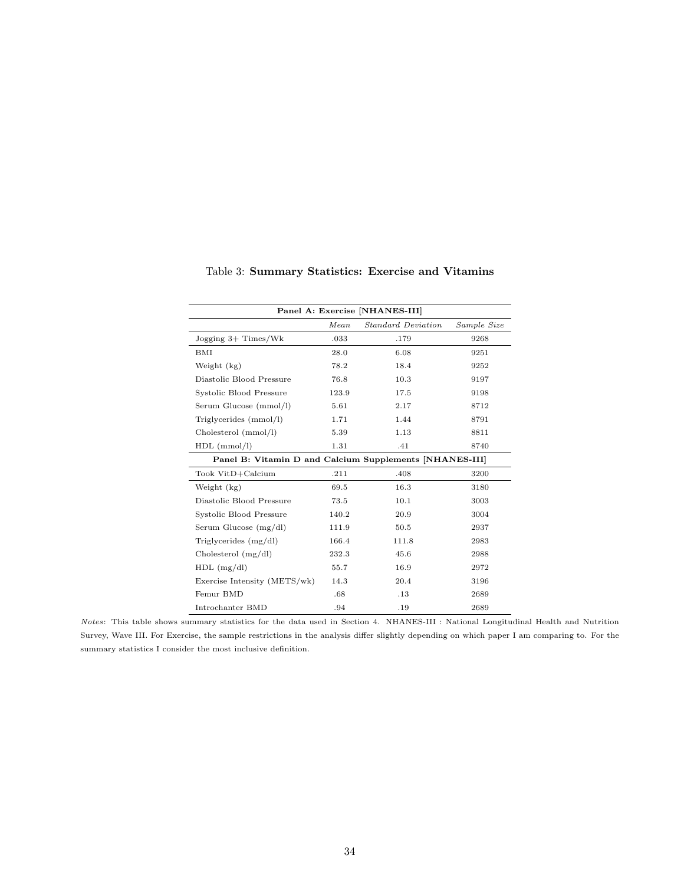Table 3: **Summary Statistics: Exercise and Vitamins**

| **Panel A: Exercise [NHANES-III]** | | | |
|---|---|---|---|
| | *Mean* | *Standard Deviation* | *Sample Size* |
| Jogging 3+ Times/Wk | .033 | .179 | 9268 |
| BMI | 28.0 | 6.08 | 9251 |
| Weight (kg) | 78.2 | 18.4 | 9252 |
| Diastolic Blood Pressure | 76.8 | 10.3 | 9197 |
| Systolic Blood Pressure | 123.9 | 17.5 | 9198 |
| Serum Glucose (mmol/l) | 5.61 | 2.17 | 8712 |
| Triglycerides (mmol/l) | 1.71 | 1.44 | 8791 |
| Cholesterol (mmol/l) | 5.39 | 1.13 | 8811 |
| HDL (mmol/l) | 1.31 | .41 | 8740 |
| **Panel B: Vitamin D and Calcium Supplements [NHANES-III]** | | | |
| Took VitD+Calcium | .211 | .408 | 3200 |
| Weight (kg) | 69.5 | 16.3 | 3180 |
| Diastolic Blood Pressure | 73.5 | 10.1 | 3003 |
| Systolic Blood Pressure | 140.2 | 20.9 | 3004 |
| Serum Glucose (mg/dl) | 111.9 | 50.5 | 2937 |
| Triglycerides (mg/dl) | 166.4 | 111.8 | 2983 |
| Cholesterol (mg/dl) | 232.3 | 45.6 | 2988 |
| HDL (mg/dl) | 55.7 | 16.9 | 2972 |
| Exercise Intensity (METS/wk) | 14.3 | 20.4 | 3196 |
| Femur BMD | .68 | .13 | 2689 |
| Introchanter BMD | .94 | .19 | 2689 |

*Notes*: This table shows summary statistics for the data used in Section 4. NHANES-III : National Longitudinal Health and Nutrition Survey, Wave III. For Exercise, the sample restrictions in the analysis differ slightly depending on which paper I am comparing to. For the summary statistics I consider the most inclusive definition.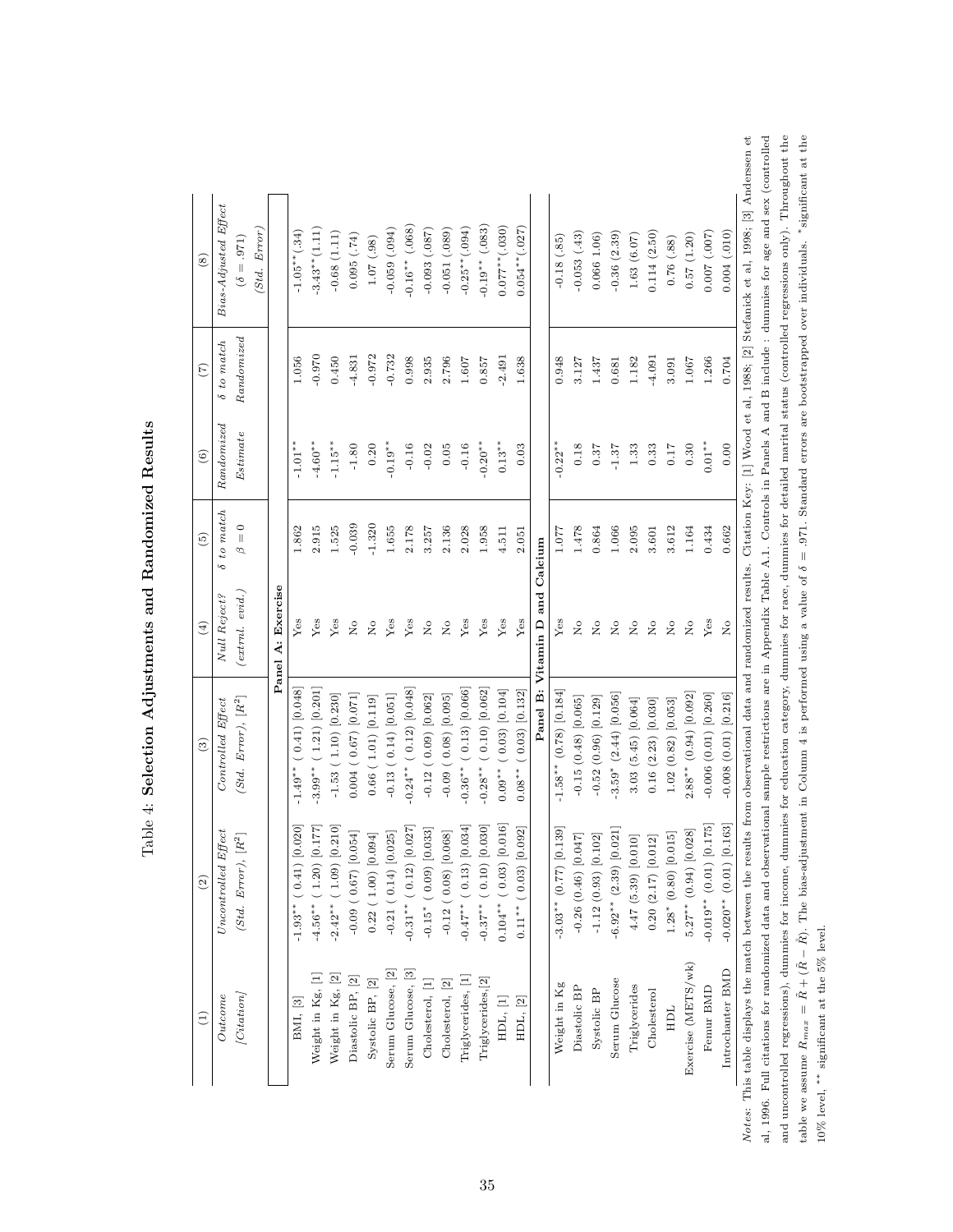# Table 4: **Selection Adjustments and Randomized Results**

| (1) | (2) | (3) | (4) | (5) | (6) | (7) | (8) |
|---|---|---|---|---|---|---|---|
| *Outcome* [*Citation*] | *Uncontrolled Effect* (*Std. Error*), [$R^2$] | *Controlled Effect* (*Std. Error*), [$R^2$] | *Null Reject?* (*extrnl. evid.*) | *δ to match* $\beta = 0$ | *Randomized Estimate* | *δ to match Randomized* | *Bias-Adjusted Effect* ($\delta = .971$) (*Std. Error*) |
| **Panel A: Exercise** | | | | | | | |
| BMI, [3] | -1.93** ( 0.41) [0.020] | -1.49** ( 0.41) [0.048] | Yes | 1.862 | -1.01** | 1.056 | -1.05**(.34) |
| Weight in Kg, [1] | -4.56** ( 1.20) [0.177] | -3.99** ( 1.21) [0.201] | Yes | 2.915 | -4.60** | -0.970 | -3.43**(1.11) |
| Weight in Kg, [2] | -2.42** ( 1.09) [0.210] | -1.53 ( 1.10) [0.230] | Yes | 1.525 | -1.15** | 0.450 | -0.68 (1.11) |
| Diastolic BP, [2] | -0.09 ( 0.67) [0.054] | 0.004 ( 0.67) [0.071] | No | -0.039 | -1.80 | -4.831 | 0.095 (.74) |
| Systolic BP, [2] | 0.22 ( 1.00) [0.094] | 0.66 ( 1.01) [0.119] | No | -1.320 | 0.20 | -0.972 | 1.07 (.98) |
| Serum Glucose, [2] | -0.21 ( 0.14) [0.025] | -0.13 ( 0.14) [0.051] | Yes | 1.655 | -0.19** | -0.732 | -0.059 (.094) |
| Serum Glucose, [3] | -0.31** ( 0.12) [0.027] | -0.24** ( 0.12) [0.048] | Yes | 2.178 | -0.16 | 0.998 | -0.16** (.068) |
| Cholesterol, [1] | -0.15* ( 0.09) [0.033] | -0.12 ( 0.09) [0.062] | No | 3.257 | -0.02 | 2.935 | -0.093 (.087) |
| Cholesterol, [2] | -0.12 ( 0.08) [0.068] | -0.09 ( 0.08) [0.095] | No | 2.136 | 0.05 | 2.796 | -0.051 (.089) |
| Triglycerides, [1] | -0.47** ( 0.13) [0.034] | -0.36** ( 0.13) [0.066] | Yes | 2.028 | -0.16 | 1.607 | -0.25** (.094) |
| Triglycerides,[2] | -0.37** ( 0.10) [0.030] | -0.28** ( 0.10) [0.062] | Yes | 1.958 | -0.20** | 0.857 | -0.19** (.083) |
| HDL, [1] | 0.104** ( 0.03) [0.016] | 0.09** ( 0.03) [0.104] | Yes | 4.511 | 0.13** | -2.491 | 0.077**(.030) |
| HDL, [2] | 0.11** ( 0.03) [0.092] | 0.08** ( 0.03) [0.132] | Yes | 2.051 | 0.03 | 1.638 | 0.054**(.027) |
| **Panel B: Vitamin D and Calcium** | | | | | | | |
| Weight in Kg | -3.03** (0.77) [0.139] | -1.58** (0.78) [0.184] | Yes | 1.077 | -0.22** | 0.948 | -0.18 (.85) |
| Diastolic BP | -0.26 (0.46) [0.047] | -0.15 (0.48) [0.065] | No | 1.478 | 0.18 | 3.127 | -0.053 (.43) |
| Systolic BP | -1.12 (0.93) [0.102] | -0.52 (0.96) [0.129] | No | 0.864 | 0.37 | 1.437 | 0.066 1.06) |
| Serum Glucose | -6.92** (2.39) [0.021] | -3.59* (2.44) [0.056] | No | 1.066 | -1.37 | 0.681 | -0.36 (2.39) |
| Triglycerides | 4.47 (5.39) [0.010] | 3.03 (5.45) [0.064] | No | 2.095 | 1.33 | 1.182 | 1.63 (6.07) |
| Cholesterol | 0.20 (2.17) [0.012] | 0.16 (2.23) [0.030] | No | 3.601 | 0.33 | -4.091 | 0.114 (2.50) |
| HDL | 1.28* (0.80) [0.015] | 1.02 (0.82) [0.053] | No | 3.612 | 0.17 | 3.091 | 0.76 (.88) |
| Exercise (METS/wk) | 5.27** (0.94) [0.028] | 2.88** (0.94) [0.092] | No | 1.164 | 0.30 | 1.067 | 0.57 (1.20) |
| Femur BMD | -0.019** (0.01) [0.175] | -0.006 (0.01) [0.260] | Yes | 0.434 | 0.01** | 1.266 | 0.007 (.007) |
| Introchanter BMD | -0.020** (0.01) [0.163] | -0.008 (0.01) [0.216] | No | 0.662 | 0.00 | 0.704 | 0.004 (.010) |

*Notes*: This table displays the match between the results from observational data and randomized results. Citation Key: [1] Wood et al, 1988; [2] Stefanick et al, 1998; [3] Anderssen et al, 1996. Full citations for randomized data and observational sample restrictions are in Appendix Table A.1. Controls in Panels A and B include : dummies for age and sex (controlled and uncontrolled regressions), dummies for income, dummies for education category, dummies for race, dummies for detailed marital status (controlled regressions only). Throughout the table we assume $R_{max} = \tilde{R} + (\tilde{R} - \dot{R})$. The bias-adjustment in Column 4 is performed using a value of $\delta = .971$. Standard errors are bootstrapped over individuals. *significant at the 10% level, ** significant at the 5% level.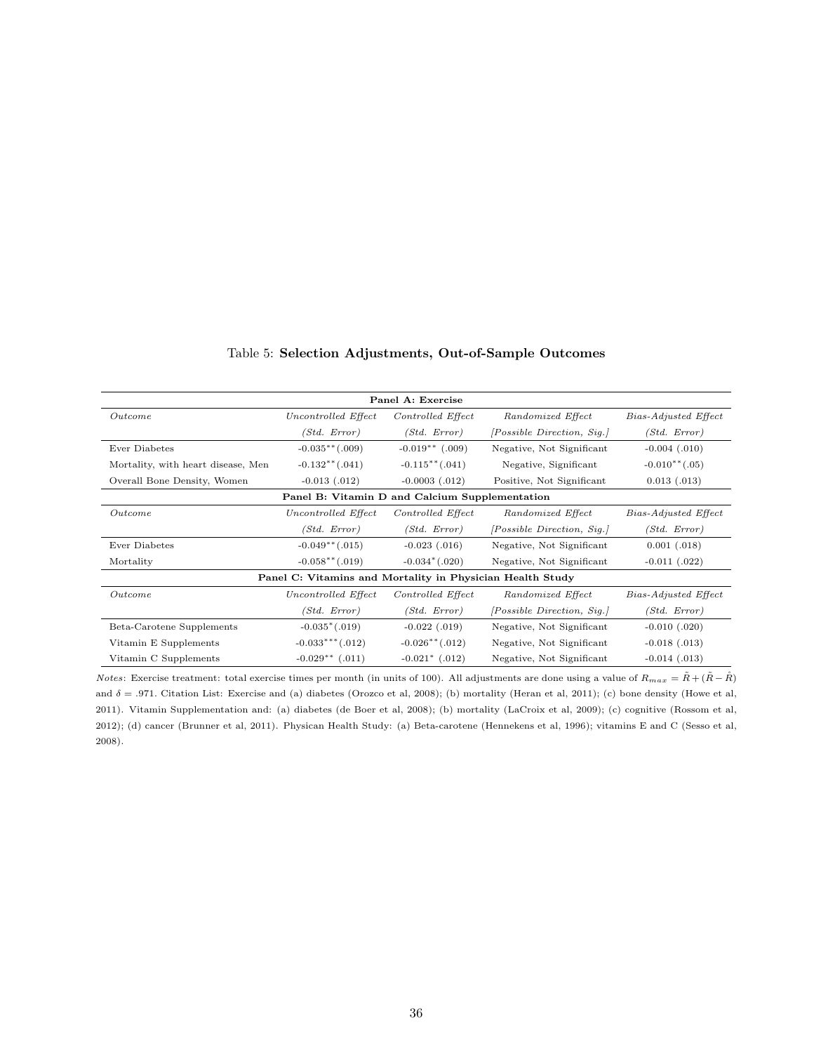Table 5: **Selection Adjustments, Out-of-Sample Outcomes**

| **Panel A: Exercise** | | | | |
|---|---|---|---|---|
| *Outcome* | *Uncontrolled Effect* | *Controlled Effect* | *Randomized Effect* | *Bias-Adjusted Effect* |
| | *(Std. Error)* | *(Std. Error)* | *[Possible Direction, Sig.]* | *(Std. Error)* |
| Ever Diabetes | $-0.035^{**}$(.009) | $-0.019^{**}$ (.009) | Negative, Not Significant | -0.004 (.010) |
| Mortality, with heart disease, Men | $-0.132^{**}$(.041) | $-0.115^{**}$(.041) | Negative, Significant | $-0.010^{**}$(.05) |
| Overall Bone Density, Women | -0.013 (.012) | -0.0003 (.012) | Positive, Not Significant | 0.013 (.013) |
| **Panel B: Vitamin D and Calcium Supplementation** | | | | |
| *Outcome* | *Uncontrolled Effect* | *Controlled Effect* | *Randomized Effect* | *Bias-Adjusted Effect* |
| | *(Std. Error)* | *(Std. Error)* | *[Possible Direction, Sig.]* | *(Std. Error)* |
| Ever Diabetes | $-0.049^{**}$(.015) | -0.023 (.016) | Negative, Not Significant | 0.001 (.018) |
| Mortality | $-0.058^{**}$(.019) | $-0.034^{*}$(.020) | Negative, Not Significant | -0.011 (.022) |
| **Panel C: Vitamins and Mortality in Physician Health Study** | | | | |
| *Outcome* | *Uncontrolled Effect* | *Controlled Effect* | *Randomized Effect* | *Bias-Adjusted Effect* |
| | *(Std. Error)* | *(Std. Error)* | *[Possible Direction, Sig.]* | *(Std. Error)* |
| Beta-Carotene Supplements | $-0.035^{*}$(.019) | -0.022 (.019) | Negative, Not Significant | -0.010 (.020) |
| Vitamin E Supplements | $-0.033^{***}$(.012) | $-0.026^{**}$(.012) | Negative, Not Significant | -0.018 (.013) |
| Vitamin C Supplements | $-0.029^{**}$ (.011) | $-0.021^{*}$ (.012) | Negative, Not Significant | -0.014 (.013) |

*Notes*: Exercise treatment: total exercise times per month (in units of 100). All adjustments are done using a value of $R_{max} = \tilde{R} + (\tilde{R} - \mathring{R})$ and $\delta = .971$. Citation List: Exercise and (a) diabetes (Orozco et al, 2008); (b) mortality (Heran et al, 2011); (c) bone density (Howe et al, 2011). Vitamin Supplementation and: (a) diabetes (de Boer et al, 2008); (b) mortality (LaCroix et al, 2009); (c) cognitive (Rossom et al, 2012); (d) cancer (Brunner et al, 2011). Physican Health Study: (a) Beta-carotene (Hennekens et al, 1996); vitamins E and C (Sesso et al, 2008).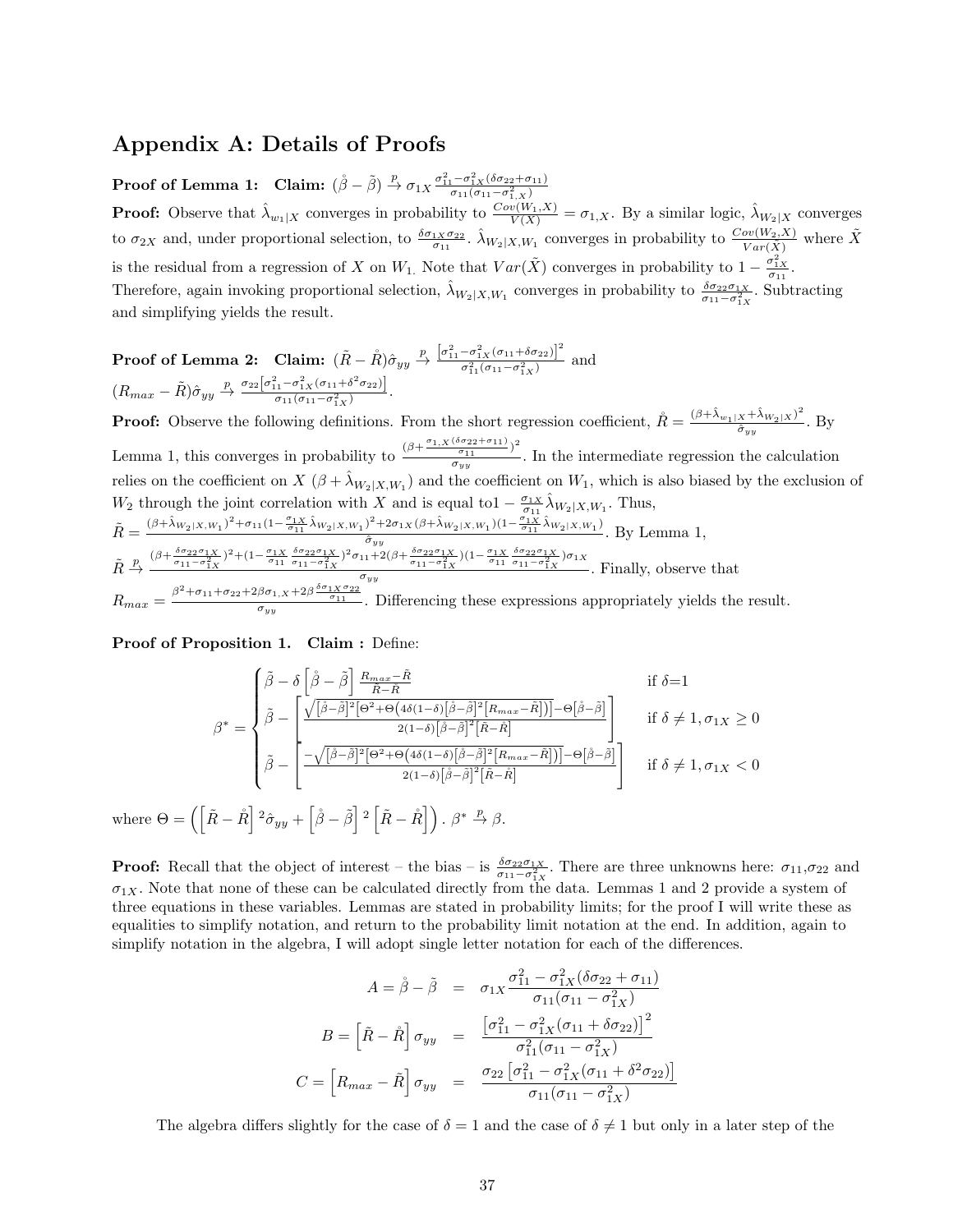## Appendix A: Details of Proofs

**Proof of Lemma 1: Claim:** $(\mathring{\beta}-\tilde{\beta}) \xrightarrow{p} \sigma_{1X}\frac{\sigma_{11}^2-\sigma_{1X}^2(\delta\sigma_{22}+\sigma_{11})}{\sigma_{11}(\sigma_{11}-\sigma_{1,X}^2)}$

**Proof:** Observe that $\hat{\lambda}_{w_1|X}$ converges in probability to $\frac{Cov(W_1,X)}{V(X)} = \sigma_{1,X}$. By a similar logic, $\hat{\lambda}_{W_2|X}$ converges to $\sigma_{2X}$ and, under proportional selection, to $\frac{\delta\sigma_{1X}\sigma_{22}}{\sigma_{11}}$. $\hat{\lambda}_{W_2|X,W_1}$ converges in probability to $\frac{Cov(W_2,X)}{Var(\tilde{X})}$ where $\tilde{X}$ is the residual from a regression of $X$ on $W_1$. Note that $Var(\tilde{X})$ converges in probability to $1-\frac{\sigma_{1X}^2}{\sigma_{11}}$. Therefore, again invoking proportional selection, $\hat{\lambda}_{W_2|X,W_1}$ converges in probability to $\frac{\delta\sigma_{22}\sigma_{1X}}{\sigma_{11}-\sigma_{1X}^2}$. Subtracting and simplifying yields the result.

**Proof of Lemma 2: Claim:** $(\tilde{R}-\mathring{R})\hat{\sigma}_{yy} \xrightarrow{p} \frac{\left[\sigma_{11}^2-\sigma_{1X}^2(\sigma_{11}+\delta\sigma_{22})\right]^2}{\sigma_{11}^2(\sigma_{11}-\sigma_{1X}^2)}$ and $(R_{max}-\tilde{R})\hat{\sigma}_{yy} \xrightarrow{p} \frac{\sigma_{22}\left[\sigma_{11}^2-\sigma_{1X}^2(\sigma_{11}+\delta^2\sigma_{22})\right]}{\sigma_{11}(\sigma_{11}-\sigma_{1X}^2)}$.

**Proof:** Observe the following definitions. From the short regression coefficient, $\mathring{R} = \frac{(\beta+\hat{\lambda}_{w_1|X}+\hat{\lambda}_{W_2|X})^2}{\hat{\sigma}_{yy}}$. By Lemma 1, this converges in probability to $\frac{(\beta+\frac{\sigma_{1,X}(\delta\sigma_{22}+\sigma_{11})}{\sigma_{11}})^2}{\sigma_{yy}}$. In the intermediate regression the calculation relies on the coefficient on $X$ $(\beta+\hat{\lambda}_{W_2|X,W_1})$ and the coefficient on $W_1$, which is also biased by the exclusion of $W_2$ through the joint correlation with $X$ and is equal to$1-\frac{\sigma_{1X}}{\sigma_{11}}\hat{\lambda}_{W_2|X,W_1}$. Thus,
$\tilde{R} = \frac{(\beta+\hat{\lambda}_{W_2|X,W_1})^2+\sigma_{11}(1-\frac{\sigma_{1X}}{\sigma_{11}}\hat{\lambda}_{W_2|X,W_1})^2+2\sigma_{1X}(\beta+\hat{\lambda}_{W_2|X,W_1})(1-\frac{\sigma_{1X}}{\sigma_{11}}\hat{\lambda}_{W_2|X,W_1})}{\hat{\sigma}_{yy}}$. By Lemma 1,
$\tilde{R} \xrightarrow{p} \frac{(\beta+\frac{\delta\sigma_{22}\sigma_{1X}}{\sigma_{11}-\sigma_{1X}^2})^2+(1-\frac{\sigma_{1X}}{\sigma_{11}}\frac{\delta\sigma_{22}\sigma_{1X}}{\sigma_{11}-\sigma_{1X}^2})^2\sigma_{11}+2(\beta+\frac{\delta\sigma_{22}\sigma_{1X}}{\sigma_{11}-\sigma_{1X}^2})(1-\frac{\sigma_{1X}}{\sigma_{11}}\frac{\delta\sigma_{22}\sigma_{1X}}{\sigma_{11}-\sigma_{1X}^2})\sigma_{1X}}{\sigma_{yy}}$. Finally, observe that
$R_{max} = \frac{\beta^2+\sigma_{11}+\sigma_{22}+2\beta\sigma_{1,X}+2\beta\frac{\delta\sigma_{1X}\sigma_{22}}{\sigma_{11}}}{\sigma_{yy}}$. Differencing these expressions appropriately yields the result.

**Proof of Proposition 1. Claim :** Define:

$$
\beta^* = \begin{cases} \tilde{\beta}-\delta\left[\mathring{\beta}-\tilde{\beta}\right]\frac{R_{max}-\tilde{R}}{\tilde{R}-\mathring{R}} & \text{if } \delta\text{=}1 \\ \tilde{\beta}-\left[\frac{\sqrt{\left[\mathring{\beta}-\tilde{\beta}\right]^2\left[\Theta^2+\Theta\left(4\delta(1-\delta)\left[\mathring{\beta}-\tilde{\beta}\right]^2\left[R_{max}-\tilde{R}\right]\right)\right]}-\Theta\left[\mathring{\beta}-\tilde{\beta}\right]}{2(1-\delta)\left[\mathring{\beta}-\tilde{\beta}\right]^2\left[\tilde{R}-\mathring{R}\right]}\right] & \text{if } \delta\neq 1, \sigma_{1X}\geq 0 \\ \tilde{\beta}-\left[\frac{-\sqrt{\left[\mathring{\beta}-\tilde{\beta}\right]^2\left[\Theta^2+\Theta\left(4\delta(1-\delta)\left[\mathring{\beta}-\tilde{\beta}\right]^2\left[R_{max}-\tilde{R}\right]\right)\right]}-\Theta\left[\mathring{\beta}-\tilde{\beta}\right]}{2(1-\delta)\left[\mathring{\beta}-\tilde{\beta}\right]^2\left[\tilde{R}-\mathring{R}\right]}\right] & \text{if } \delta\neq 1, \sigma_{1X}<0 \end{cases}
$$

where $\Theta = \left(\left[\tilde{R}-\mathring{R}\right]^2\hat{\sigma}_{yy}+\left[\mathring{\beta}-\tilde{\beta}\right]^2\left[\tilde{R}-\mathring{R}\right]\right)$. $\beta^* \xrightarrow{p} \beta$.

**Proof:** Recall that the object of interest – the bias – is $\frac{\delta\sigma_{22}\sigma_{1X}}{\sigma_{11}-\sigma_{1X}^2}$. There are three unknowns here: $\sigma_{11}$,$\sigma_{22}$ and $\sigma_{1X}$. Note that none of these can be calculated directly from the data. Lemmas 1 and 2 provide a system of three equations in these variables. Lemmas are stated in probability limits; for the proof I will write these as equalities to simplify notation, and return to the probability limit notation at the end. In addition, again to simplify notation in the algebra, I will adopt single letter notation for each of the differences.

$$
\begin{aligned}
A = \mathring{\beta}-\tilde{\beta} &= \sigma_{1X}\frac{\sigma_{11}^2-\sigma_{1X}^2(\delta\sigma_{22}+\sigma_{11})}{\sigma_{11}(\sigma_{11}-\sigma_{1X}^2)} \\
B = \left[\tilde{R}-\mathring{R}\right]\sigma_{yy} &= \frac{\left[\sigma_{11}^2-\sigma_{1X}^2(\sigma_{11}+\delta\sigma_{22})\right]^2}{\sigma_{11}^2(\sigma_{11}-\sigma_{1X}^2)} \\
C = \left[R_{max}-\tilde{R}\right]\sigma_{yy} &= \frac{\sigma_{22}\left[\sigma_{11}^2-\sigma_{1X}^2(\sigma_{11}+\delta^2\sigma_{22})\right]}{\sigma_{11}(\sigma_{11}-\sigma_{1X}^2)}
\end{aligned}
$$

The algebra differs slightly for the case of $\delta=1$ and the case of $\delta\neq 1$ but only in a later step of the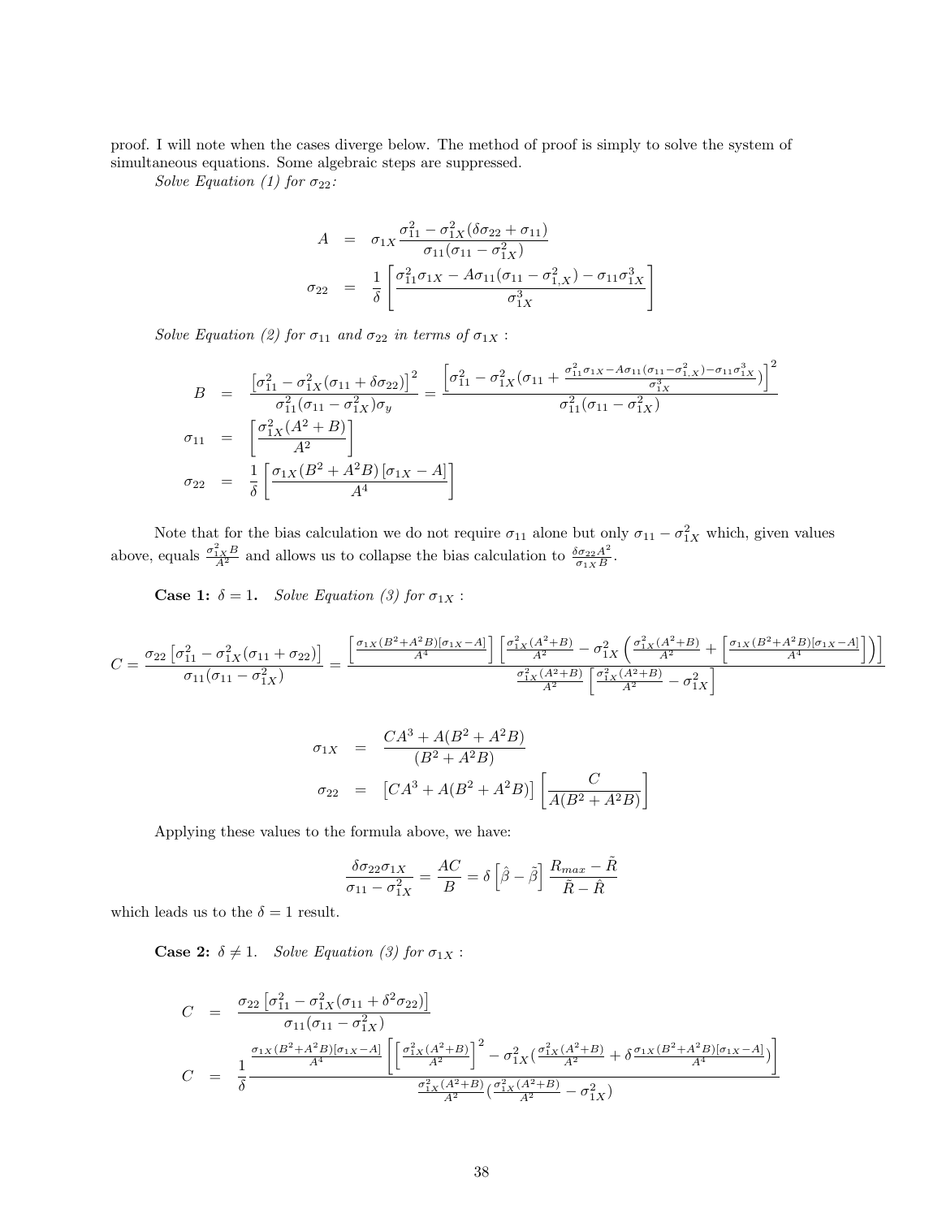proof. I will note when the cases diverge below. The method of proof is simply to solve the system of simultaneous equations. Some algebraic steps are suppressed.

*Solve Equation (1) for $\sigma_{22}$:*

$$
\begin{aligned}
A &= \sigma_{1X}\frac{\sigma_{11}^2 - \sigma_{1X}^2(\delta\sigma_{22} + \sigma_{11})}{\sigma_{11}(\sigma_{11} - \sigma_{1X}^2)} \\
\sigma_{22} &= \frac{1}{\delta}\left[\frac{\sigma_{11}^2\sigma_{1X} - A\sigma_{11}(\sigma_{11} - \sigma_{1,X}^2) - \sigma_{11}\sigma_{1X}^3}{\sigma_{1X}^3}\right]
\end{aligned}
$$

*Solve Equation (2) for $\sigma_{11}$ and $\sigma_{22}$ in terms of $\sigma_{1X}$ :*

$$
\begin{aligned}
B &= \frac{\left[\sigma_{11}^2 - \sigma_{1X}^2(\sigma_{11} + \delta\sigma_{22})\right]^2}{\sigma_{11}^2(\sigma_{11} - \sigma_{1X}^2)\sigma_y} = \frac{\left[\sigma_{11}^2 - \sigma_{1X}^2(\sigma_{11} + \frac{\sigma_{11}^2\sigma_{1X} - A\sigma_{11}(\sigma_{11} - \sigma_{1,X}^2) - \sigma_{11}\sigma_{1X}^3}{\sigma_{1X}^3})\right]^2}{\sigma_{11}^2(\sigma_{11} - \sigma_{1X}^2)} \\
\sigma_{11} &= \left[\frac{\sigma_{1X}^2(A^2 + B)}{A^2}\right] \\
\sigma_{22} &= \frac{1}{\delta}\left[\frac{\sigma_{1X}(B^2 + A^2B)\left[\sigma_{1X} - A\right]}{A^4}\right]
\end{aligned}
$$

Note that for the bias calculation we do not require $\sigma_{11}$ alone but only $\sigma_{11} - \sigma_{1X}^2$ which, given values above, equals $\frac{\sigma_{1X}^2 B}{A^2}$ and allows us to collapse the bias calculation to $\frac{\delta\sigma_{22}A^2}{\sigma_{1X}B}$.

**Case 1: $\delta = 1$.** *Solve Equation (3) for $\sigma_{1X}$ :*

$$
C = \frac{\sigma_{22}\left[\sigma_{11}^2 - \sigma_{1X}^2(\sigma_{11} + \sigma_{22})\right]}{\sigma_{11}(\sigma_{11} - \sigma_{1X}^2)} = \frac{\left[\frac{\sigma_{1X}(B^2 + A^2B)[\sigma_{1X} - A]}{A^4}\right]\left[\frac{\sigma_{1X}^2(A^2+B)}{A^2} - \sigma_{1X}^2\left(\frac{\sigma_{1X}^2(A^2+B)}{A^2} + \left[\frac{\sigma_{1X}(B^2+A^2B)[\sigma_{1X} - A]}{A^4}\right]\right)\right]}{\frac{\sigma_{1X}^2(A^2+B)}{A^2}\left[\frac{\sigma_{1X}^2(A^2+B)}{A^2} - \sigma_{1X}^2\right]}
$$

$$
\begin{aligned}
\sigma_{1X} &= \frac{CA^3 + A(B^2 + A^2B)}{(B^2 + A^2B)} \\
\sigma_{22} &= \left[CA^3 + A(B^2 + A^2B)\right]\left[\frac{C}{A(B^2 + A^2B)}\right]
\end{aligned}
$$

Applying these values to the formula above, we have:

$$
\frac{\delta\sigma_{22}\sigma_{1X}}{\sigma_{11} - \sigma_{1X}^2} = \frac{AC}{B} = \delta\left[\hat{\beta} - \tilde{\beta}\right]\frac{R_{max} - \tilde{R}}{\tilde{R} - \hat{R}}
$$

which leads us to the $\delta = 1$ result.

**Case 2: $\delta \neq 1$.** *Solve Equation (3) for $\sigma_{1X}$ :*

$$
\begin{aligned}
C &= \frac{\sigma_{22}\left[\sigma_{11}^2 - \sigma_{1X}^2(\sigma_{11} + \delta^2\sigma_{22})\right]}{\sigma_{11}(\sigma_{11} - \sigma_{1X}^2)} \\
C &= \frac{1}{\delta}\frac{\frac{\sigma_{1X}(B^2+A^2B)[\sigma_{1X} - A]}{A^4}\left[\left[\frac{\sigma_{1X}^2(A^2+B)}{A^2}\right]^2 - \sigma_{1X}^2\left(\frac{\sigma_{1X}^2(A^2+B)}{A^2} + \delta\frac{\sigma_{1X}(B^2+A^2B)[\sigma_{1X} - A]}{A^4}\right)\right]}{\frac{\sigma_{1X}^2(A^2+B)}{A^2}\left(\frac{\sigma_{1X}^2(A^2+B)}{A^2} - \sigma_{1X}^2\right)}
\end{aligned}
$$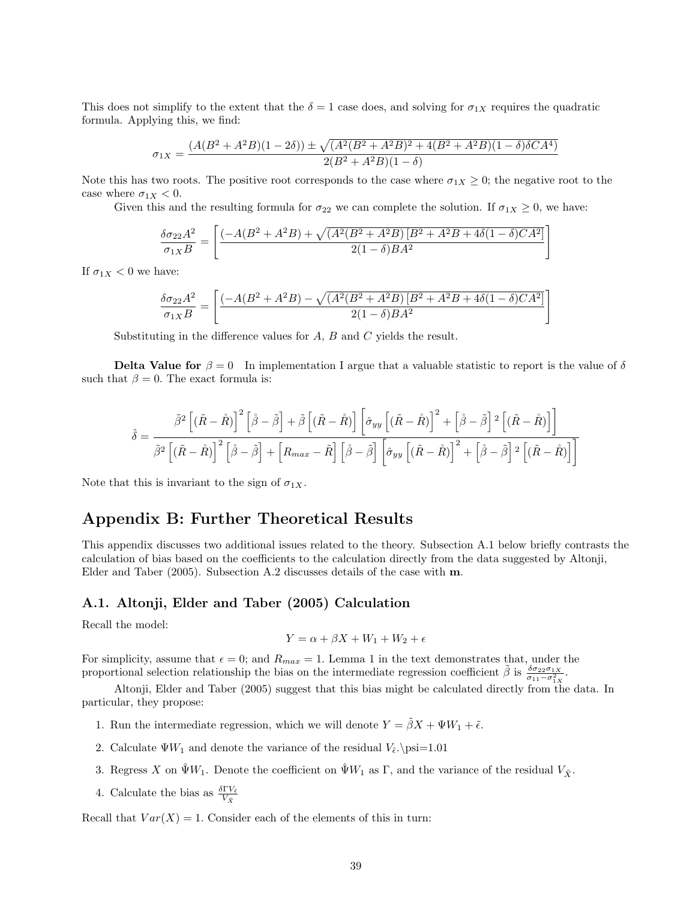This does not simplify to the extent that the $\delta = 1$ case does, and solving for $\sigma_{1X}$ requires the quadratic formula. Applying this, we find:

$$\sigma_{1X} = \frac{(A(B^2 + A^2B)(1-2\delta)) \pm \sqrt{(A^2(B^2 + A^2B)^2 + 4(B^2 + A^2B)(1-\delta)\delta C A^4)}}{2(B^2 + A^2B)(1-\delta)}$$

Note this has two roots. The positive root corresponds to the case where $\sigma_{1X} \geq 0$; the negative root to the case where $\sigma_{1X} < 0$.

Given this and the resulting formula for $\sigma_{22}$ we can complete the solution. If $\sigma_{1X} \geq 0$, we have:

$$\frac{\delta \sigma_{22} A^2}{\sigma_{1X} B} = \left[ \frac{(-A(B^2 + A^2B) + \sqrt{(A^2(B^2 + A^2B)\left[B^2 + A^2B + 4\delta(1-\delta)CA^2\right]}}{2(1-\delta)BA^2} \right]$$

If $\sigma_{1X} < 0$ we have:

$$\frac{\delta \sigma_{22} A^2}{\sigma_{1X} B} = \left[ \frac{(-A(B^2 + A^2B) - \sqrt{(A^2(B^2 + A^2B)\left[B^2 + A^2B + 4\delta(1-\delta)CA^2\right]}}{2(1-\delta)BA^2} \right]$$

Substituting in the difference values for $A$, $B$ and $C$ yields the result.

**Delta Value for $\beta = 0$** In implementation I argue that a valuable statistic to report is the value of $\delta$ such that $\beta = 0$. The exact formula is:

$$\hat{\delta} = \frac{\tilde{\beta}^2 \left[(\tilde{R} - \mathring{R})\right]^2 \left[\mathring{\beta} - \tilde{\beta}\right] + \tilde{\beta}\left[(\tilde{R} - \mathring{R})\right]\left[\hat{\sigma}_{yy}\left[(\tilde{R} - \mathring{R})\right]^2 + \left[\mathring{\beta} - \tilde{\beta}\right]^2 \left[(\tilde{R} - \mathring{R})\right]\right]}{\tilde{\beta}^2 \left[(\tilde{R} - \mathring{R})\right]^2 \left[\mathring{\beta} - \tilde{\beta}\right] + \left[R_{max} - \tilde{R}\right]\left[\mathring{\beta} - \tilde{\beta}\right]\left[\hat{\sigma}_{yy}\left[(\tilde{R} - \mathring{R})\right]^2 + \left[\mathring{\beta} - \tilde{\beta}\right]^2 \left[(\tilde{R} - \mathring{R})\right]\right]}$$

Note that this is invariant to the sign of $\sigma_{1X}$.

# Appendix B: Further Theoretical Results

This appendix discusses two additional issues related to the theory. Subsection A.1 below briefly contrasts the calculation of bias based on the coefficients to the calculation directly from the data suggested by Altonji, Elder and Taber (2005). Subsection A.2 discusses details of the case with **m**.

## A.1. Altonji, Elder and Taber (2005) Calculation

Recall the model:

$$Y = \alpha + \beta X + W_1 + W_2 + \epsilon$$

For simplicity, assume that $\epsilon = 0$; and $R_{max} = 1$. Lemma 1 in the text demonstrates that, under the proportional selection relationship the bias on the intermediate regression coefficient $\tilde{\beta}$ is $\frac{\delta \sigma_{22} \sigma_{1X}}{\sigma_{11} - \sigma_{1X}^2}$.

Altonji, Elder and Taber (2005) suggest that this bias might be calculated directly from the data. In particular, they propose:

1. Run the intermediate regression, which we will denote $Y = \tilde{\beta} X + \Psi W_1 + \tilde{\epsilon}$.
2. Calculate $\Psi W_1$ and denote the variance of the residual $V_{\tilde{\epsilon}}$.\psi=1.01
3. Regress $X$ on $\hat{\Psi} W_1$. Denote the coefficient on $\hat{\Psi} W_1$ as $\Gamma$, and the variance of the residual $V_{\tilde{X}}$.
4. Calculate the bias as $\frac{\delta \Gamma V_{\tilde{\epsilon}}}{V_{\tilde{X}}}$

Recall that $Var(X) = 1$. Consider each of the elements of this in turn: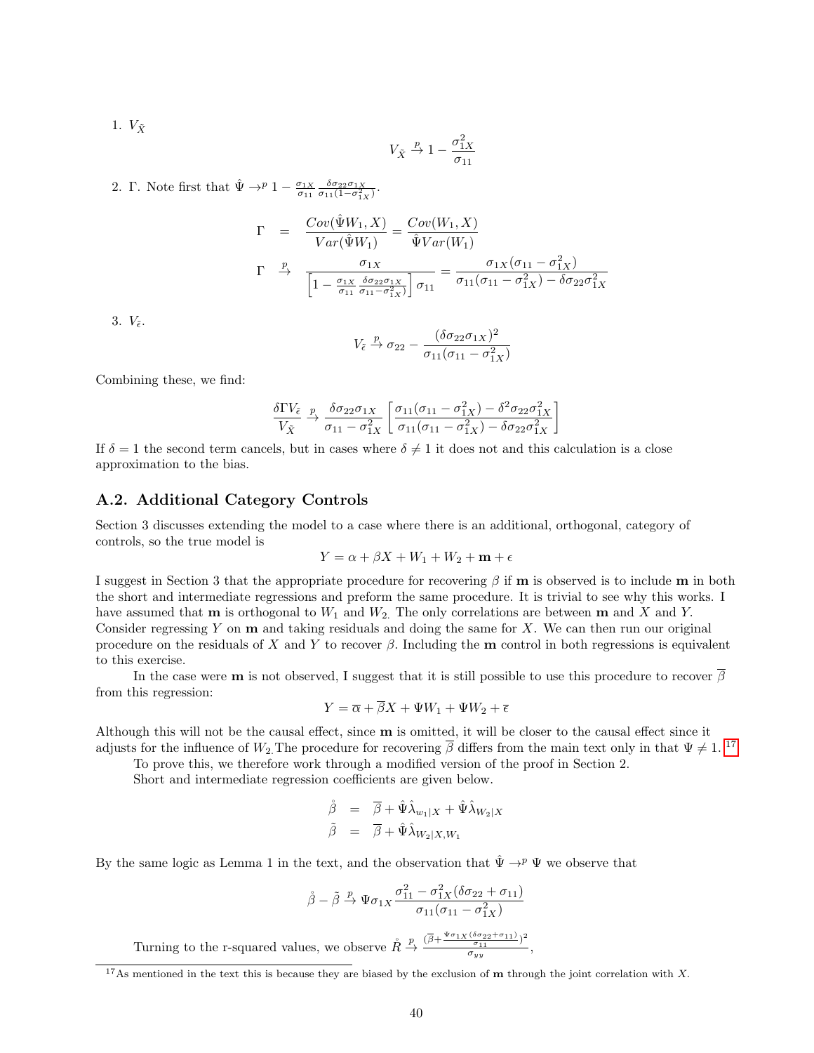1. $V_{\tilde{X}}$

$$V_{\tilde{X}} \xrightarrow{p} 1 - \frac{\sigma_{1X}^2}{\sigma_{11}}$$

2. $\Gamma$. Note first that $\hat{\Psi} \to^p 1 - \frac{\sigma_{1X}}{\sigma_{11}} \frac{\delta \sigma_{22} \sigma_{1X}}{\sigma_{11}(1-\sigma_{1X}^2)}$.

$$\begin{aligned}
\Gamma &= \frac{Cov(\hat{\Psi} W_1, X)}{Var(\hat{\Psi} W_1)} = \frac{Cov(W_1, X)}{\hat{\Psi} Var(W_1)} \\
\Gamma &\xrightarrow{p} \frac{\sigma_{1X}}{\left[1 - \frac{\sigma_{1X}}{\sigma_{11}} \frac{\delta \sigma_{22} \sigma_{1X}}{\sigma_{11} - \sigma_{1X}^2)}\right] \sigma_{11}} = \frac{\sigma_{1X}(\sigma_{11} - \sigma_{1X}^2)}{\sigma_{11}(\sigma_{11} - \sigma_{1X}^2) - \delta \sigma_{22} \sigma_{1X}^2}
\end{aligned}$$

3. $V_{\tilde{\epsilon}}$.

$$V_{\tilde{\epsilon}} \xrightarrow{p} \sigma_{22} - \frac{(\delta \sigma_{22} \sigma_{1X})^2}{\sigma_{11}(\sigma_{11} - \sigma_{1X}^2)}$$

Combining these, we find:

$$\frac{\delta \Gamma V_{\tilde{\epsilon}}}{V_{\tilde{X}}} \xrightarrow{p} \frac{\delta \sigma_{22} \sigma_{1X}}{\sigma_{11} - \sigma_{1X}^2} \left[ \frac{\sigma_{11}(\sigma_{11} - \sigma_{1X}^2) - \delta^2 \sigma_{22} \sigma_{1X}^2}{\sigma_{11}(\sigma_{11} - \sigma_{1X}^2) - \delta \sigma_{22} \sigma_{1X}^2} \right]$$

If $\delta = 1$ the second term cancels, but in cases where $\delta \neq 1$ it does not and this calculation is a close approximation to the bias.

## A.2. Additional Category Controls

Section 3 discusses extending the model to a case where there is an additional, orthogonal, category of controls, so the true model is

$$Y = \alpha + \beta X + W_1 + W_2 + \mathbf{m} + \epsilon$$

I suggest in Section 3 that the appropriate procedure for recovering $\beta$ if $\mathbf{m}$ is observed is to include $\mathbf{m}$ in both the short and intermediate regressions and preform the same procedure. It is trivial to see why this works. I have assumed that $\mathbf{m}$ is orthogonal to $W_1$ and $W_2$. The only correlations are between $\mathbf{m}$ and $X$ and $Y$. Consider regressing $Y$ on $\mathbf{m}$ and taking residuals and doing the same for $X$. We can then run our original procedure on the residuals of $X$ and $Y$ to recover $\beta$. Including the $\mathbf{m}$ control in both regressions is equivalent to this exercise.

In the case were $\mathbf{m}$ is not observed, I suggest that it is still possible to use this procedure to recover $\overline{\beta}$ from this regression:

$$Y = \overline{\alpha} + \overline{\beta} X + \Psi W_1 + \Psi W_2 + \overline{\epsilon}$$

Although this will not be the causal effect, since $\mathbf{m}$ is omitted, it will be closer to the causal effect since it adjusts for the influence of $W_2$. The procedure for recovering $\overline{\beta}$ differs from the main text only in that $\Psi \neq 1$.[17]

To prove this, we therefore work through a modified version of the proof in Section 2.

Short and intermediate regression coefficients are given below.

$$\begin{aligned}
\mathring{\beta} &= \overline{\beta} + \hat{\Psi} \hat{\lambda}_{w_1|X} + \hat{\Psi} \hat{\lambda}_{W_2|X} \\
\tilde{\beta} &= \overline{\beta} + \hat{\Psi} \hat{\lambda}_{W_2|X, W_1}
\end{aligned}$$

By the same logic as Lemma 1 in the text, and the observation that $\hat{\Psi} \to^p \Psi$ we observe that

$$\mathring{\beta} - \tilde{\beta} \xrightarrow{p} \Psi \sigma_{1X} \frac{\sigma_{11}^2 - \sigma_{1X}^2(\delta \sigma_{22} + \sigma_{11})}{\sigma_{11}(\sigma_{11} - \sigma_{1X}^2)}$$

Turning to the r-squared values, we observe $\mathring{R} \xrightarrow{p} \frac{(\overline{\beta} + \frac{\Psi \sigma_{1X}(\delta \sigma_{22} + \sigma_{11})}{\sigma_{11}})^2}{\sigma_{yy}}$,

[17] As mentioned in the text this is because they are biased by the exclusion of $\mathbf{m}$ through the joint correlation with $X$.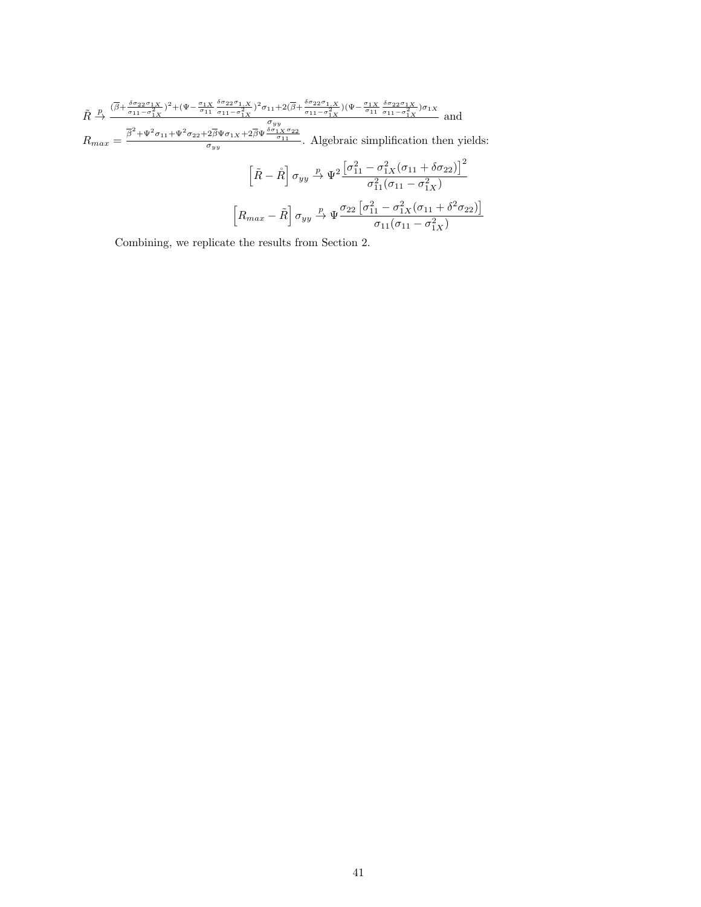$\tilde{R} \xrightarrow{p} \frac{(\overline{\beta}+\frac{\delta\sigma_{22}\sigma_{1X}}{\sigma_{11}-\sigma_{1X}^2})^2+(\Psi-\frac{\sigma_{1X}}{\sigma_{11}}\frac{\delta\sigma_{22}\sigma_{1,X}}{\sigma_{11}-\sigma_{1X}^2})^2\sigma_{11}+2(\overline{\beta}+\frac{\delta\sigma_{22}\sigma_{1,X}}{\sigma_{11}-\sigma_{1X}^2})(\Psi-\frac{\sigma_{1X}}{\sigma_{11}}\frac{\delta\sigma_{22}\sigma_{1X}}{\sigma_{11}-\sigma_{1X}^2})\sigma_{1X}}{\sigma_{yy}}$ and $R_{max} = \frac{\overline{\beta}^2+\Psi^2\sigma_{11}+\Psi^2\sigma_{22}+2\overline{\beta}\Psi\sigma_{1X}+2\overline{\beta}\Psi\frac{\delta\sigma_{1X}\sigma_{22}}{\sigma_{11}}}{\sigma_{yy}}$. Algebraic simplification then yields:

$$\left[\tilde{R} - \mathring{R}\right]\sigma_{yy} \xrightarrow{p} \Psi^2\frac{\left[\sigma_{11}^2 - \sigma_{1X}^2(\sigma_{11} + \delta\sigma_{22})\right]^2}{\sigma_{11}^2(\sigma_{11} - \sigma_{1X}^2)}$$

$$\left[R_{max} - \tilde{R}\right]\sigma_{yy} \xrightarrow{p} \Psi\frac{\sigma_{22}\left[\sigma_{11}^2 - \sigma_{1X}^2(\sigma_{11} + \delta^2\sigma_{22})\right]}{\sigma_{11}(\sigma_{11} - \sigma_{1X}^2)}$$

Combining, we replicate the results from Section 2.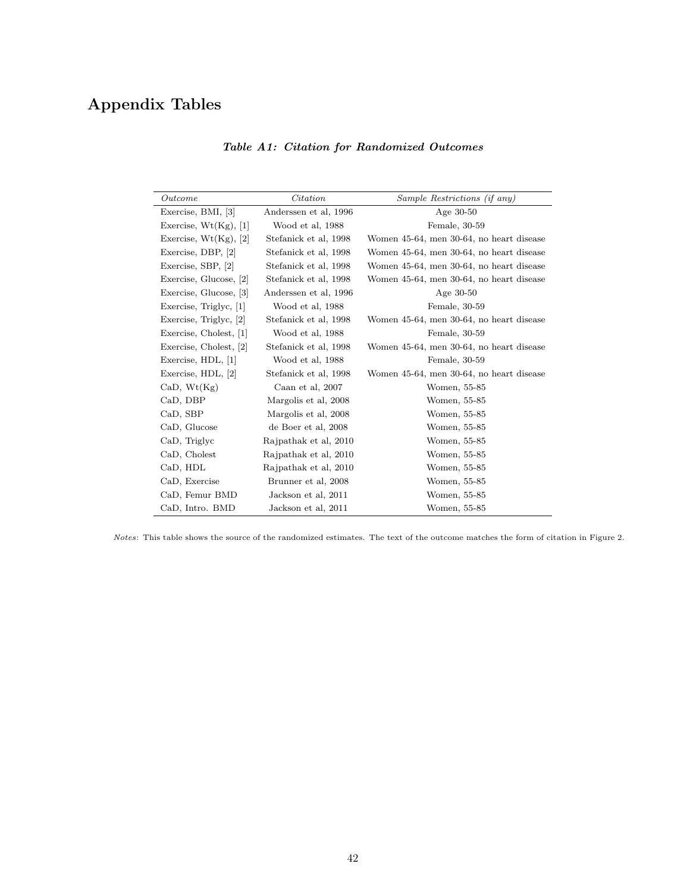# Appendix Tables

***Table A1: Citation for Randomized Outcomes***

| *Outcome* | *Citation* | *Sample Restrictions (if any)* |
|---|---|---|
| Exercise, BMI, [3] | Anderssen et al, 1996 | Age 30-50 |
| Exercise, Wt(Kg), [1] | Wood et al, 1988 | Female, 30-59 |
| Exercise, Wt(Kg), [2] | Stefanick et al, 1998 | Women 45-64, men 30-64, no heart disease |
| Exercise, DBP, [2] | Stefanick et al, 1998 | Women 45-64, men 30-64, no heart disease |
| Exercise, SBP, [2] | Stefanick et al, 1998 | Women 45-64, men 30-64, no heart disease |
| Exercise, Glucose, [2] | Stefanick et al, 1998 | Women 45-64, men 30-64, no heart disease |
| Exercise, Glucose, [3] | Anderssen et al, 1996 | Age 30-50 |
| Exercise, Triglyc, [1] | Wood et al, 1988 | Female, 30-59 |
| Exercise, Triglyc, [2] | Stefanick et al, 1998 | Women 45-64, men 30-64, no heart disease |
| Exercise, Cholest, [1] | Wood et al, 1988 | Female, 30-59 |
| Exercise, Cholest, [2] | Stefanick et al, 1998 | Women 45-64, men 30-64, no heart disease |
| Exercise, HDL, [1] | Wood et al, 1988 | Female, 30-59 |
| Exercise, HDL, [2] | Stefanick et al, 1998 | Women 45-64, men 30-64, no heart disease |
| CaD, Wt(Kg) | Caan et al, 2007 | Women, 55-85 |
| CaD, DBP | Margolis et al, 2008 | Women, 55-85 |
| CaD, SBP | Margolis et al, 2008 | Women, 55-85 |
| CaD, Glucose | de Boer et al, 2008 | Women, 55-85 |
| CaD, Triglyc | Rajpathak et al, 2010 | Women, 55-85 |
| CaD, Cholest | Rajpathak et al, 2010 | Women, 55-85 |
| CaD, HDL | Rajpathak et al, 2010 | Women, 55-85 |
| CaD, Exercise | Brunner et al, 2008 | Women, 55-85 |
| CaD, Femur BMD | Jackson et al, 2011 | Women, 55-85 |
| CaD, Intro. BMD | Jackson et al, 2011 | Women, 55-85 |

*Notes*: This table shows the source of the randomized estimates. The text of the outcome matches the form of citation in Figure 2.